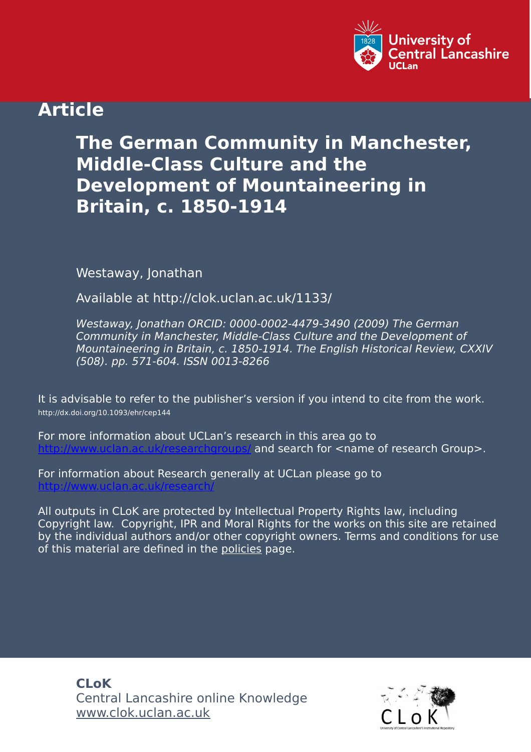University of Central Lancashire
UCLan

**Article**

# The German Community in Manchester, Middle-Class Culture and the Development of Mountaineering in Britain, c. 1850-1914

Westaway, Jonathan

Available at http://clok.uclan.ac.uk/1133/

*Westaway, Jonathan ORCID: 0000-0002-4479-3490 (2009) The German Community in Manchester, Middle-Class Culture and the Development of Mountaineering in Britain, c. 1850-1914. The English Historical Review, CXXIV (508). pp. 571-604. ISSN 0013-8266*

It is advisable to refer to the publisher's version if you intend to cite from the work.
http://dx.doi.org/10.1093/ehr/cep144

For more information about UCLan's research in this area go to http://www.uclan.ac.uk/researchgroups/ and search for <name of research Group>.

For information about Research generally at UCLan please go to http://www.uclan.ac.uk/research/

All outputs in CLoK are protected by Intellectual Property Rights law, including Copyright law. Copyright, IPR and Moral Rights for the works on this site are retained by the individual authors and/or other copyright owners. Terms and conditions for use of this material are defined in the policies page.

**CLoK**
Central Lancashire online Knowledge
www.clok.uclan.ac.uk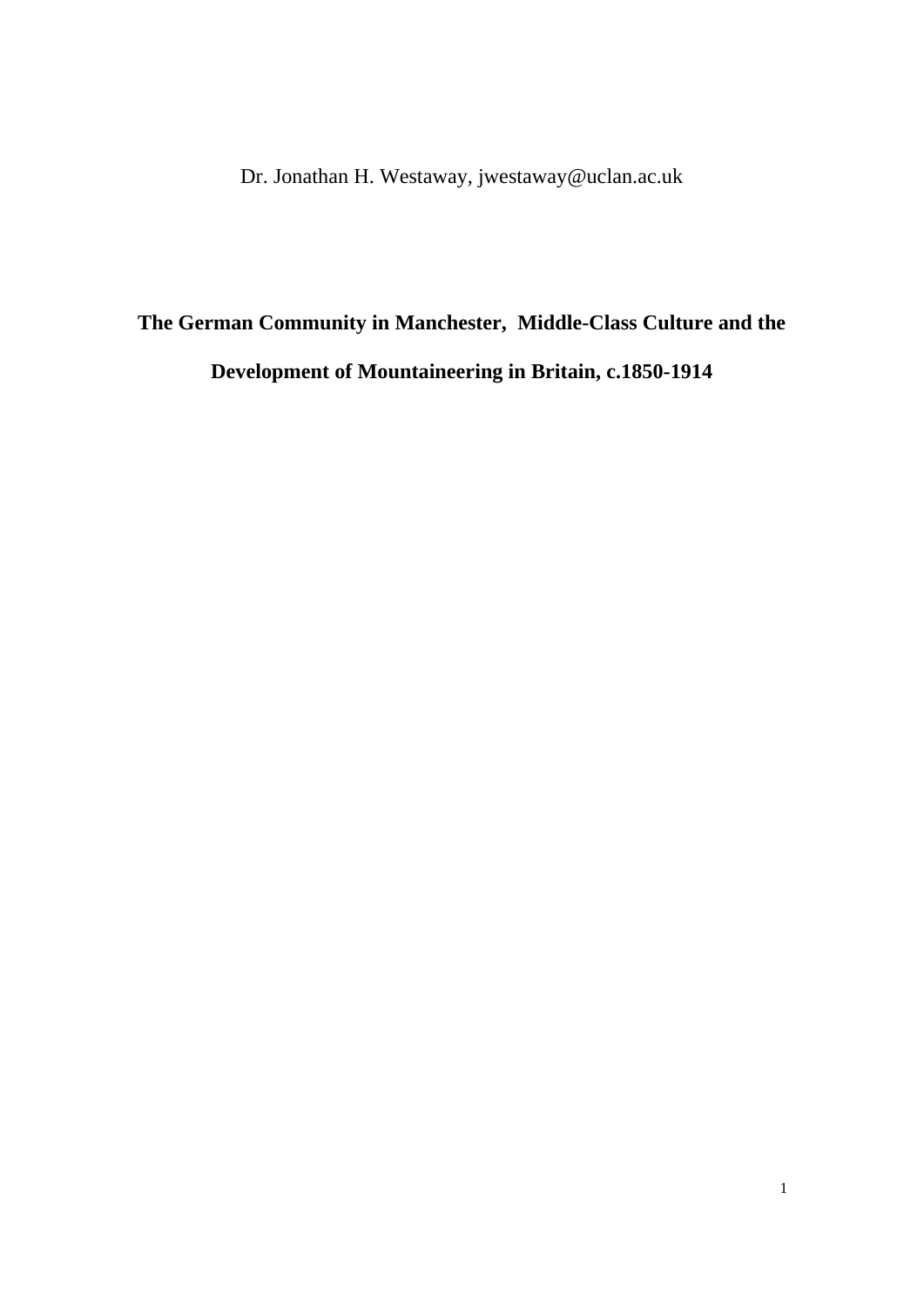Dr. Jonathan H. Westaway, jwestaway@uclan.ac.uk

# The German Community in Manchester, Middle-Class Culture and the Development of Mountaineering in Britain, c.1850-1914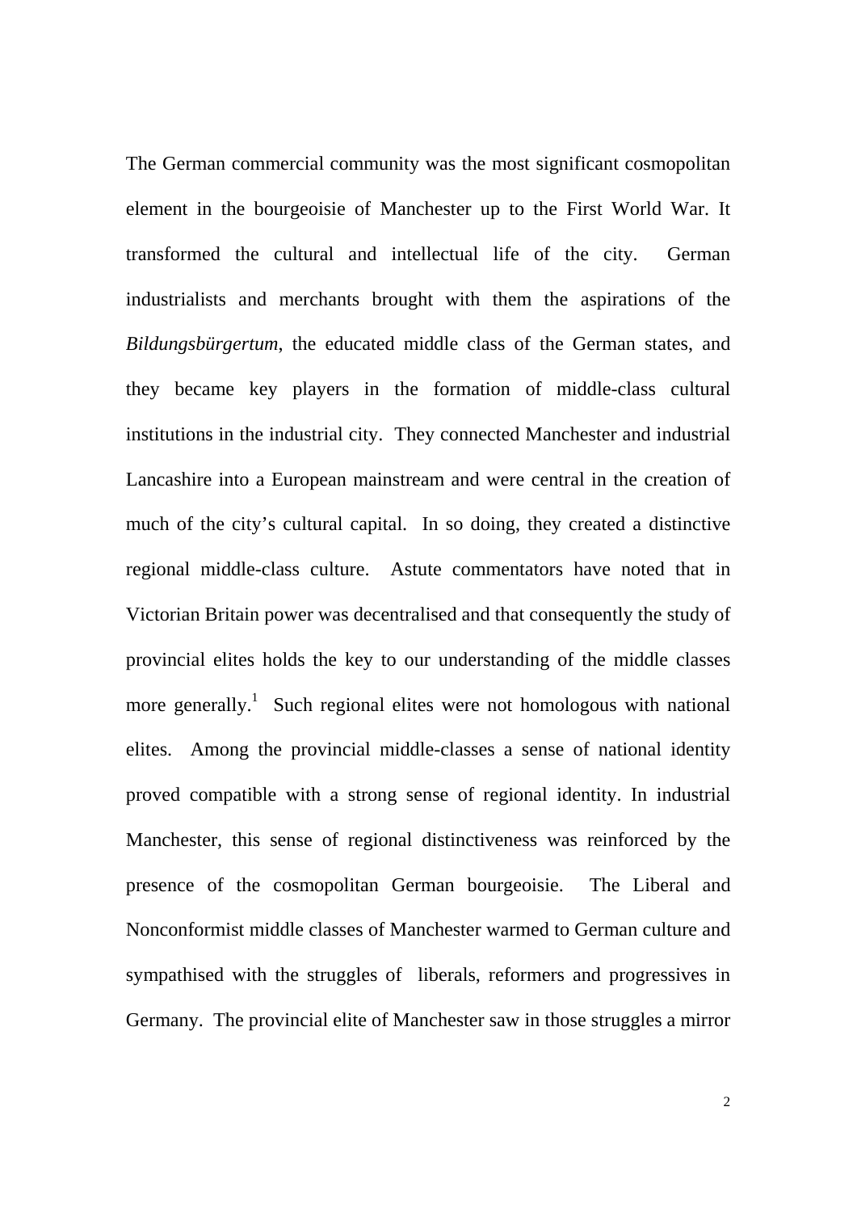The German commercial community was the most significant cosmopolitan element in the bourgeoisie of Manchester up to the First World War. It transformed the cultural and intellectual life of the city. German industrialists and merchants brought with them the aspirations of the *Bildungsbürgertum*, the educated middle class of the German states, and they became key players in the formation of middle-class cultural institutions in the industrial city. They connected Manchester and industrial Lancashire into a European mainstream and were central in the creation of much of the city's cultural capital. In so doing, they created a distinctive regional middle-class culture. Astute commentators have noted that in Victorian Britain power was decentralised and that consequently the study of provincial elites holds the key to our understanding of the middle classes more generally.[1] Such regional elites were not homologous with national elites. Among the provincial middle-classes a sense of national identity proved compatible with a strong sense of regional identity. In industrial Manchester, this sense of regional distinctiveness was reinforced by the presence of the cosmopolitan German bourgeoisie. The Liberal and Nonconformist middle classes of Manchester warmed to German culture and sympathised with the struggles of liberals, reformers and progressives in Germany. The provincial elite of Manchester saw in those struggles a mirror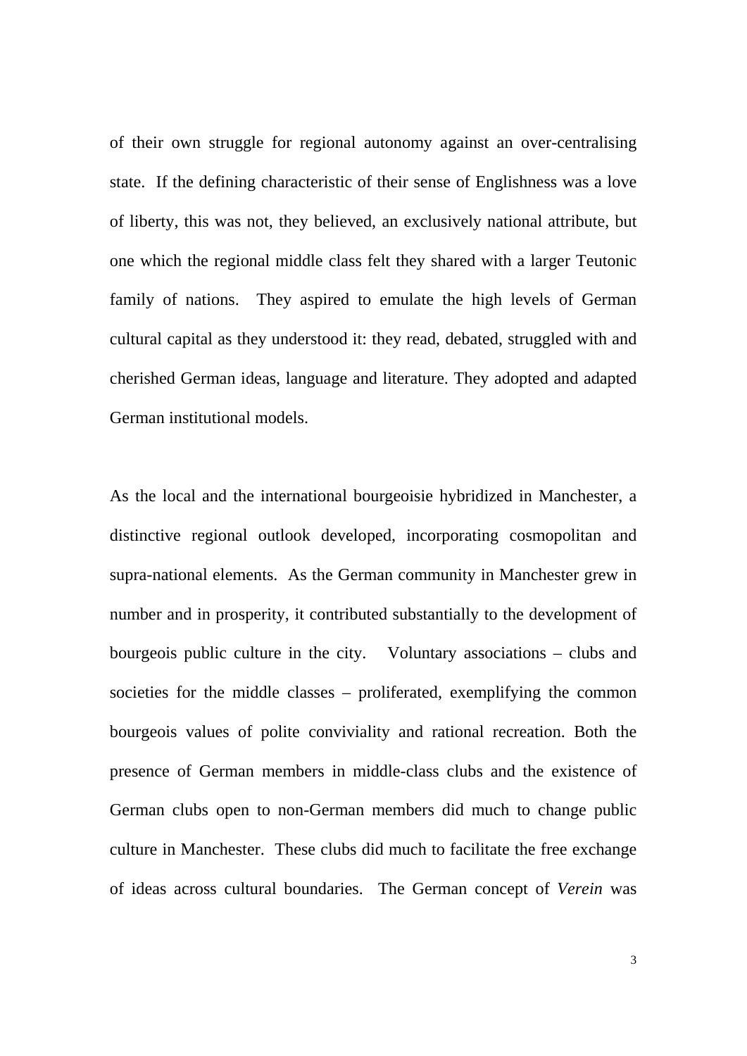of their own struggle for regional autonomy against an over-centralising state. If the defining characteristic of their sense of Englishness was a love of liberty, this was not, they believed, an exclusively national attribute, but one which the regional middle class felt they shared with a larger Teutonic family of nations. They aspired to emulate the high levels of German cultural capital as they understood it: they read, debated, struggled with and cherished German ideas, language and literature. They adopted and adapted German institutional models.

As the local and the international bourgeoisie hybridized in Manchester, a distinctive regional outlook developed, incorporating cosmopolitan and supra-national elements. As the German community in Manchester grew in number and in prosperity, it contributed substantially to the development of bourgeois public culture in the city. Voluntary associations – clubs and societies for the middle classes – proliferated, exemplifying the common bourgeois values of polite conviviality and rational recreation. Both the presence of German members in middle-class clubs and the existence of German clubs open to non-German members did much to change public culture in Manchester. These clubs did much to facilitate the free exchange of ideas across cultural boundaries. The German concept of *Verein* was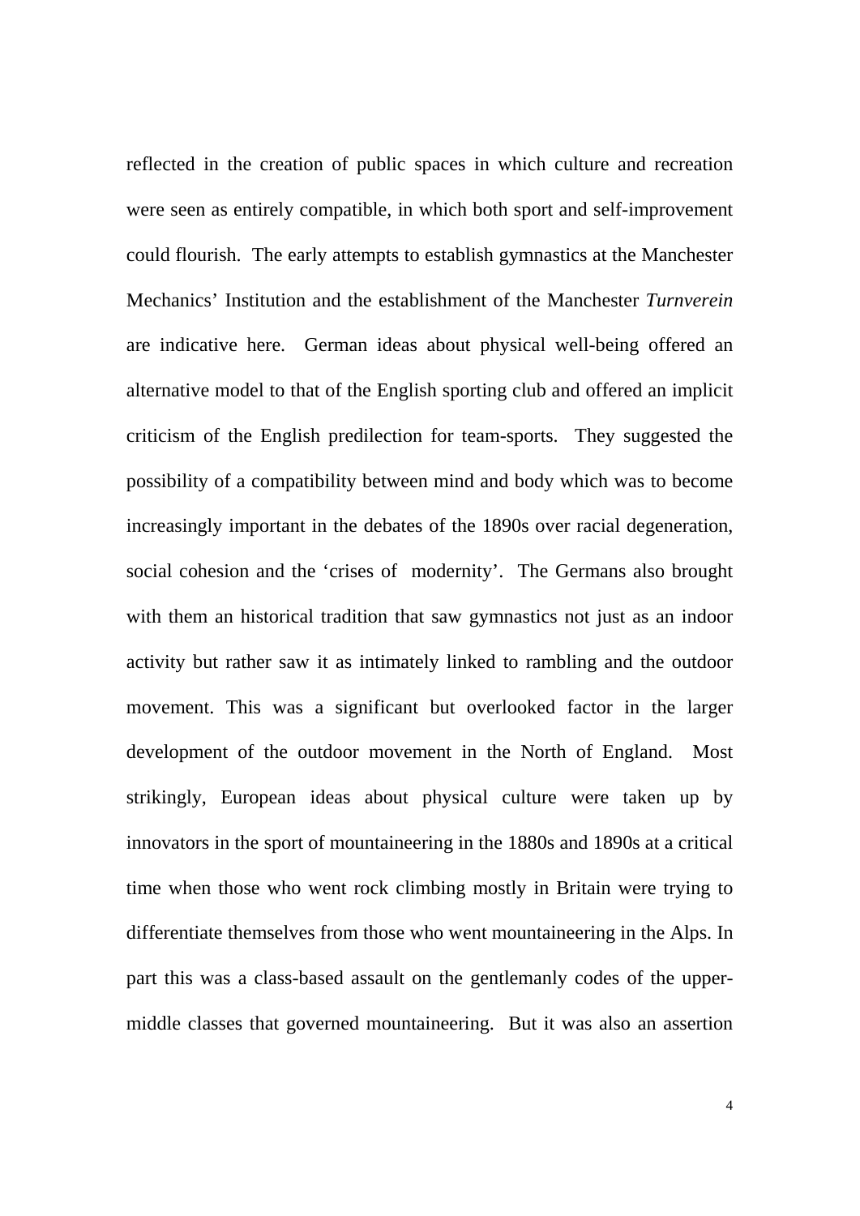reflected in the creation of public spaces in which culture and recreation were seen as entirely compatible, in which both sport and self-improvement could flourish. The early attempts to establish gymnastics at the Manchester Mechanics' Institution and the establishment of the Manchester *Turnverein* are indicative here. German ideas about physical well-being offered an alternative model to that of the English sporting club and offered an implicit criticism of the English predilection for team-sports. They suggested the possibility of a compatibility between mind and body which was to become increasingly important in the debates of the 1890s over racial degeneration, social cohesion and the 'crises of modernity'. The Germans also brought with them an historical tradition that saw gymnastics not just as an indoor activity but rather saw it as intimately linked to rambling and the outdoor movement. This was a significant but overlooked factor in the larger development of the outdoor movement in the North of England. Most strikingly, European ideas about physical culture were taken up by innovators in the sport of mountaineering in the 1880s and 1890s at a critical time when those who went rock climbing mostly in Britain were trying to differentiate themselves from those who went mountaineering in the Alps. In part this was a class-based assault on the gentlemanly codes of the upper-middle classes that governed mountaineering. But it was also an assertion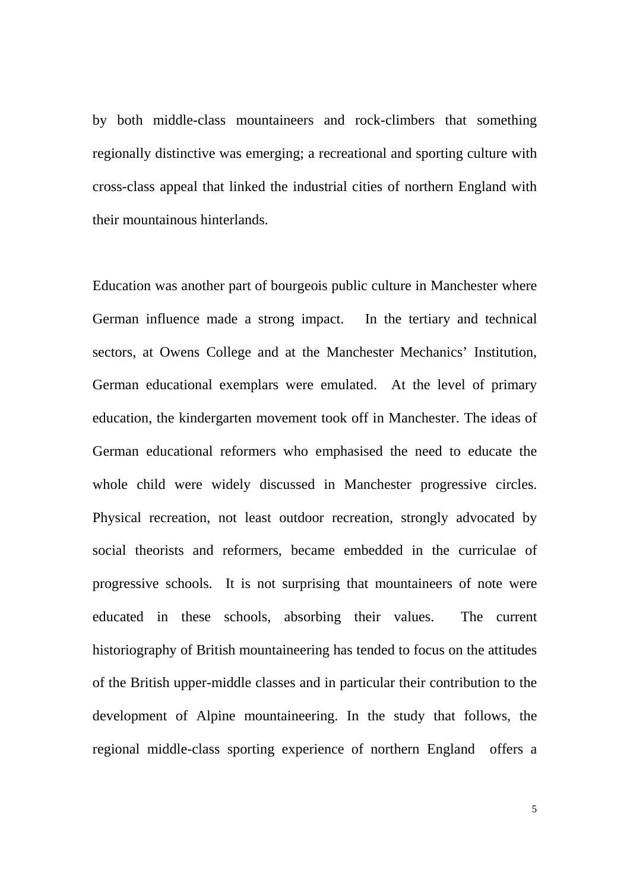by both middle-class mountaineers and rock-climbers that something regionally distinctive was emerging; a recreational and sporting culture with cross-class appeal that linked the industrial cities of northern England with their mountainous hinterlands.

Education was another part of bourgeois public culture in Manchester where German influence made a strong impact. In the tertiary and technical sectors, at Owens College and at the Manchester Mechanics' Institution, German educational exemplars were emulated. At the level of primary education, the kindergarten movement took off in Manchester. The ideas of German educational reformers who emphasised the need to educate the whole child were widely discussed in Manchester progressive circles. Physical recreation, not least outdoor recreation, strongly advocated by social theorists and reformers, became embedded in the curriculae of progressive schools. It is not surprising that mountaineers of note were educated in these schools, absorbing their values. The current historiography of British mountaineering has tended to focus on the attitudes of the British upper-middle classes and in particular their contribution to the development of Alpine mountaineering. In the study that follows, the regional middle-class sporting experience of northern England offers a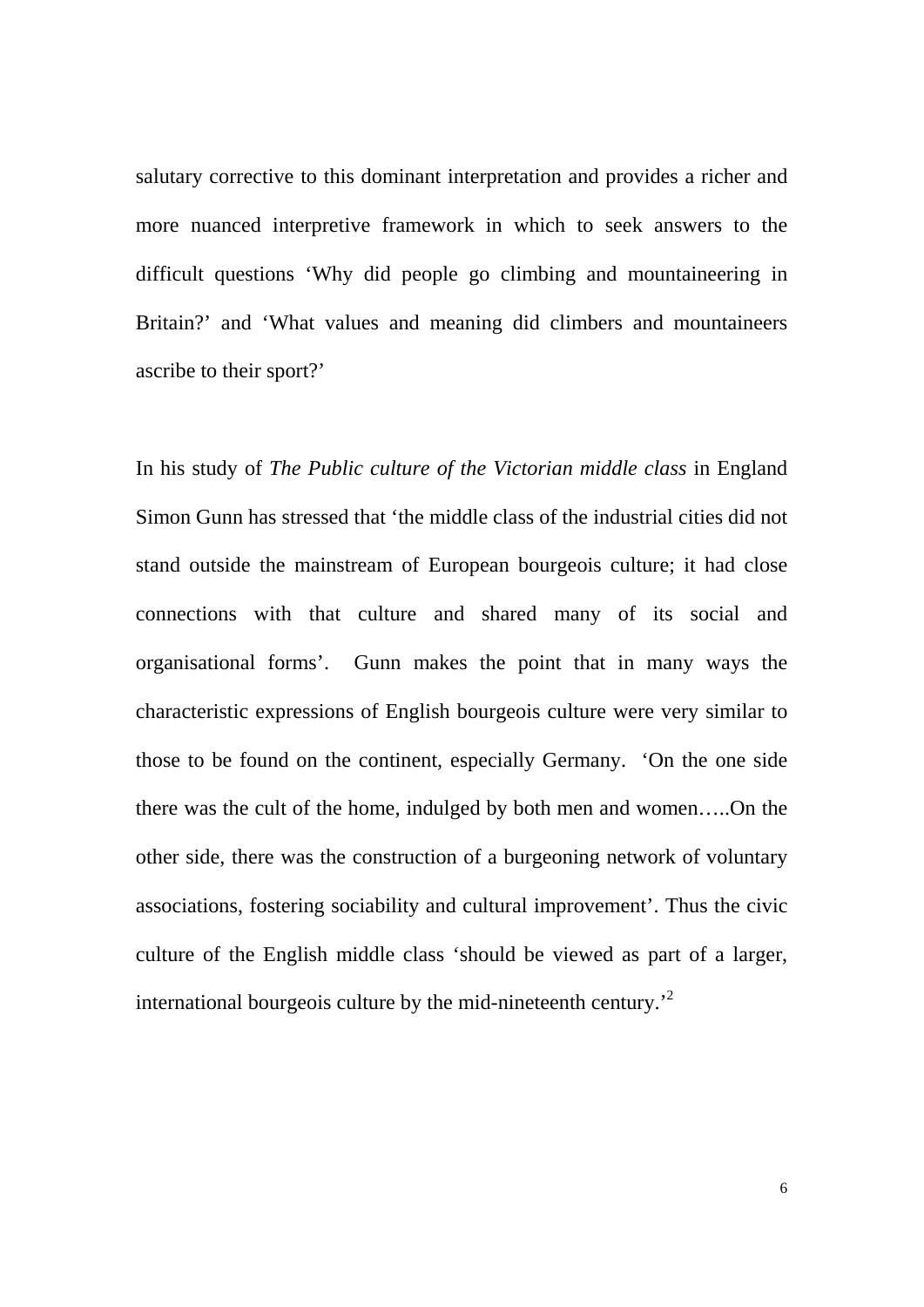salutary corrective to this dominant interpretation and provides a richer and more nuanced interpretive framework in which to seek answers to the difficult questions 'Why did people go climbing and mountaineering in Britain?' and 'What values and meaning did climbers and mountaineers ascribe to their sport?'

In his study of *The Public culture of the Victorian middle class* in England Simon Gunn has stressed that 'the middle class of the industrial cities did not stand outside the mainstream of European bourgeois culture; it had close connections with that culture and shared many of its social and organisational forms'. Gunn makes the point that in many ways the characteristic expressions of English bourgeois culture were very similar to those to be found on the continent, especially Germany. 'On the one side there was the cult of the home, indulged by both men and women…..On the other side, there was the construction of a burgeoning network of voluntary associations, fostering sociability and cultural improvement'. Thus the civic culture of the English middle class 'should be viewed as part of a larger, international bourgeois culture by the mid-nineteenth century.'[2]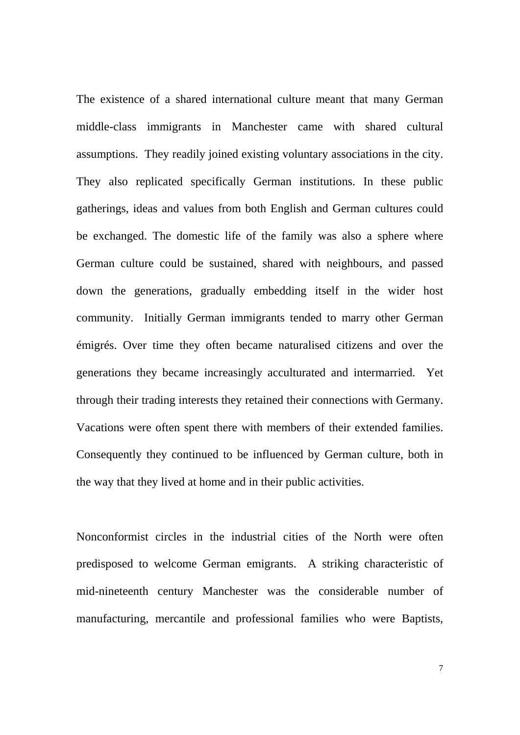The existence of a shared international culture meant that many German middle-class immigrants in Manchester came with shared cultural assumptions. They readily joined existing voluntary associations in the city. They also replicated specifically German institutions. In these public gatherings, ideas and values from both English and German cultures could be exchanged. The domestic life of the family was also a sphere where German culture could be sustained, shared with neighbours, and passed down the generations, gradually embedding itself in the wider host community. Initially German immigrants tended to marry other German émigrés. Over time they often became naturalised citizens and over the generations they became increasingly acculturated and intermarried. Yet through their trading interests they retained their connections with Germany. Vacations were often spent there with members of their extended families. Consequently they continued to be influenced by German culture, both in the way that they lived at home and in their public activities.

Nonconformist circles in the industrial cities of the North were often predisposed to welcome German emigrants. A striking characteristic of mid-nineteenth century Manchester was the considerable number of manufacturing, mercantile and professional families who were Baptists,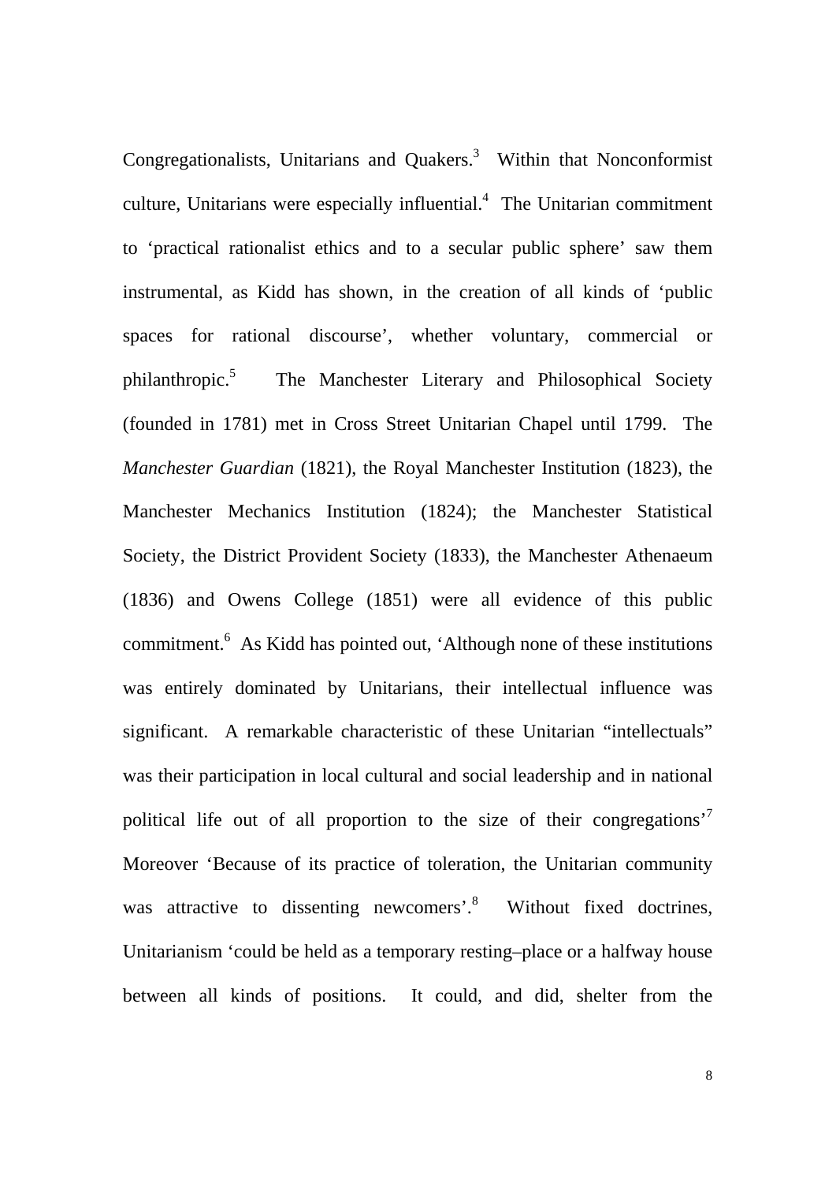Congregationalists, Unitarians and Quakers.[3] Within that Nonconformist culture, Unitarians were especially influential.[4] The Unitarian commitment to 'practical rationalist ethics and to a secular public sphere' saw them instrumental, as Kidd has shown, in the creation of all kinds of 'public spaces for rational discourse', whether voluntary, commercial or philanthropic.[5] The Manchester Literary and Philosophical Society (founded in 1781) met in Cross Street Unitarian Chapel until 1799. The *Manchester Guardian* (1821), the Royal Manchester Institution (1823), the Manchester Mechanics Institution (1824); the Manchester Statistical Society, the District Provident Society (1833), the Manchester Athenaeum (1836) and Owens College (1851) were all evidence of this public commitment.[6] As Kidd has pointed out, 'Although none of these institutions was entirely dominated by Unitarians, their intellectual influence was significant. A remarkable characteristic of these Unitarian "intellectuals" was their participation in local cultural and social leadership and in national political life out of all proportion to the size of their congregations'[7] Moreover 'Because of its practice of toleration, the Unitarian community was attractive to dissenting newcomers'.[8] Without fixed doctrines, Unitarianism 'could be held as a temporary resting–place or a halfway house between all kinds of positions. It could, and did, shelter from the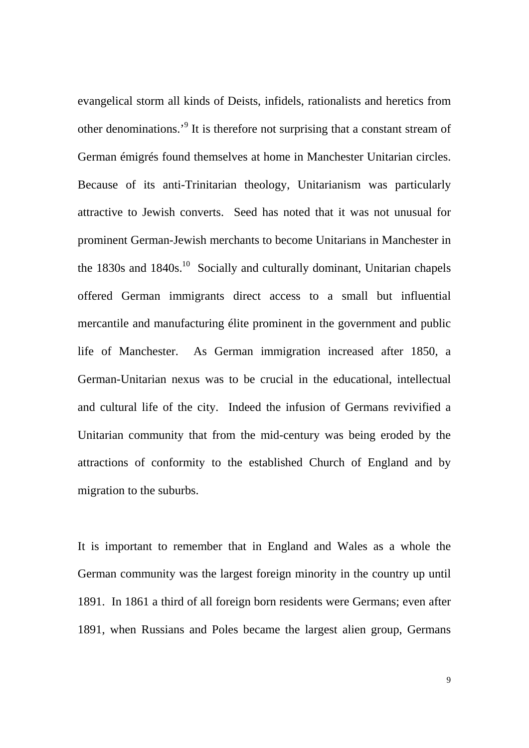evangelical storm all kinds of Deists, infidels, rationalists and heretics from other denominations.'[9] It is therefore not surprising that a constant stream of German émigrés found themselves at home in Manchester Unitarian circles. Because of its anti-Trinitarian theology, Unitarianism was particularly attractive to Jewish converts. Seed has noted that it was not unusual for prominent German-Jewish merchants to become Unitarians in Manchester in the 1830s and 1840s.[10] Socially and culturally dominant, Unitarian chapels offered German immigrants direct access to a small but influential mercantile and manufacturing élite prominent in the government and public life of Manchester. As German immigration increased after 1850, a German-Unitarian nexus was to be crucial in the educational, intellectual and cultural life of the city. Indeed the infusion of Germans revivified a Unitarian community that from the mid-century was being eroded by the attractions of conformity to the established Church of England and by migration to the suburbs.

It is important to remember that in England and Wales as a whole the German community was the largest foreign minority in the country up until 1891. In 1861 a third of all foreign born residents were Germans; even after 1891, when Russians and Poles became the largest alien group, Germans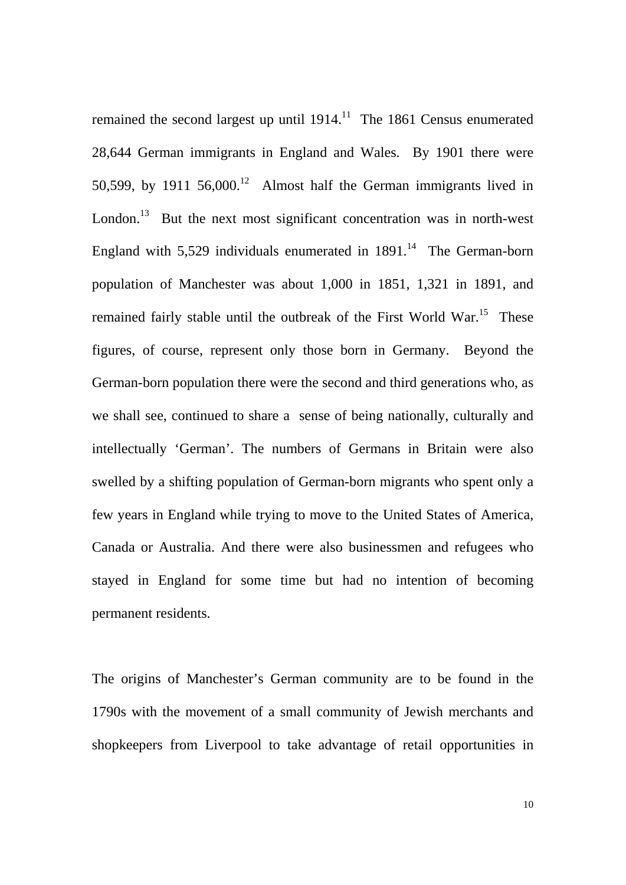remained the second largest up until 1914.[11] The 1861 Census enumerated 28,644 German immigrants in England and Wales. By 1901 there were 50,599, by 1911 56,000.[12] Almost half the German immigrants lived in London.[13] But the next most significant concentration was in north-west England with 5,529 individuals enumerated in 1891.[14] The German-born population of Manchester was about 1,000 in 1851, 1,321 in 1891, and remained fairly stable until the outbreak of the First World War.[15] These figures, of course, represent only those born in Germany. Beyond the German-born population there were the second and third generations who, as we shall see, continued to share a sense of being nationally, culturally and intellectually 'German'. The numbers of Germans in Britain were also swelled by a shifting population of German-born migrants who spent only a few years in England while trying to move to the United States of America, Canada or Australia. And there were also businessmen and refugees who stayed in England for some time but had no intention of becoming permanent residents.

The origins of Manchester's German community are to be found in the 1790s with the movement of a small community of Jewish merchants and shopkeepers from Liverpool to take advantage of retail opportunities in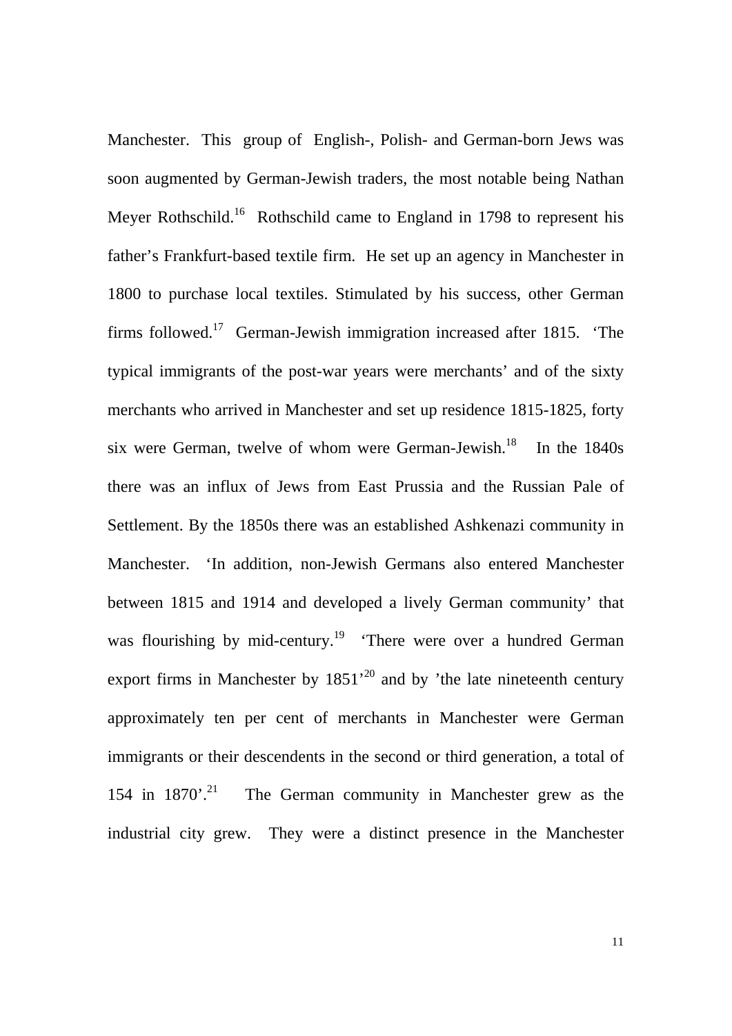Manchester. This group of English-, Polish- and German-born Jews was soon augmented by German-Jewish traders, the most notable being Nathan Meyer Rothschild.[16] Rothschild came to England in 1798 to represent his father's Frankfurt-based textile firm. He set up an agency in Manchester in 1800 to purchase local textiles. Stimulated by his success, other German firms followed.[17] German-Jewish immigration increased after 1815. 'The typical immigrants of the post-war years were merchants' and of the sixty merchants who arrived in Manchester and set up residence 1815-1825, forty six were German, twelve of whom were German-Jewish.[18] In the 1840s there was an influx of Jews from East Prussia and the Russian Pale of Settlement. By the 1850s there was an established Ashkenazi community in Manchester. 'In addition, non-Jewish Germans also entered Manchester between 1815 and 1914 and developed a lively German community' that was flourishing by mid-century.[19] 'There were over a hundred German export firms in Manchester by 1851'[20] and by 'the late nineteenth century approximately ten per cent of merchants in Manchester were German immigrants or their descendents in the second or third generation, a total of 154 in 1870'.[21] The German community in Manchester grew as the industrial city grew. They were a distinct presence in the Manchester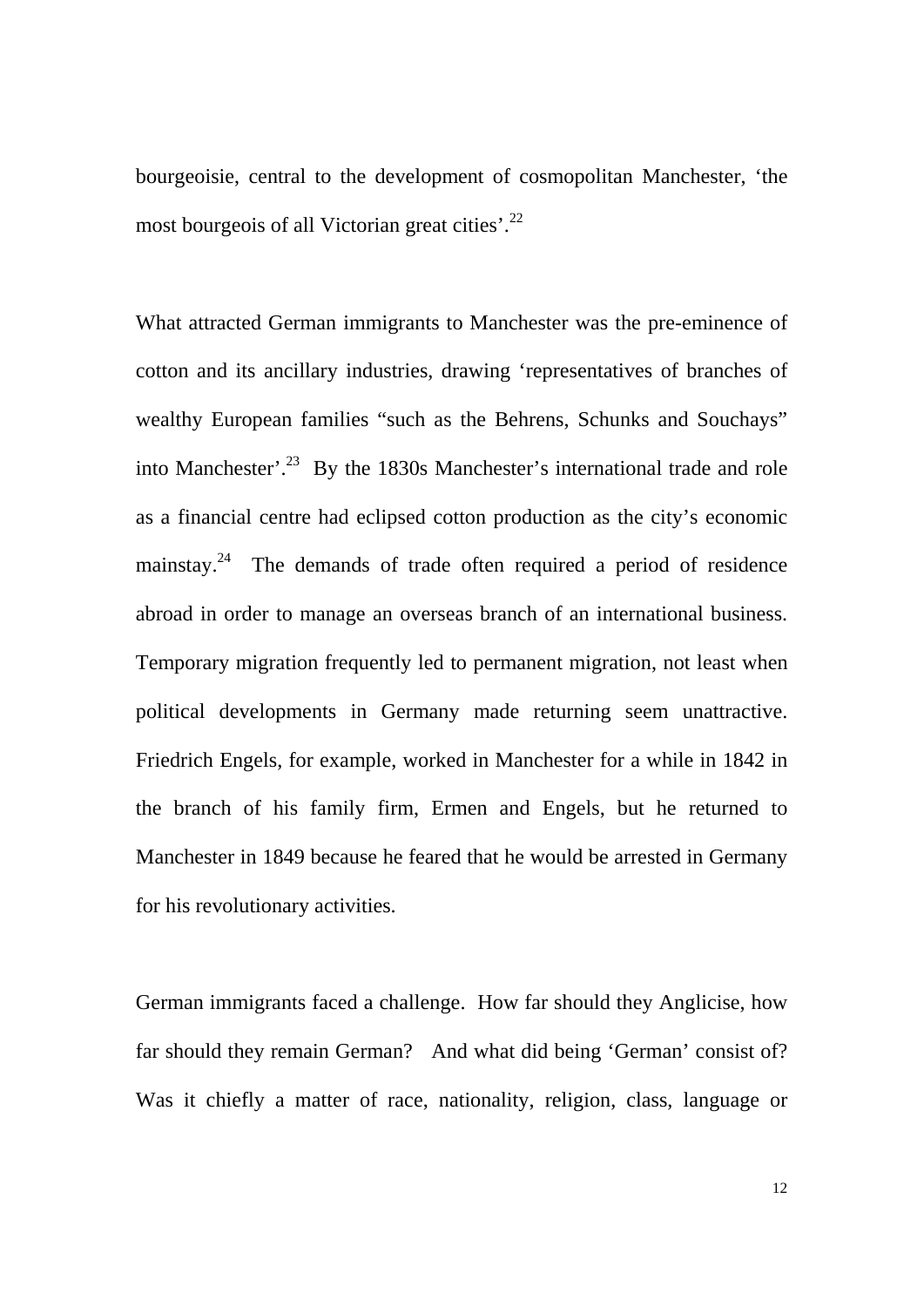bourgeoisie, central to the development of cosmopolitan Manchester, 'the most bourgeois of all Victorian great cities'.[22]

What attracted German immigrants to Manchester was the pre-eminence of cotton and its ancillary industries, drawing 'representatives of branches of wealthy European families "such as the Behrens, Schunks and Souchays" into Manchester'.[23] By the 1830s Manchester's international trade and role as a financial centre had eclipsed cotton production as the city's economic mainstay.[24] The demands of trade often required a period of residence abroad in order to manage an overseas branch of an international business. Temporary migration frequently led to permanent migration, not least when political developments in Germany made returning seem unattractive. Friedrich Engels, for example, worked in Manchester for a while in 1842 in the branch of his family firm, Ermen and Engels, but he returned to Manchester in 1849 because he feared that he would be arrested in Germany for his revolutionary activities.

German immigrants faced a challenge. How far should they Anglicise, how far should they remain German? And what did being 'German' consist of? Was it chiefly a matter of race, nationality, religion, class, language or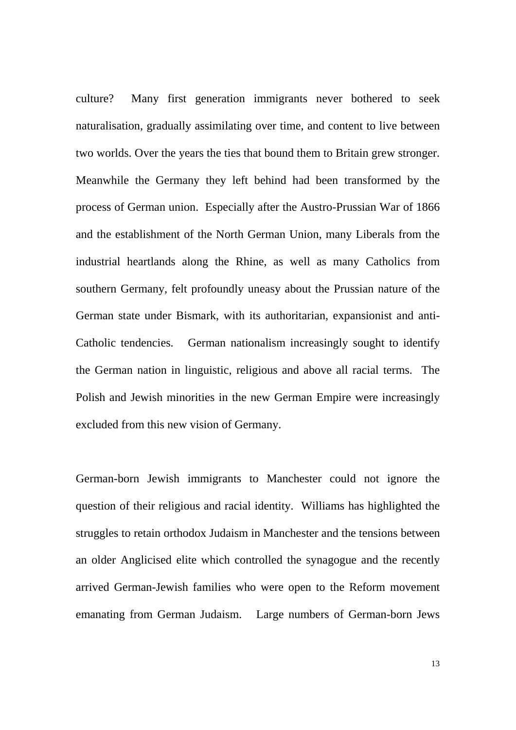culture? Many first generation immigrants never bothered to seek naturalisation, gradually assimilating over time, and content to live between two worlds. Over the years the ties that bound them to Britain grew stronger. Meanwhile the Germany they left behind had been transformed by the process of German union. Especially after the Austro-Prussian War of 1866 and the establishment of the North German Union, many Liberals from the industrial heartlands along the Rhine, as well as many Catholics from southern Germany, felt profoundly uneasy about the Prussian nature of the German state under Bismark, with its authoritarian, expansionist and anti-Catholic tendencies. German nationalism increasingly sought to identify the German nation in linguistic, religious and above all racial terms. The Polish and Jewish minorities in the new German Empire were increasingly excluded from this new vision of Germany.

German-born Jewish immigrants to Manchester could not ignore the question of their religious and racial identity. Williams has highlighted the struggles to retain orthodox Judaism in Manchester and the tensions between an older Anglicised elite which controlled the synagogue and the recently arrived German-Jewish families who were open to the Reform movement emanating from German Judaism. Large numbers of German-born Jews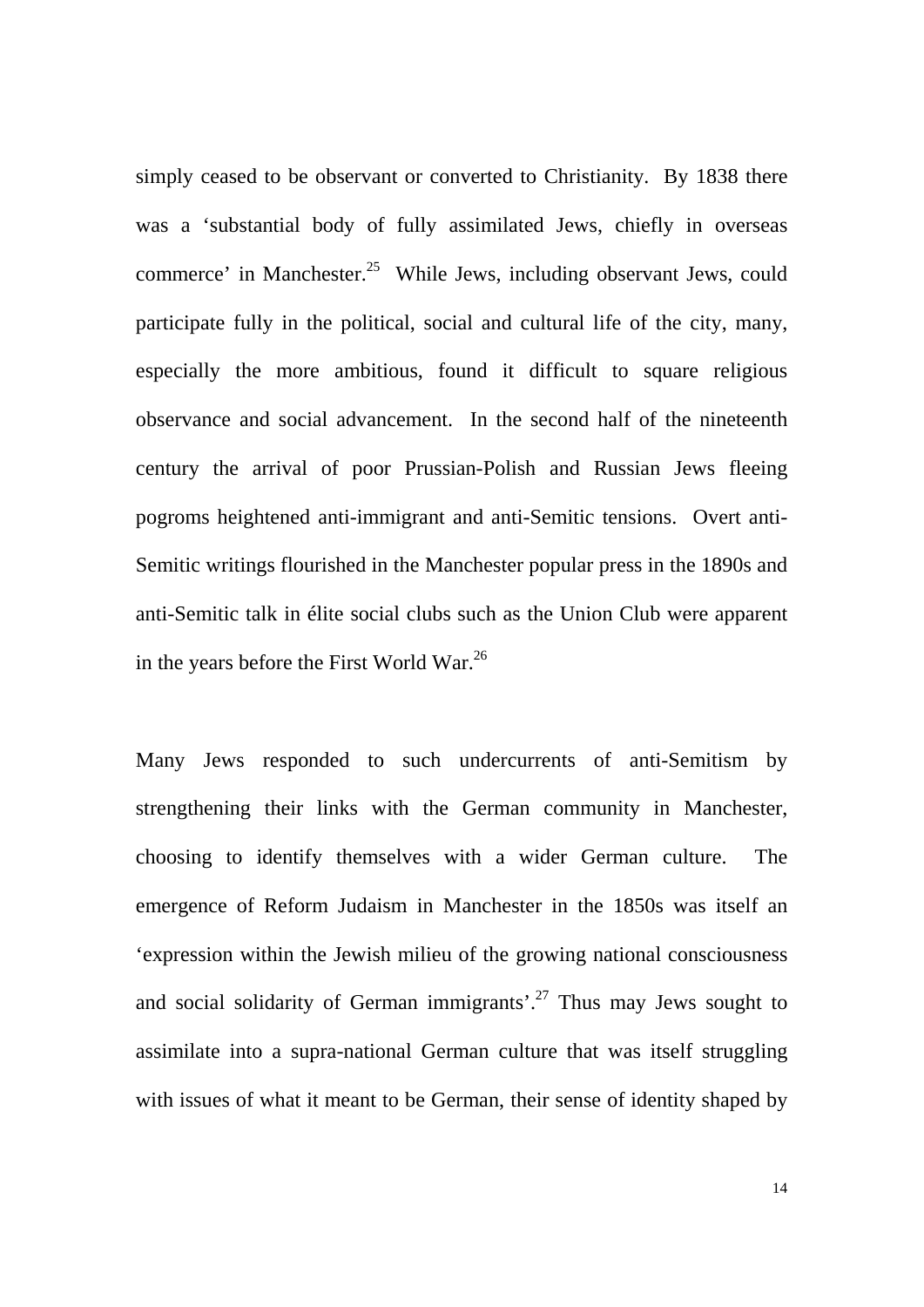simply ceased to be observant or converted to Christianity. By 1838 there was a 'substantial body of fully assimilated Jews, chiefly in overseas commerce' in Manchester.[25] While Jews, including observant Jews, could participate fully in the political, social and cultural life of the city, many, especially the more ambitious, found it difficult to square religious observance and social advancement. In the second half of the nineteenth century the arrival of poor Prussian-Polish and Russian Jews fleeing pogroms heightened anti-immigrant and anti-Semitic tensions. Overt anti-Semitic writings flourished in the Manchester popular press in the 1890s and anti-Semitic talk in élite social clubs such as the Union Club were apparent in the years before the First World War.[26]

Many Jews responded to such undercurrents of anti-Semitism by strengthening their links with the German community in Manchester, choosing to identify themselves with a wider German culture. The emergence of Reform Judaism in Manchester in the 1850s was itself an 'expression within the Jewish milieu of the growing national consciousness and social solidarity of German immigrants'.[27] Thus may Jews sought to assimilate into a supra-national German culture that was itself struggling with issues of what it meant to be German, their sense of identity shaped by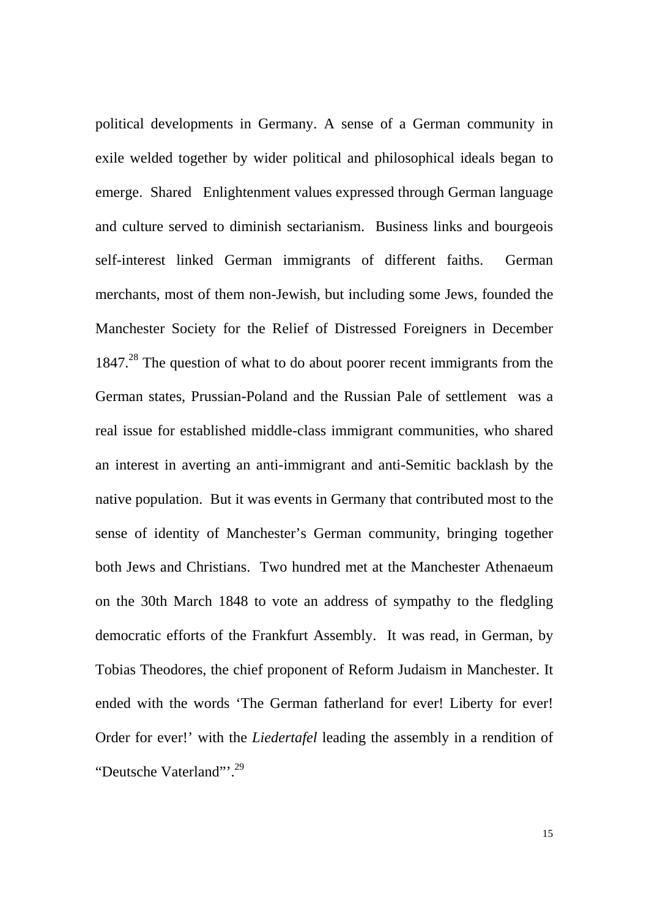political developments in Germany. A sense of a German community in exile welded together by wider political and philosophical ideals began to emerge. Shared Enlightenment values expressed through German language and culture served to diminish sectarianism. Business links and bourgeois self-interest linked German immigrants of different faiths. German merchants, most of them non-Jewish, but including some Jews, founded the Manchester Society for the Relief of Distressed Foreigners in December 1847.[28] The question of what to do about poorer recent immigrants from the German states, Prussian-Poland and the Russian Pale of settlement was a real issue for established middle-class immigrant communities, who shared an interest in averting an anti-immigrant and anti-Semitic backlash by the native population. But it was events in Germany that contributed most to the sense of identity of Manchester's German community, bringing together both Jews and Christians. Two hundred met at the Manchester Athenaeum on the 30th March 1848 to vote an address of sympathy to the fledgling democratic efforts of the Frankfurt Assembly. It was read, in German, by Tobias Theodores, the chief proponent of Reform Judaism in Manchester. It ended with the words 'The German fatherland for ever! Liberty for ever! Order for ever!' with the *Liedertafel* leading the assembly in a rendition of "Deutsche Vaterland"'.[29]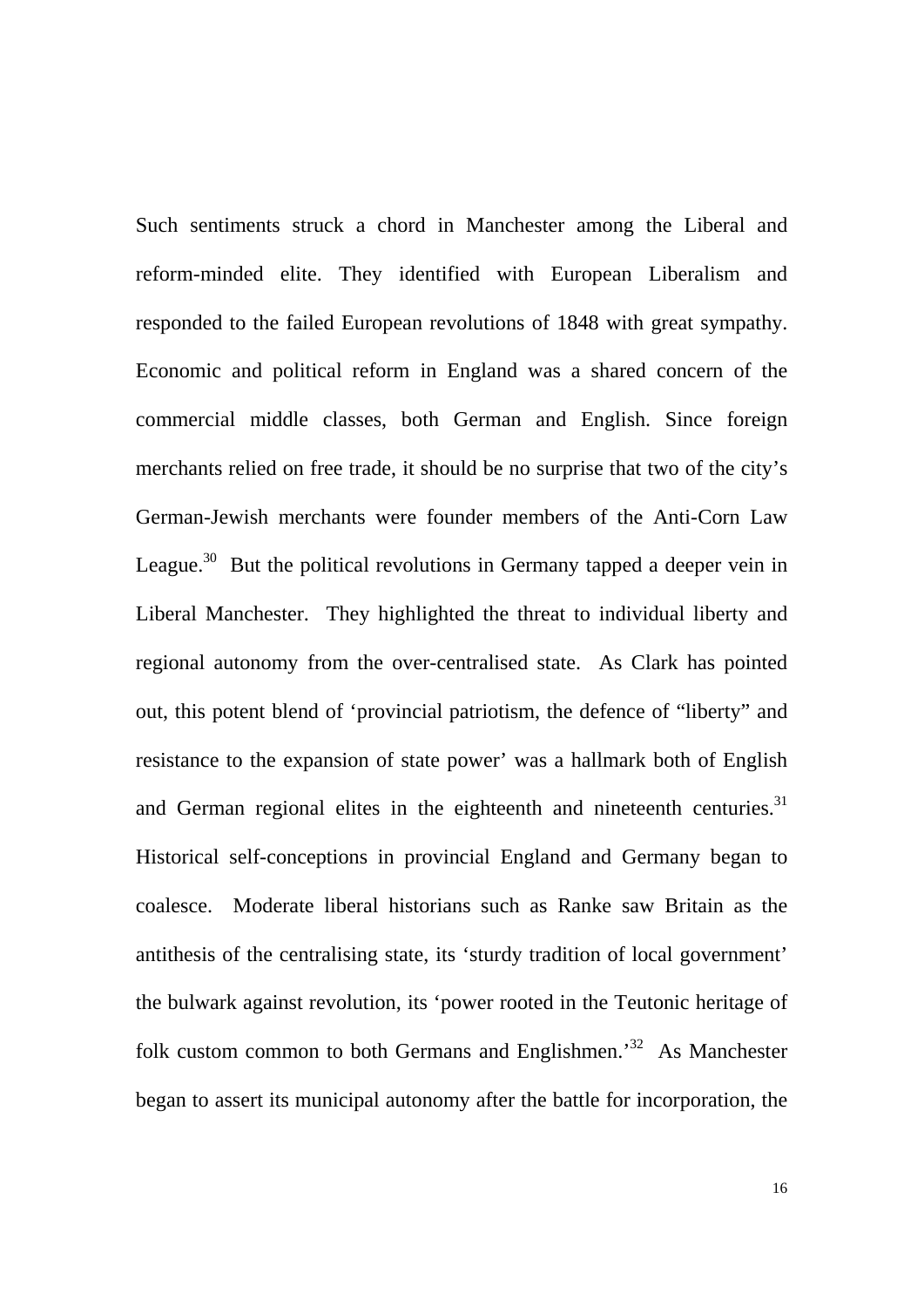Such sentiments struck a chord in Manchester among the Liberal and reform-minded elite. They identified with European Liberalism and responded to the failed European revolutions of 1848 with great sympathy. Economic and political reform in England was a shared concern of the commercial middle classes, both German and English. Since foreign merchants relied on free trade, it should be no surprise that two of the city's German-Jewish merchants were founder members of the Anti-Corn Law League.[30] But the political revolutions in Germany tapped a deeper vein in Liberal Manchester. They highlighted the threat to individual liberty and regional autonomy from the over-centralised state. As Clark has pointed out, this potent blend of 'provincial patriotism, the defence of "liberty" and resistance to the expansion of state power' was a hallmark both of English and German regional elites in the eighteenth and nineteenth centuries.[31] Historical self-conceptions in provincial England and Germany began to coalesce. Moderate liberal historians such as Ranke saw Britain as the antithesis of the centralising state, its 'sturdy tradition of local government' the bulwark against revolution, its 'power rooted in the Teutonic heritage of folk custom common to both Germans and Englishmen.'[32] As Manchester began to assert its municipal autonomy after the battle for incorporation, the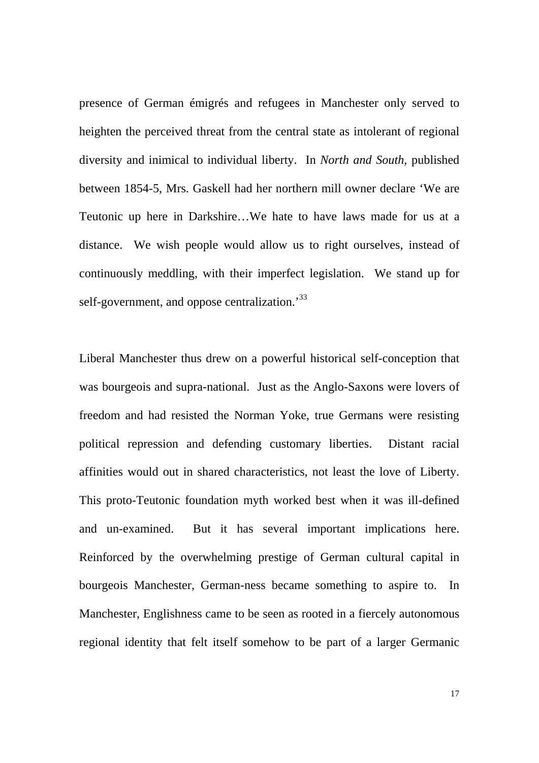presence of German émigrés and refugees in Manchester only served to heighten the perceived threat from the central state as intolerant of regional diversity and inimical to individual liberty. In *North and South*, published between 1854-5, Mrs. Gaskell had her northern mill owner declare 'We are Teutonic up here in Darkshire…We hate to have laws made for us at a distance. We wish people would allow us to right ourselves, instead of continuously meddling, with their imperfect legislation. We stand up for self-government, and oppose centralization.'[33]

Liberal Manchester thus drew on a powerful historical self-conception that was bourgeois and supra-national. Just as the Anglo-Saxons were lovers of freedom and had resisted the Norman Yoke, true Germans were resisting political repression and defending customary liberties. Distant racial affinities would out in shared characteristics, not least the love of Liberty. This proto-Teutonic foundation myth worked best when it was ill-defined and un-examined. But it has several important implications here. Reinforced by the overwhelming prestige of German cultural capital in bourgeois Manchester, German-ness became something to aspire to. In Manchester, Englishness came to be seen as rooted in a fiercely autonomous regional identity that felt itself somehow to be part of a larger Germanic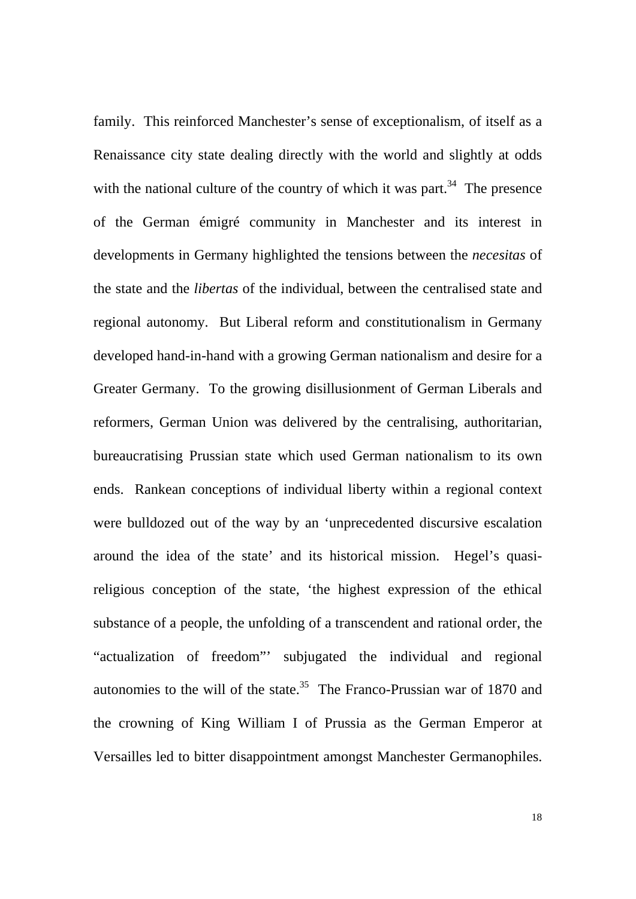family. This reinforced Manchester's sense of exceptionalism, of itself as a Renaissance city state dealing directly with the world and slightly at odds with the national culture of the country of which it was part.[34] The presence of the German émigré community in Manchester and its interest in developments in Germany highlighted the tensions between the *necesitas* of the state and the *libertas* of the individual, between the centralised state and regional autonomy. But Liberal reform and constitutionalism in Germany developed hand-in-hand with a growing German nationalism and desire for a Greater Germany. To the growing disillusionment of German Liberals and reformers, German Union was delivered by the centralising, authoritarian, bureaucratising Prussian state which used German nationalism to its own ends. Rankean conceptions of individual liberty within a regional context were bulldozed out of the way by an 'unprecedented discursive escalation around the idea of the state' and its historical mission. Hegel's quasi-religious conception of the state, 'the highest expression of the ethical substance of a people, the unfolding of a transcendent and rational order, the "actualization of freedom"' subjugated the individual and regional autonomies to the will of the state.[35] The Franco-Prussian war of 1870 and the crowning of King William I of Prussia as the German Emperor at Versailles led to bitter disappointment amongst Manchester Germanophiles.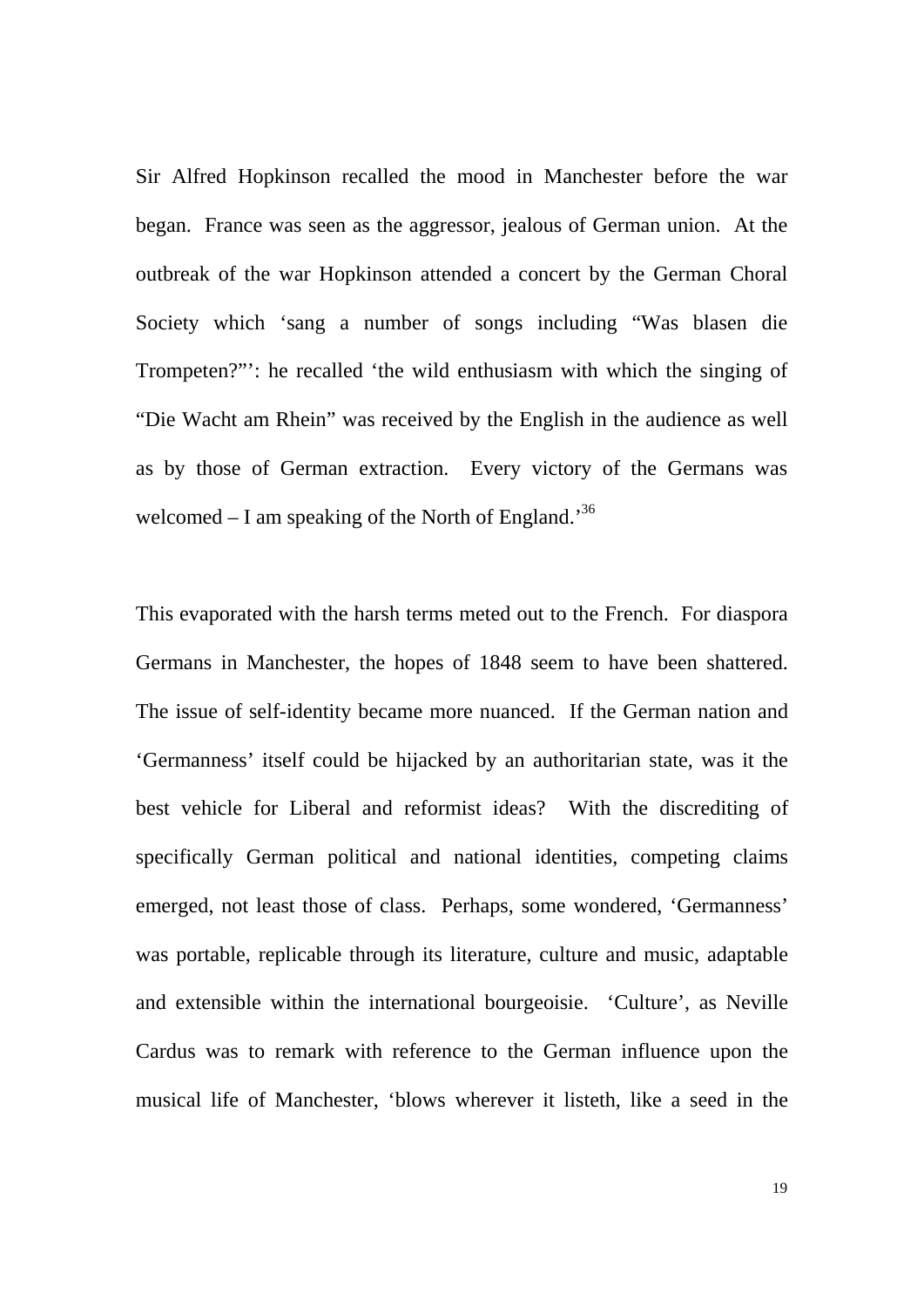Sir Alfred Hopkinson recalled the mood in Manchester before the war began. France was seen as the aggressor, jealous of German union. At the outbreak of the war Hopkinson attended a concert by the German Choral Society which 'sang a number of songs including "Was blasen die Trompeten?"': he recalled 'the wild enthusiasm with which the singing of "Die Wacht am Rhein" was received by the English in the audience as well as by those of German extraction. Every victory of the Germans was welcomed – I am speaking of the North of England.'[36]

This evaporated with the harsh terms meted out to the French. For diaspora Germans in Manchester, the hopes of 1848 seem to have been shattered. The issue of self-identity became more nuanced. If the German nation and 'Germanness' itself could be hijacked by an authoritarian state, was it the best vehicle for Liberal and reformist ideas? With the discrediting of specifically German political and national identities, competing claims emerged, not least those of class. Perhaps, some wondered, 'Germanness' was portable, replicable through its literature, culture and music, adaptable and extensible within the international bourgeoisie. 'Culture', as Neville Cardus was to remark with reference to the German influence upon the musical life of Manchester, 'blows wherever it listeth, like a seed in the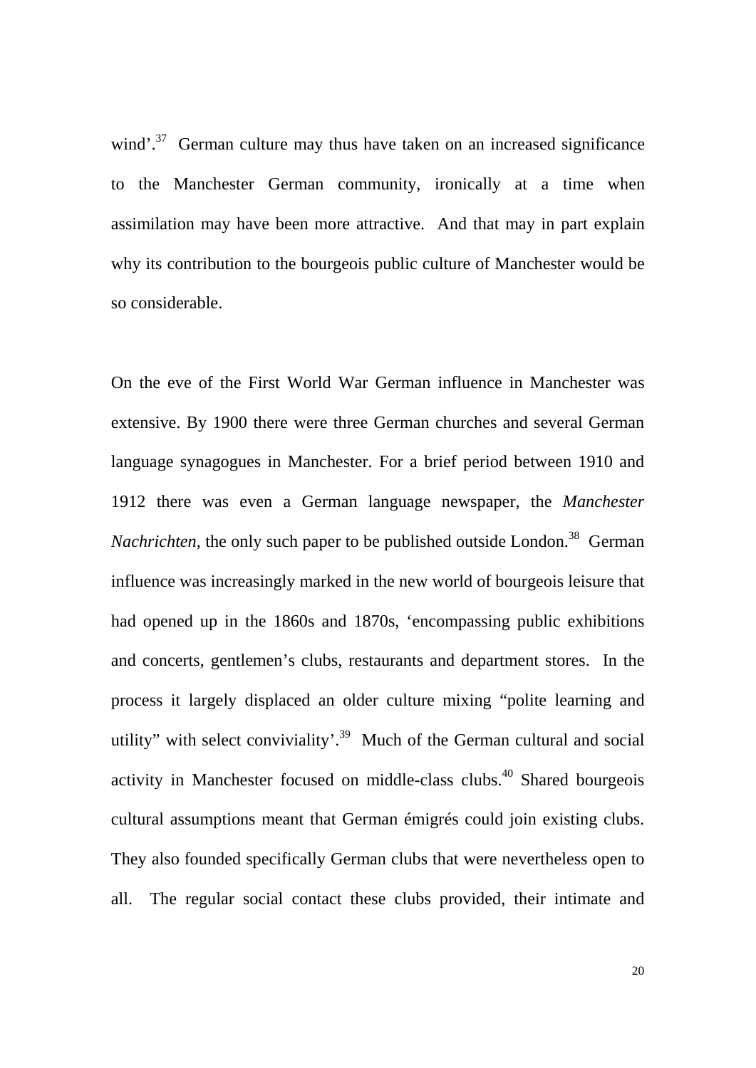wind'.[37] German culture may thus have taken on an increased significance to the Manchester German community, ironically at a time when assimilation may have been more attractive. And that may in part explain why its contribution to the bourgeois public culture of Manchester would be so considerable.

On the eve of the First World War German influence in Manchester was extensive. By 1900 there were three German churches and several German language synagogues in Manchester. For a brief period between 1910 and 1912 there was even a German language newspaper, the *Manchester Nachrichten*, the only such paper to be published outside London.[38] German influence was increasingly marked in the new world of bourgeois leisure that had opened up in the 1860s and 1870s, 'encompassing public exhibitions and concerts, gentlemen's clubs, restaurants and department stores. In the process it largely displaced an older culture mixing "polite learning and utility" with select conviviality'.[39] Much of the German cultural and social activity in Manchester focused on middle-class clubs.[40] Shared bourgeois cultural assumptions meant that German émigrés could join existing clubs. They also founded specifically German clubs that were nevertheless open to all. The regular social contact these clubs provided, their intimate and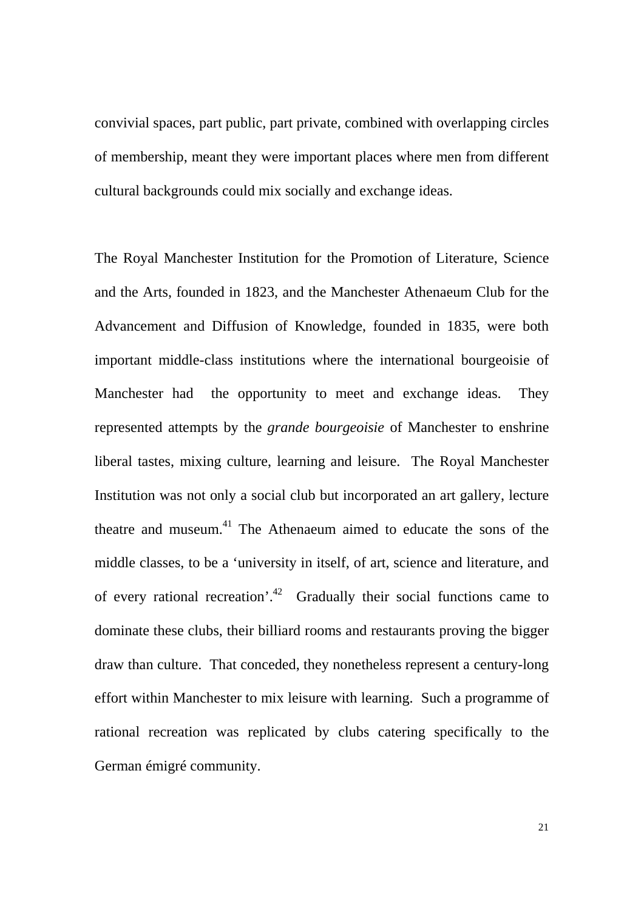convivial spaces, part public, part private, combined with overlapping circles of membership, meant they were important places where men from different cultural backgrounds could mix socially and exchange ideas.

The Royal Manchester Institution for the Promotion of Literature, Science and the Arts, founded in 1823, and the Manchester Athenaeum Club for the Advancement and Diffusion of Knowledge, founded in 1835, were both important middle-class institutions where the international bourgeoisie of Manchester had the opportunity to meet and exchange ideas. They represented attempts by the *grande bourgeoisie* of Manchester to enshrine liberal tastes, mixing culture, learning and leisure. The Royal Manchester Institution was not only a social club but incorporated an art gallery, lecture theatre and museum.[41] The Athenaeum aimed to educate the sons of the middle classes, to be a 'university in itself, of art, science and literature, and of every rational recreation'.[42] Gradually their social functions came to dominate these clubs, their billiard rooms and restaurants proving the bigger draw than culture. That conceded, they nonetheless represent a century-long effort within Manchester to mix leisure with learning. Such a programme of rational recreation was replicated by clubs catering specifically to the German émigré community.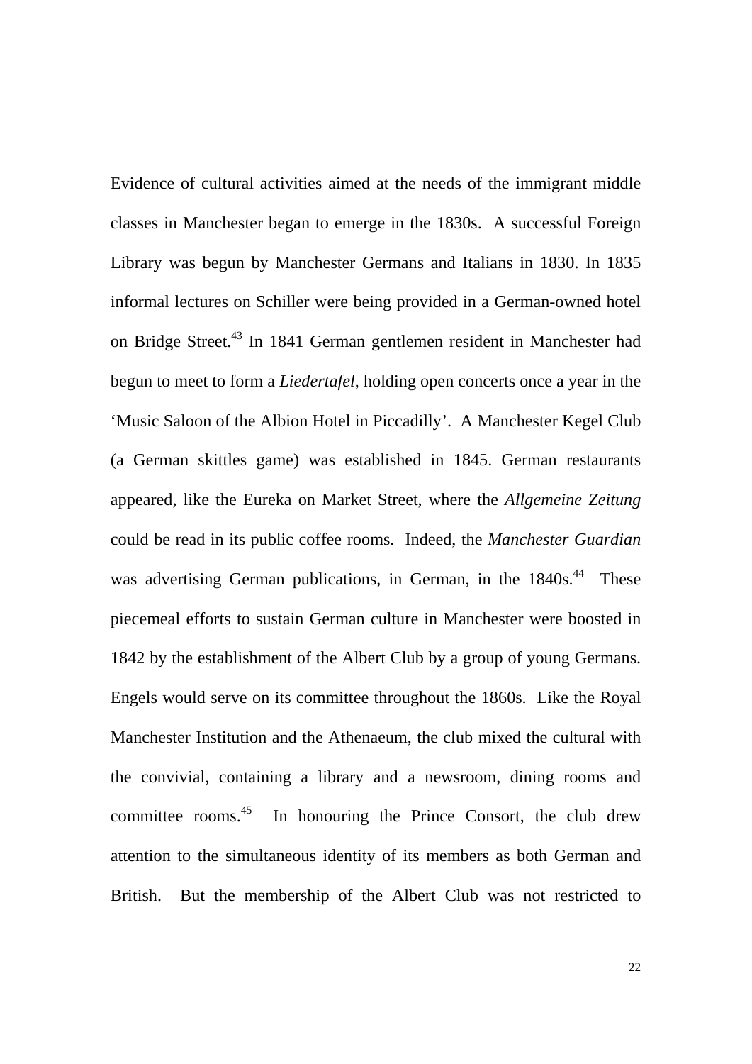Evidence of cultural activities aimed at the needs of the immigrant middle classes in Manchester began to emerge in the 1830s. A successful Foreign Library was begun by Manchester Germans and Italians in 1830. In 1835 informal lectures on Schiller were being provided in a German-owned hotel on Bridge Street.[43] In 1841 German gentlemen resident in Manchester had begun to meet to form a *Liedertafel*, holding open concerts once a year in the 'Music Saloon of the Albion Hotel in Piccadilly'. A Manchester Kegel Club (a German skittles game) was established in 1845. German restaurants appeared, like the Eureka on Market Street, where the *Allgemeine Zeitung* could be read in its public coffee rooms. Indeed, the *Manchester Guardian* was advertising German publications, in German, in the 1840s.[44] These piecemeal efforts to sustain German culture in Manchester were boosted in 1842 by the establishment of the Albert Club by a group of young Germans. Engels would serve on its committee throughout the 1860s. Like the Royal Manchester Institution and the Athenaeum, the club mixed the cultural with the convivial, containing a library and a newsroom, dining rooms and committee rooms.[45] In honouring the Prince Consort, the club drew attention to the simultaneous identity of its members as both German and British. But the membership of the Albert Club was not restricted to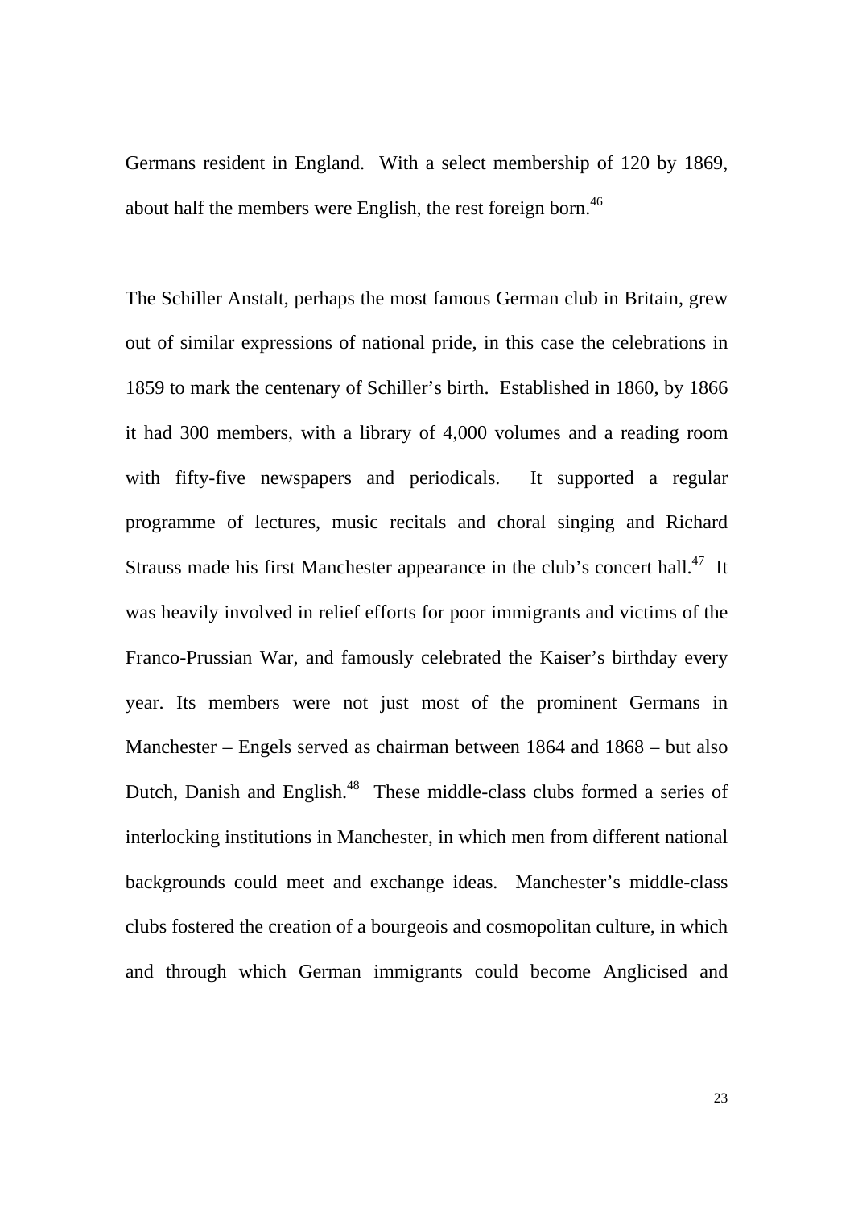Germans resident in England. With a select membership of 120 by 1869, about half the members were English, the rest foreign born.[46]

The Schiller Anstalt, perhaps the most famous German club in Britain, grew out of similar expressions of national pride, in this case the celebrations in 1859 to mark the centenary of Schiller's birth. Established in 1860, by 1866 it had 300 members, with a library of 4,000 volumes and a reading room with fifty-five newspapers and periodicals. It supported a regular programme of lectures, music recitals and choral singing and Richard Strauss made his first Manchester appearance in the club's concert hall.[47] It was heavily involved in relief efforts for poor immigrants and victims of the Franco-Prussian War, and famously celebrated the Kaiser's birthday every year. Its members were not just most of the prominent Germans in Manchester – Engels served as chairman between 1864 and 1868 – but also Dutch, Danish and English.[48] These middle-class clubs formed a series of interlocking institutions in Manchester, in which men from different national backgrounds could meet and exchange ideas. Manchester's middle-class clubs fostered the creation of a bourgeois and cosmopolitan culture, in which and through which German immigrants could become Anglicised and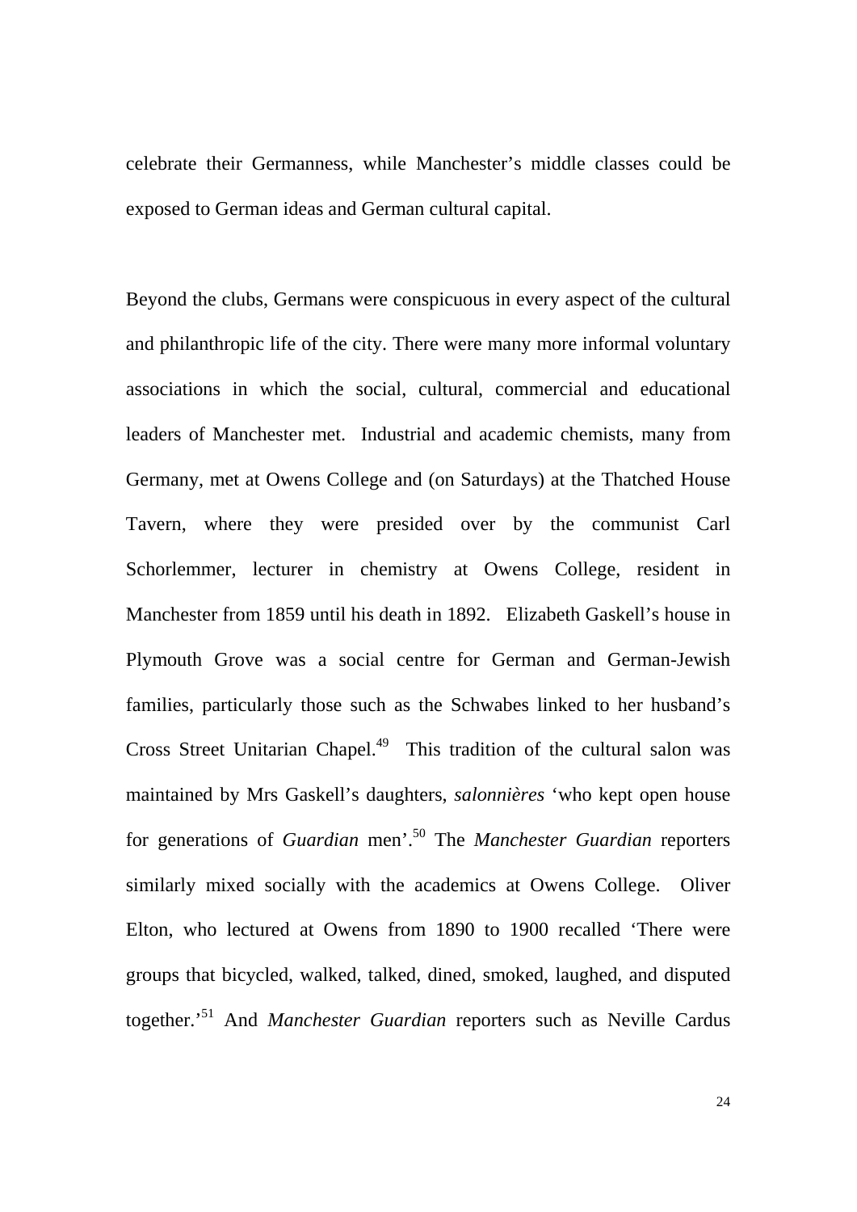celebrate their Germanness, while Manchester's middle classes could be exposed to German ideas and German cultural capital.

Beyond the clubs, Germans were conspicuous in every aspect of the cultural and philanthropic life of the city. There were many more informal voluntary associations in which the social, cultural, commercial and educational leaders of Manchester met. Industrial and academic chemists, many from Germany, met at Owens College and (on Saturdays) at the Thatched House Tavern, where they were presided over by the communist Carl Schorlemmer, lecturer in chemistry at Owens College, resident in Manchester from 1859 until his death in 1892. Elizabeth Gaskell's house in Plymouth Grove was a social centre for German and German-Jewish families, particularly those such as the Schwabes linked to her husband's Cross Street Unitarian Chapel.[49] This tradition of the cultural salon was maintained by Mrs Gaskell's daughters, *salonnières* 'who kept open house for generations of *Guardian* men'.[50] The *Manchester Guardian* reporters similarly mixed socially with the academics at Owens College. Oliver Elton, who lectured at Owens from 1890 to 1900 recalled 'There were groups that bicycled, walked, talked, dined, smoked, laughed, and disputed together.'[51] And *Manchester Guardian* reporters such as Neville Cardus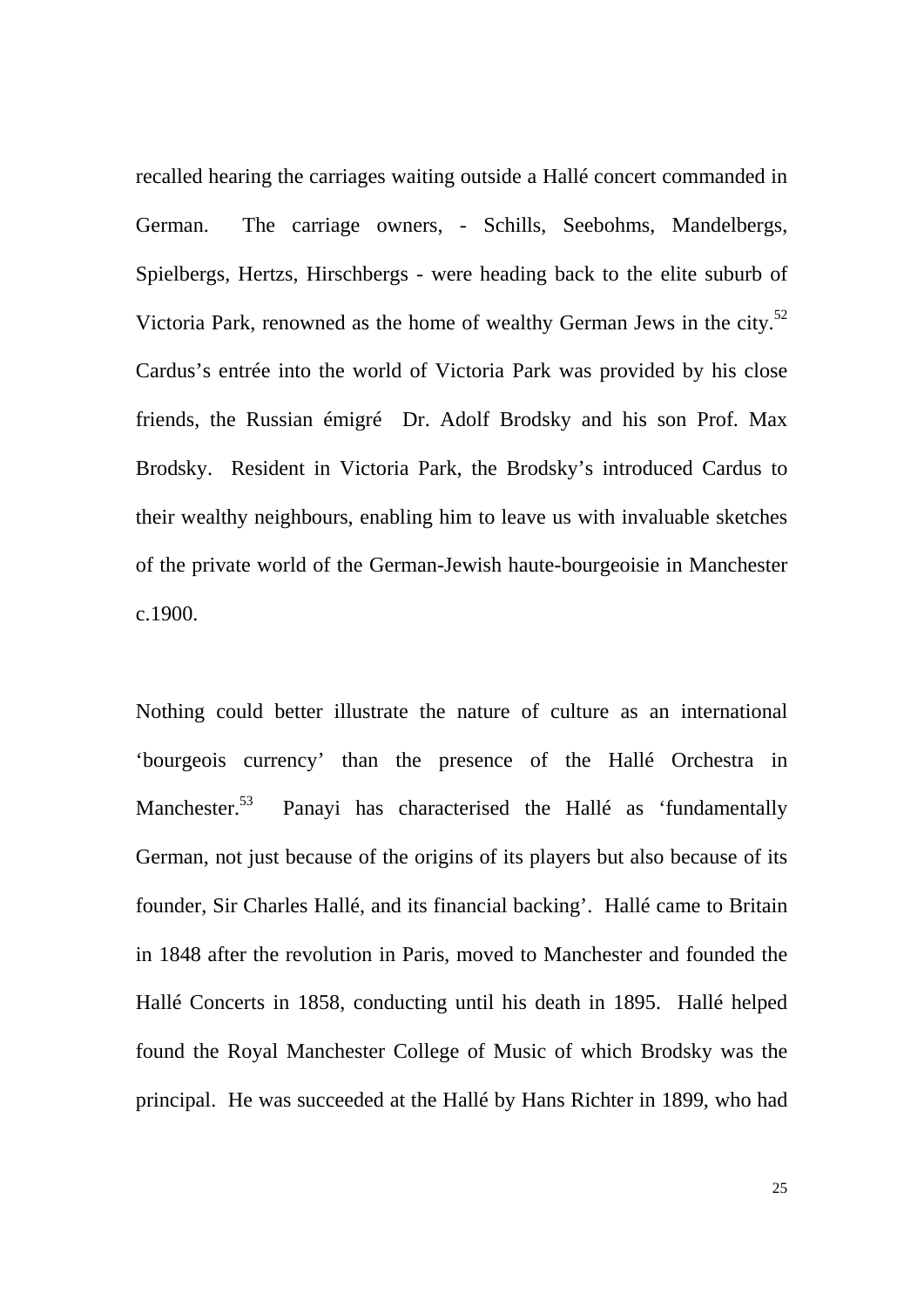recalled hearing the carriages waiting outside a Hallé concert commanded in German. The carriage owners, - Schills, Seebohms, Mandelbergs, Spielbergs, Hertzs, Hirschbergs - were heading back to the elite suburb of Victoria Park, renowned as the home of wealthy German Jews in the city.[52] Cardus's entrée into the world of Victoria Park was provided by his close friends, the Russian émigré Dr. Adolf Brodsky and his son Prof. Max Brodsky. Resident in Victoria Park, the Brodsky's introduced Cardus to their wealthy neighbours, enabling him to leave us with invaluable sketches of the private world of the German-Jewish haute-bourgeoisie in Manchester c.1900.

Nothing could better illustrate the nature of culture as an international 'bourgeois currency' than the presence of the Hallé Orchestra in Manchester.[53] Panayi has characterised the Hallé as 'fundamentally German, not just because of the origins of its players but also because of its founder, Sir Charles Hallé, and its financial backing'. Hallé came to Britain in 1848 after the revolution in Paris, moved to Manchester and founded the Hallé Concerts in 1858, conducting until his death in 1895. Hallé helped found the Royal Manchester College of Music of which Brodsky was the principal. He was succeeded at the Hallé by Hans Richter in 1899, who had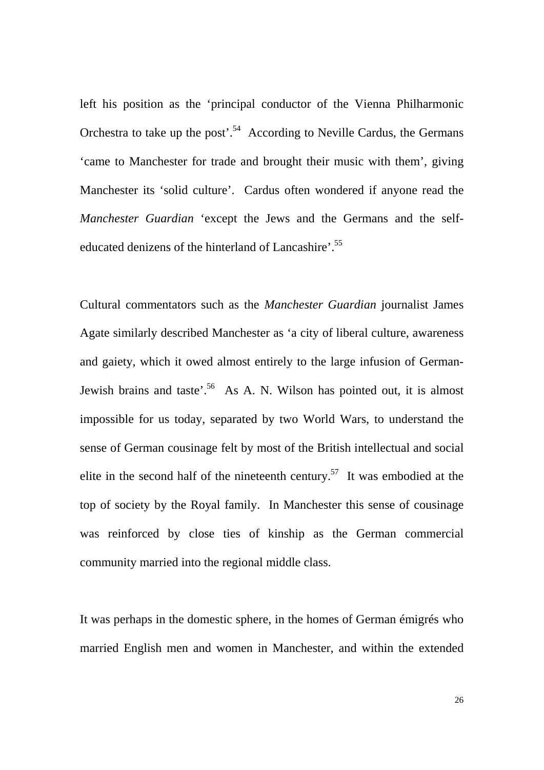left his position as the 'principal conductor of the Vienna Philharmonic Orchestra to take up the post'.[54] According to Neville Cardus, the Germans 'came to Manchester for trade and brought their music with them', giving Manchester its 'solid culture'. Cardus often wondered if anyone read the *Manchester Guardian* 'except the Jews and the Germans and the self-educated denizens of the hinterland of Lancashire'.[55]

Cultural commentators such as the *Manchester Guardian* journalist James Agate similarly described Manchester as 'a city of liberal culture, awareness and gaiety, which it owed almost entirely to the large infusion of German-Jewish brains and taste'.[56] As A. N. Wilson has pointed out, it is almost impossible for us today, separated by two World Wars, to understand the sense of German cousinage felt by most of the British intellectual and social elite in the second half of the nineteenth century.[57] It was embodied at the top of society by the Royal family. In Manchester this sense of cousinage was reinforced by close ties of kinship as the German commercial community married into the regional middle class.

It was perhaps in the domestic sphere, in the homes of German émigrés who married English men and women in Manchester, and within the extended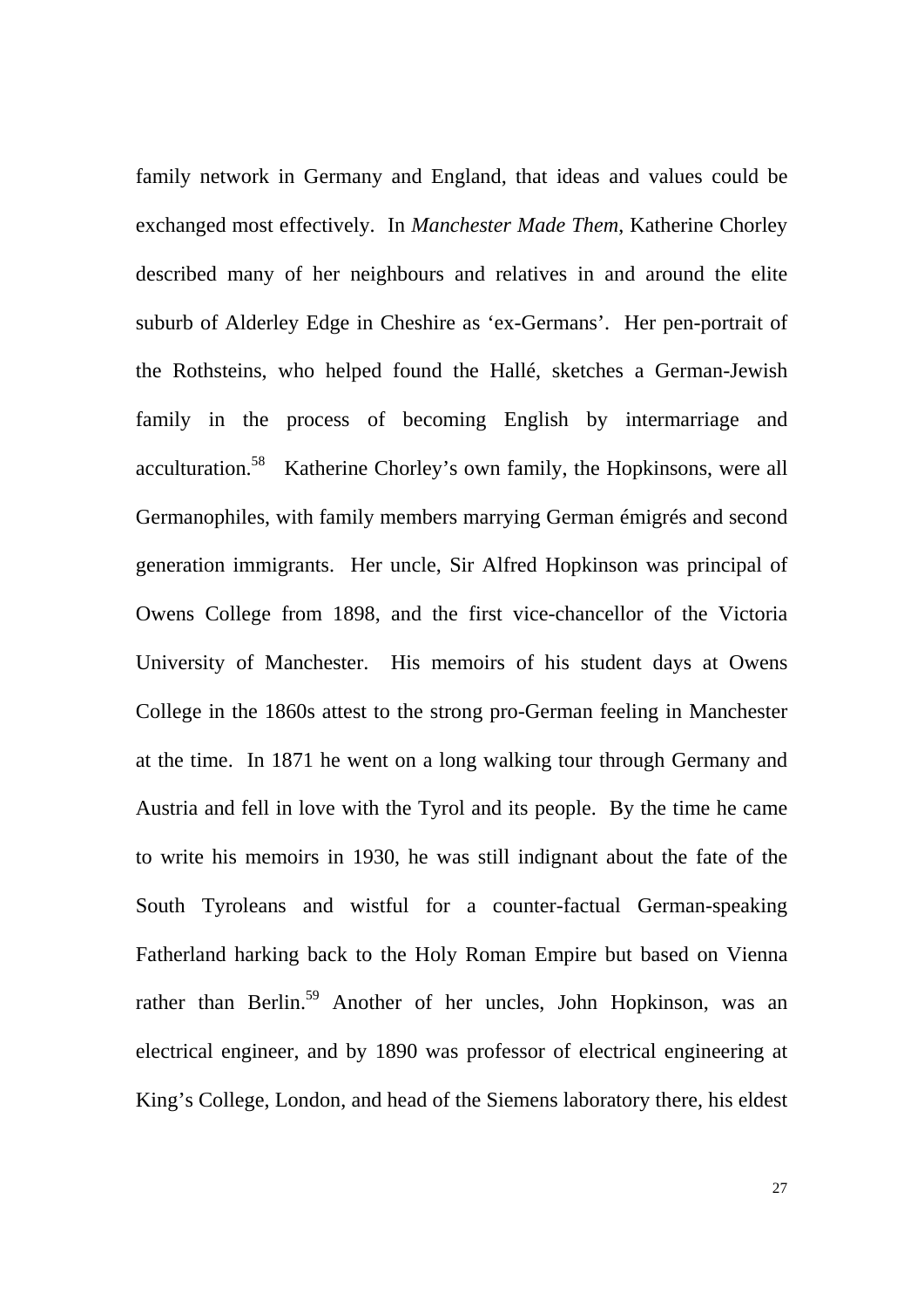family network in Germany and England, that ideas and values could be exchanged most effectively. In *Manchester Made Them*, Katherine Chorley described many of her neighbours and relatives in and around the elite suburb of Alderley Edge in Cheshire as 'ex-Germans'. Her pen-portrait of the Rothsteins, who helped found the Hallé, sketches a German-Jewish family in the process of becoming English by intermarriage and acculturation.[58] Katherine Chorley's own family, the Hopkinsons, were all Germanophiles, with family members marrying German émigrés and second generation immigrants. Her uncle, Sir Alfred Hopkinson was principal of Owens College from 1898, and the first vice-chancellor of the Victoria University of Manchester. His memoirs of his student days at Owens College in the 1860s attest to the strong pro-German feeling in Manchester at the time. In 1871 he went on a long walking tour through Germany and Austria and fell in love with the Tyrol and its people. By the time he came to write his memoirs in 1930, he was still indignant about the fate of the South Tyroleans and wistful for a counter-factual German-speaking Fatherland harking back to the Holy Roman Empire but based on Vienna rather than Berlin.[59] Another of her uncles, John Hopkinson, was an electrical engineer, and by 1890 was professor of electrical engineering at King's College, London, and head of the Siemens laboratory there, his eldest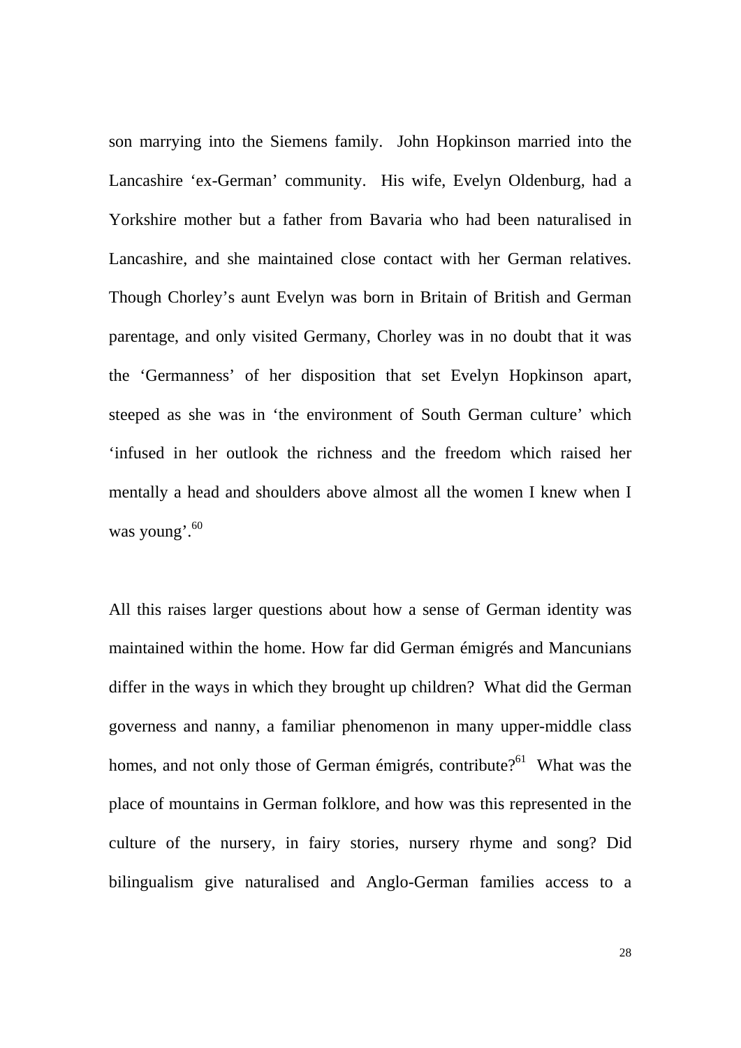son marrying into the Siemens family. John Hopkinson married into the Lancashire 'ex-German' community. His wife, Evelyn Oldenburg, had a Yorkshire mother but a father from Bavaria who had been naturalised in Lancashire, and she maintained close contact with her German relatives. Though Chorley's aunt Evelyn was born in Britain of British and German parentage, and only visited Germany, Chorley was in no doubt that it was the 'Germanness' of her disposition that set Evelyn Hopkinson apart, steeped as she was in 'the environment of South German culture' which 'infused in her outlook the richness and the freedom which raised her mentally a head and shoulders above almost all the women I knew when I was young'.[60]

All this raises larger questions about how a sense of German identity was maintained within the home. How far did German émigrés and Mancunians differ in the ways in which they brought up children? What did the German governess and nanny, a familiar phenomenon in many upper-middle class homes, and not only those of German émigrés, contribute?[61] What was the place of mountains in German folklore, and how was this represented in the culture of the nursery, in fairy stories, nursery rhyme and song? Did bilingualism give naturalised and Anglo-German families access to a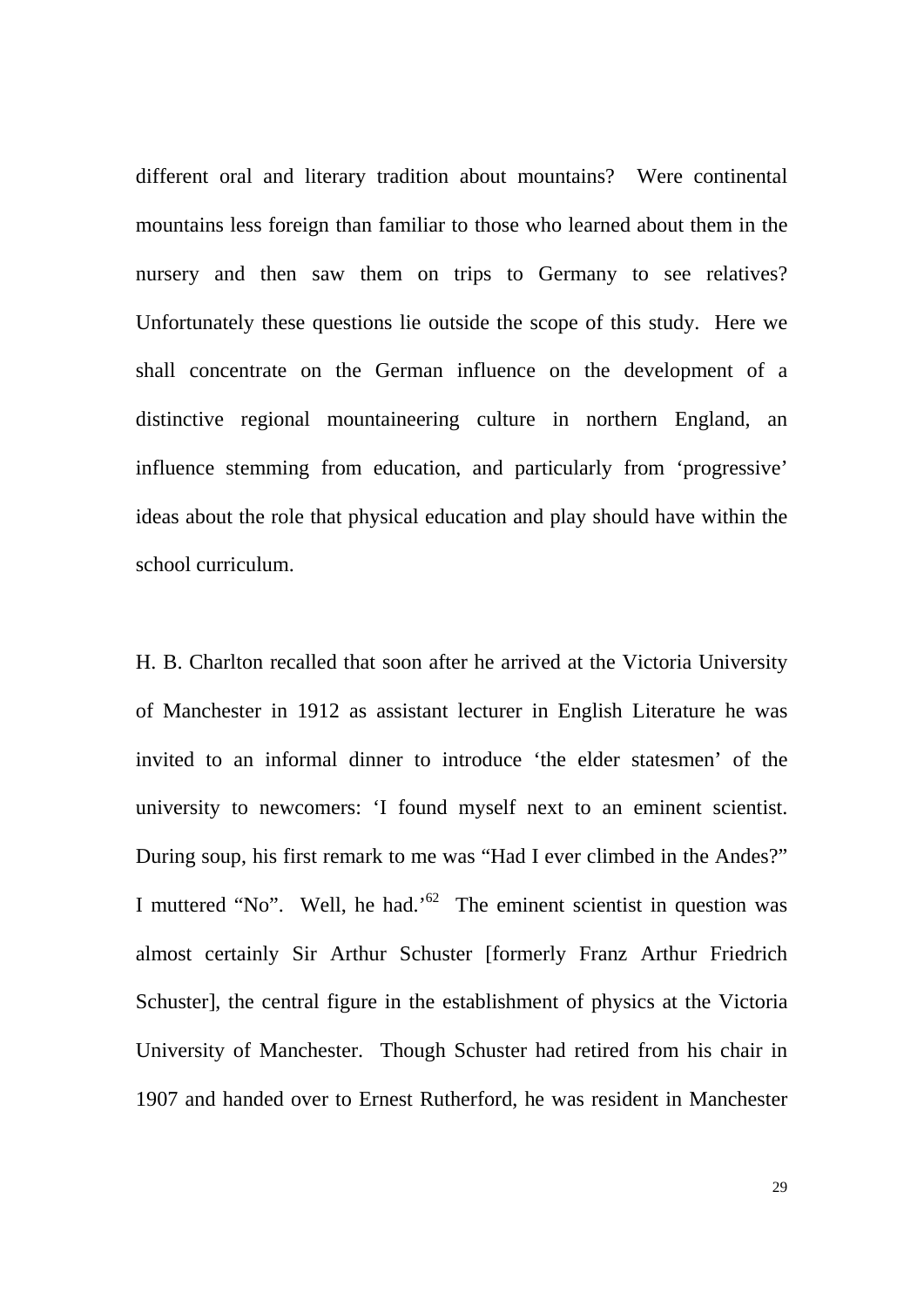different oral and literary tradition about mountains? Were continental mountains less foreign than familiar to those who learned about them in the nursery and then saw them on trips to Germany to see relatives? Unfortunately these questions lie outside the scope of this study. Here we shall concentrate on the German influence on the development of a distinctive regional mountaineering culture in northern England, an influence stemming from education, and particularly from 'progressive' ideas about the role that physical education and play should have within the school curriculum.

H. B. Charlton recalled that soon after he arrived at the Victoria University of Manchester in 1912 as assistant lecturer in English Literature he was invited to an informal dinner to introduce 'the elder statesmen' of the university to newcomers: 'I found myself next to an eminent scientist. During soup, his first remark to me was "Had I ever climbed in the Andes?" I muttered "No". Well, he had.'[62] The eminent scientist in question was almost certainly Sir Arthur Schuster [formerly Franz Arthur Friedrich Schuster], the central figure in the establishment of physics at the Victoria University of Manchester. Though Schuster had retired from his chair in 1907 and handed over to Ernest Rutherford, he was resident in Manchester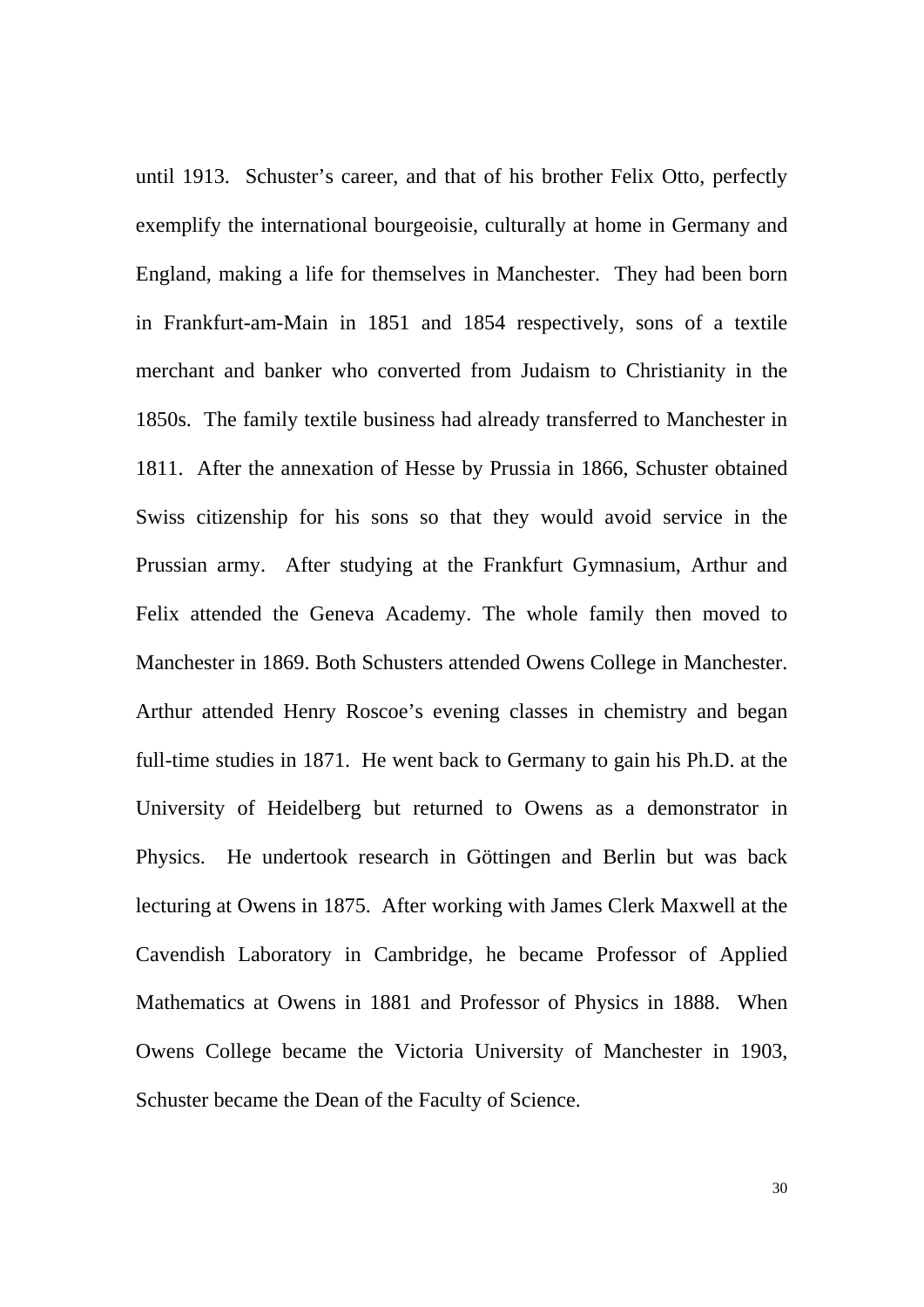until 1913. Schuster's career, and that of his brother Felix Otto, perfectly exemplify the international bourgeoisie, culturally at home in Germany and England, making a life for themselves in Manchester. They had been born in Frankfurt-am-Main in 1851 and 1854 respectively, sons of a textile merchant and banker who converted from Judaism to Christianity in the 1850s. The family textile business had already transferred to Manchester in 1811. After the annexation of Hesse by Prussia in 1866, Schuster obtained Swiss citizenship for his sons so that they would avoid service in the Prussian army. After studying at the Frankfurt Gymnasium, Arthur and Felix attended the Geneva Academy. The whole family then moved to Manchester in 1869. Both Schusters attended Owens College in Manchester. Arthur attended Henry Roscoe's evening classes in chemistry and began full-time studies in 1871. He went back to Germany to gain his Ph.D. at the University of Heidelberg but returned to Owens as a demonstrator in Physics. He undertook research in Göttingen and Berlin but was back lecturing at Owens in 1875. After working with James Clerk Maxwell at the Cavendish Laboratory in Cambridge, he became Professor of Applied Mathematics at Owens in 1881 and Professor of Physics in 1888. When Owens College became the Victoria University of Manchester in 1903, Schuster became the Dean of the Faculty of Science.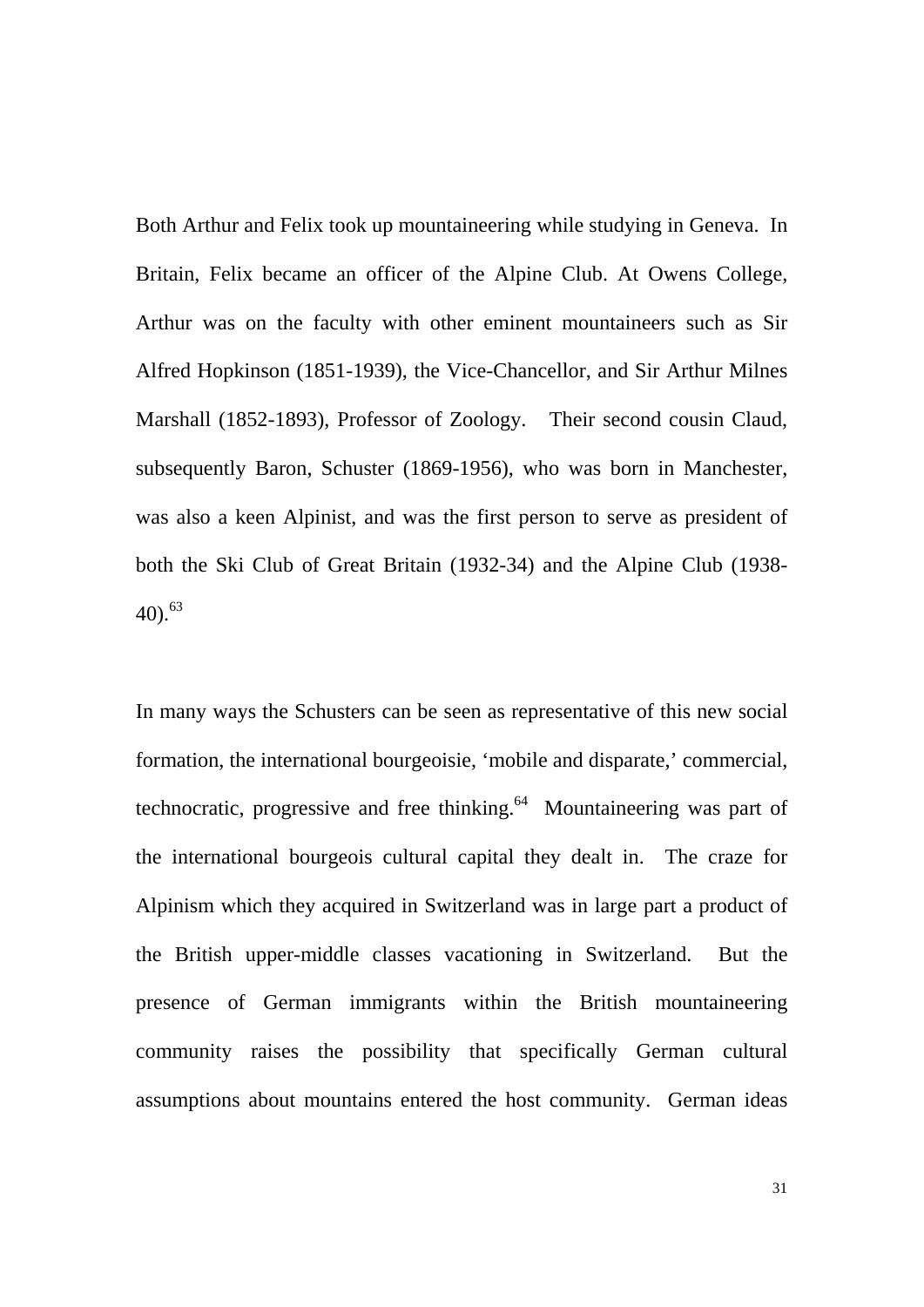Both Arthur and Felix took up mountaineering while studying in Geneva. In Britain, Felix became an officer of the Alpine Club. At Owens College, Arthur was on the faculty with other eminent mountaineers such as Sir Alfred Hopkinson (1851-1939), the Vice-Chancellor, and Sir Arthur Milnes Marshall (1852-1893), Professor of Zoology. Their second cousin Claud, subsequently Baron, Schuster (1869-1956), who was born in Manchester, was also a keen Alpinist, and was the first person to serve as president of both the Ski Club of Great Britain (1932-34) and the Alpine Club (1938-40).[63]

In many ways the Schusters can be seen as representative of this new social formation, the international bourgeoisie, 'mobile and disparate,' commercial, technocratic, progressive and free thinking.[64] Mountaineering was part of the international bourgeois cultural capital they dealt in. The craze for Alpinism which they acquired in Switzerland was in large part a product of the British upper-middle classes vacationing in Switzerland. But the presence of German immigrants within the British mountaineering community raises the possibility that specifically German cultural assumptions about mountains entered the host community. German ideas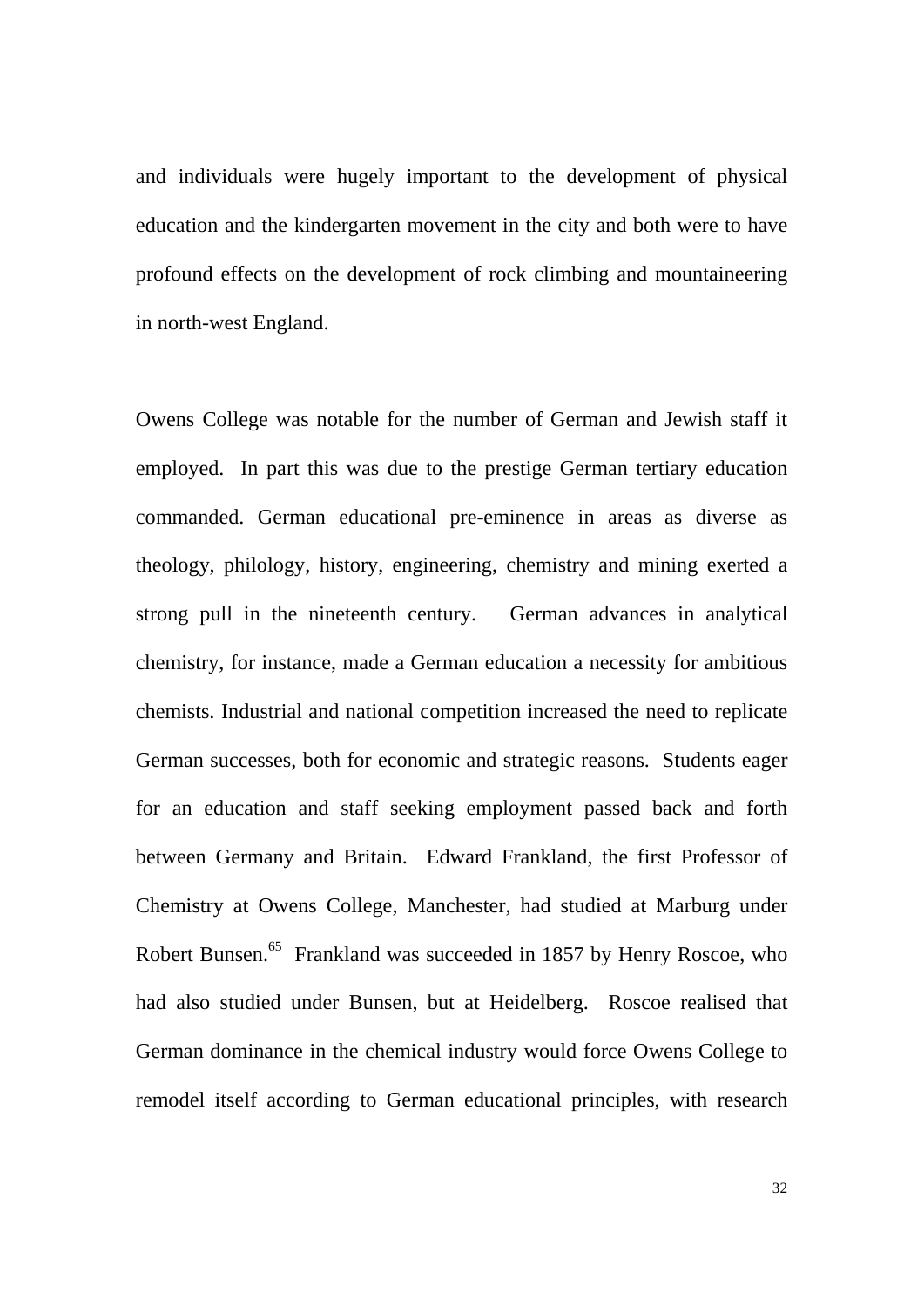and individuals were hugely important to the development of physical education and the kindergarten movement in the city and both were to have profound effects on the development of rock climbing and mountaineering in north-west England.

Owens College was notable for the number of German and Jewish staff it employed. In part this was due to the prestige German tertiary education commanded. German educational pre-eminence in areas as diverse as theology, philology, history, engineering, chemistry and mining exerted a strong pull in the nineteenth century. German advances in analytical chemistry, for instance, made a German education a necessity for ambitious chemists. Industrial and national competition increased the need to replicate German successes, both for economic and strategic reasons. Students eager for an education and staff seeking employment passed back and forth between Germany and Britain. Edward Frankland, the first Professor of Chemistry at Owens College, Manchester, had studied at Marburg under Robert Bunsen.[65] Frankland was succeeded in 1857 by Henry Roscoe, who had also studied under Bunsen, but at Heidelberg. Roscoe realised that German dominance in the chemical industry would force Owens College to remodel itself according to German educational principles, with research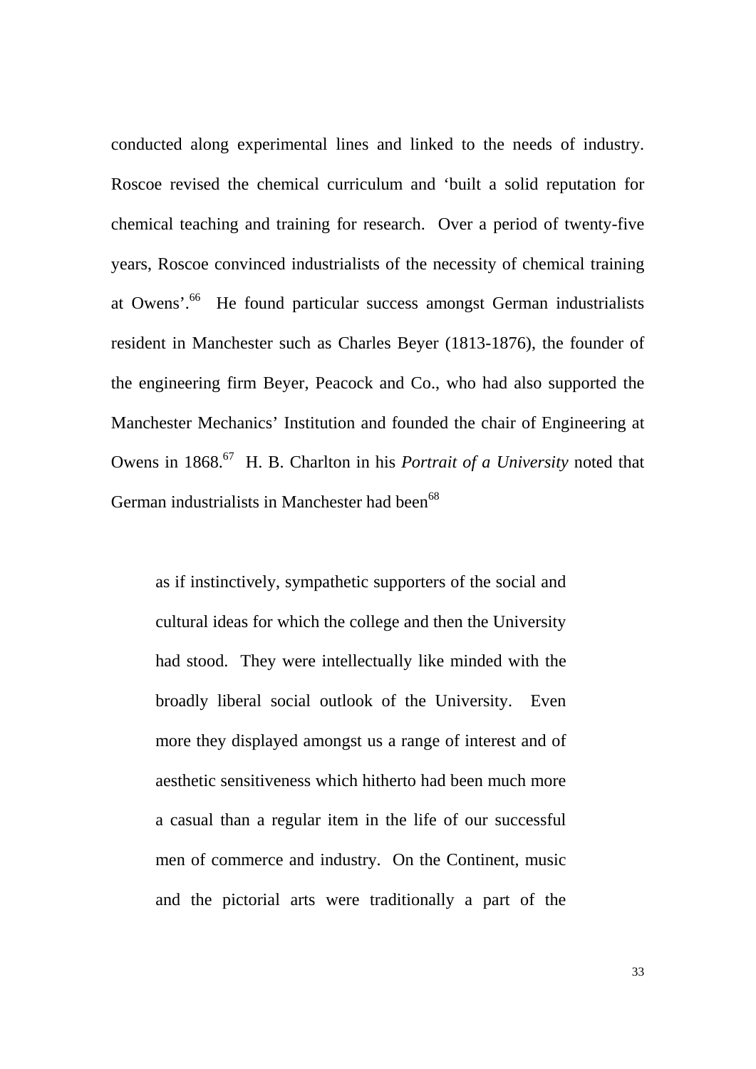conducted along experimental lines and linked to the needs of industry. Roscoe revised the chemical curriculum and 'built a solid reputation for chemical teaching and training for research. Over a period of twenty-five years, Roscoe convinced industrialists of the necessity of chemical training at Owens'.[66] He found particular success amongst German industrialists resident in Manchester such as Charles Beyer (1813-1876), the founder of the engineering firm Beyer, Peacock and Co., who had also supported the Manchester Mechanics' Institution and founded the chair of Engineering at Owens in 1868.[67] H. B. Charlton in his *Portrait of a University* noted that German industrialists in Manchester had been[68]

> as if instinctively, sympathetic supporters of the social and cultural ideas for which the college and then the University had stood. They were intellectually like minded with the broadly liberal social outlook of the University. Even more they displayed amongst us a range of interest and of aesthetic sensitiveness which hitherto had been much more a casual than a regular item in the life of our successful men of commerce and industry. On the Continent, music and the pictorial arts were traditionally a part of the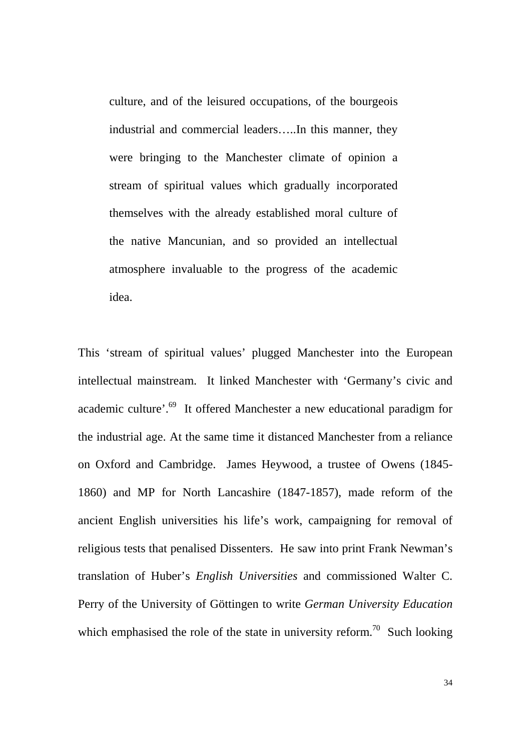> culture, and of the leisured occupations, of the bourgeois industrial and commercial leaders…..In this manner, they were bringing to the Manchester climate of opinion a stream of spiritual values which gradually incorporated themselves with the already established moral culture of the native Mancunian, and so provided an intellectual atmosphere invaluable to the progress of the academic idea.

This 'stream of spiritual values' plugged Manchester into the European intellectual mainstream. It linked Manchester with 'Germany's civic and academic culture'.[69] It offered Manchester a new educational paradigm for the industrial age. At the same time it distanced Manchester from a reliance on Oxford and Cambridge. James Heywood, a trustee of Owens (1845-1860) and MP for North Lancashire (1847-1857), made reform of the ancient English universities his life's work, campaigning for removal of religious tests that penalised Dissenters. He saw into print Frank Newman's translation of Huber's *English Universities* and commissioned Walter C. Perry of the University of Göttingen to write *German University Education* which emphasised the role of the state in university reform.[70] Such looking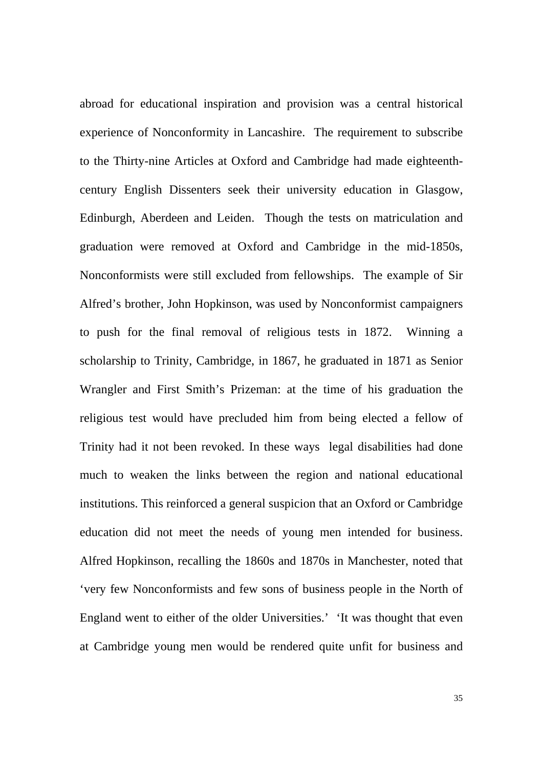abroad for educational inspiration and provision was a central historical experience of Nonconformity in Lancashire. The requirement to subscribe to the Thirty-nine Articles at Oxford and Cambridge had made eighteenth-century English Dissenters seek their university education in Glasgow, Edinburgh, Aberdeen and Leiden. Though the tests on matriculation and graduation were removed at Oxford and Cambridge in the mid-1850s, Nonconformists were still excluded from fellowships. The example of Sir Alfred's brother, John Hopkinson, was used by Nonconformist campaigners to push for the final removal of religious tests in 1872. Winning a scholarship to Trinity, Cambridge, in 1867, he graduated in 1871 as Senior Wrangler and First Smith's Prizeman: at the time of his graduation the religious test would have precluded him from being elected a fellow of Trinity had it not been revoked. In these ways legal disabilities had done much to weaken the links between the region and national educational institutions. This reinforced a general suspicion that an Oxford or Cambridge education did not meet the needs of young men intended for business. Alfred Hopkinson, recalling the 1860s and 1870s in Manchester, noted that 'very few Nonconformists and few sons of business people in the North of England went to either of the older Universities.' 'It was thought that even at Cambridge young men would be rendered quite unfit for business and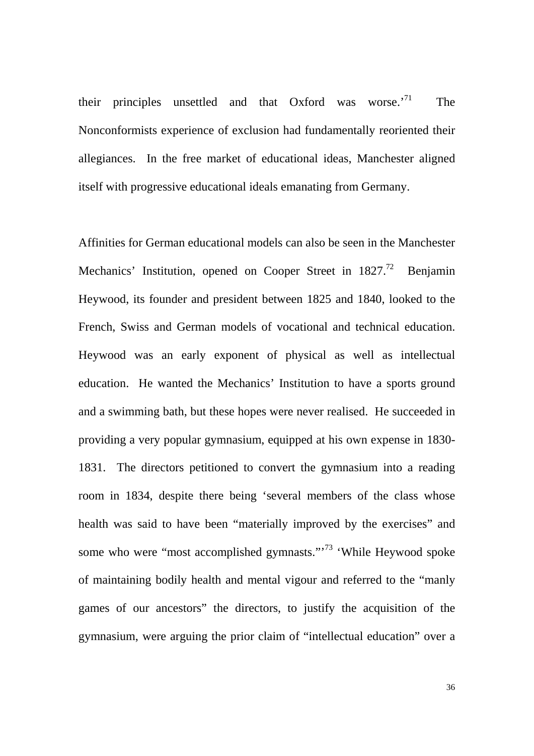their principles unsettled and that Oxford was worse.'[71] The Nonconformists experience of exclusion had fundamentally reoriented their allegiances. In the free market of educational ideas, Manchester aligned itself with progressive educational ideals emanating from Germany.

Affinities for German educational models can also be seen in the Manchester Mechanics' Institution, opened on Cooper Street in 1827.[72] Benjamin Heywood, its founder and president between 1825 and 1840, looked to the French, Swiss and German models of vocational and technical education. Heywood was an early exponent of physical as well as intellectual education. He wanted the Mechanics' Institution to have a sports ground and a swimming bath, but these hopes were never realised. He succeeded in providing a very popular gymnasium, equipped at his own expense in 1830-1831. The directors petitioned to convert the gymnasium into a reading room in 1834, despite there being 'several members of the class whose health was said to have been "materially improved by the exercises" and some who were "most accomplished gymnasts."'[73] 'While Heywood spoke of maintaining bodily health and mental vigour and referred to the "manly games of our ancestors" the directors, to justify the acquisition of the gymnasium, were arguing the prior claim of "intellectual education" over a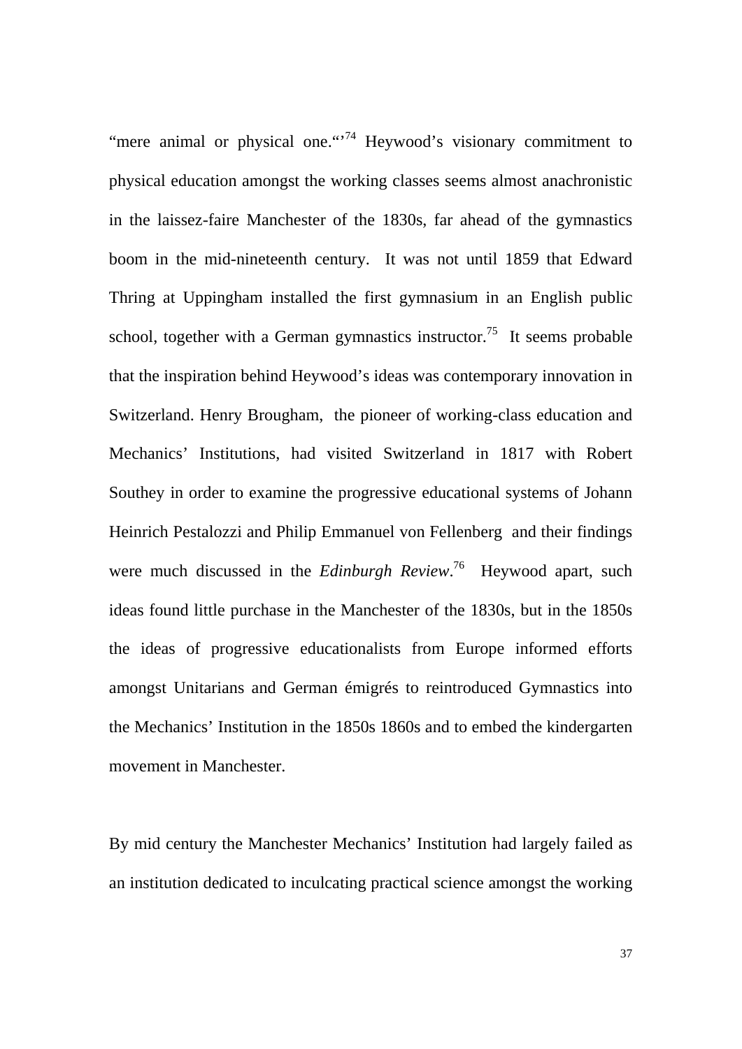"mere animal or physical one."'[74] Heywood's visionary commitment to physical education amongst the working classes seems almost anachronistic in the laissez-faire Manchester of the 1830s, far ahead of the gymnastics boom in the mid-nineteenth century. It was not until 1859 that Edward Thring at Uppingham installed the first gymnasium in an English public school, together with a German gymnastics instructor.[75] It seems probable that the inspiration behind Heywood's ideas was contemporary innovation in Switzerland. Henry Brougham, the pioneer of working-class education and Mechanics' Institutions, had visited Switzerland in 1817 with Robert Southey in order to examine the progressive educational systems of Johann Heinrich Pestalozzi and Philip Emmanuel von Fellenberg and their findings were much discussed in the *Edinburgh Review*.[76] Heywood apart, such ideas found little purchase in the Manchester of the 1830s, but in the 1850s the ideas of progressive educationalists from Europe informed efforts amongst Unitarians and German émigrés to reintroduced Gymnastics into the Mechanics' Institution in the 1850s 1860s and to embed the kindergarten movement in Manchester.

By mid century the Manchester Mechanics' Institution had largely failed as an institution dedicated to inculcating practical science amongst the working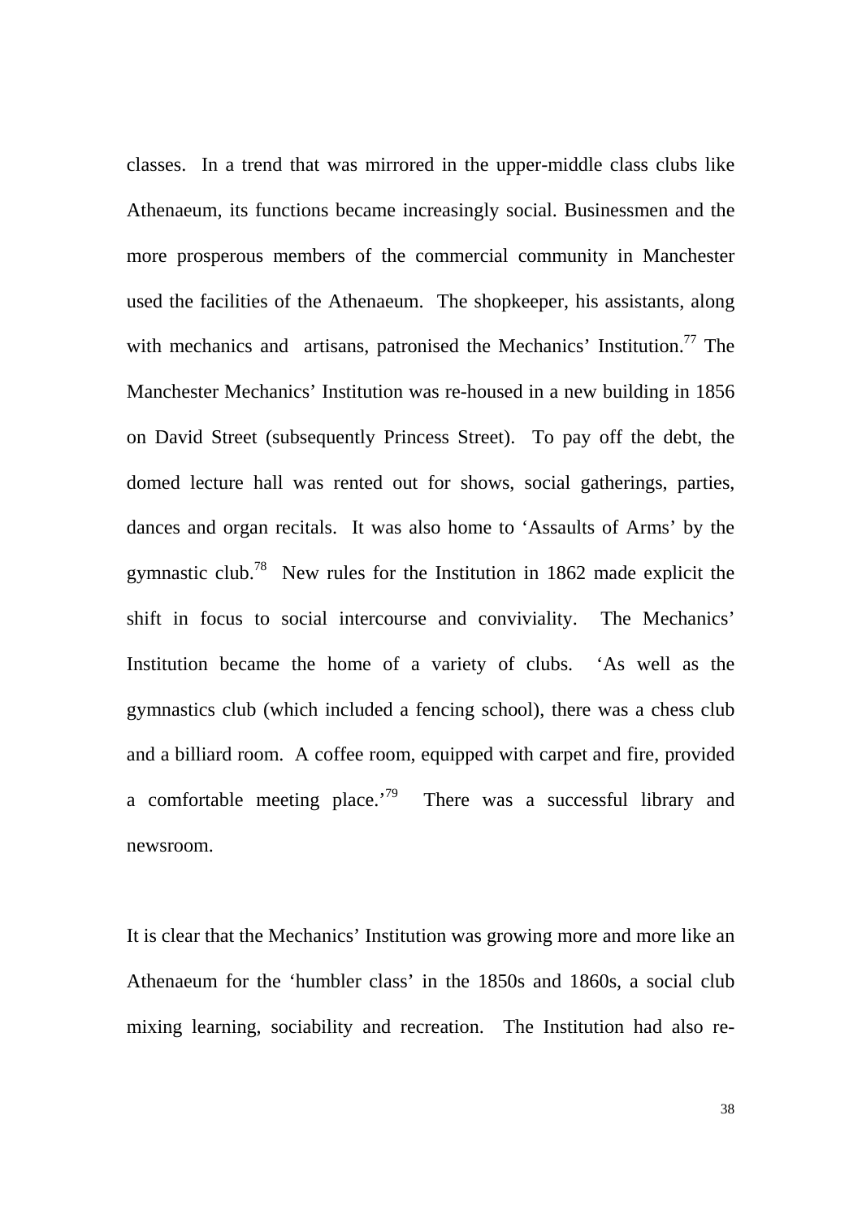classes. In a trend that was mirrored in the upper-middle class clubs like Athenaeum, its functions became increasingly social. Businessmen and the more prosperous members of the commercial community in Manchester used the facilities of the Athenaeum. The shopkeeper, his assistants, along with mechanics and artisans, patronised the Mechanics' Institution.[77] The Manchester Mechanics' Institution was re-housed in a new building in 1856 on David Street (subsequently Princess Street). To pay off the debt, the domed lecture hall was rented out for shows, social gatherings, parties, dances and organ recitals. It was also home to 'Assaults of Arms' by the gymnastic club.[78] New rules for the Institution in 1862 made explicit the shift in focus to social intercourse and conviviality. The Mechanics' Institution became the home of a variety of clubs. 'As well as the gymnastics club (which included a fencing school), there was a chess club and a billiard room. A coffee room, equipped with carpet and fire, provided a comfortable meeting place.'[79] There was a successful library and newsroom.

It is clear that the Mechanics' Institution was growing more and more like an Athenaeum for the 'humbler class' in the 1850s and 1860s, a social club mixing learning, sociability and recreation. The Institution had also re-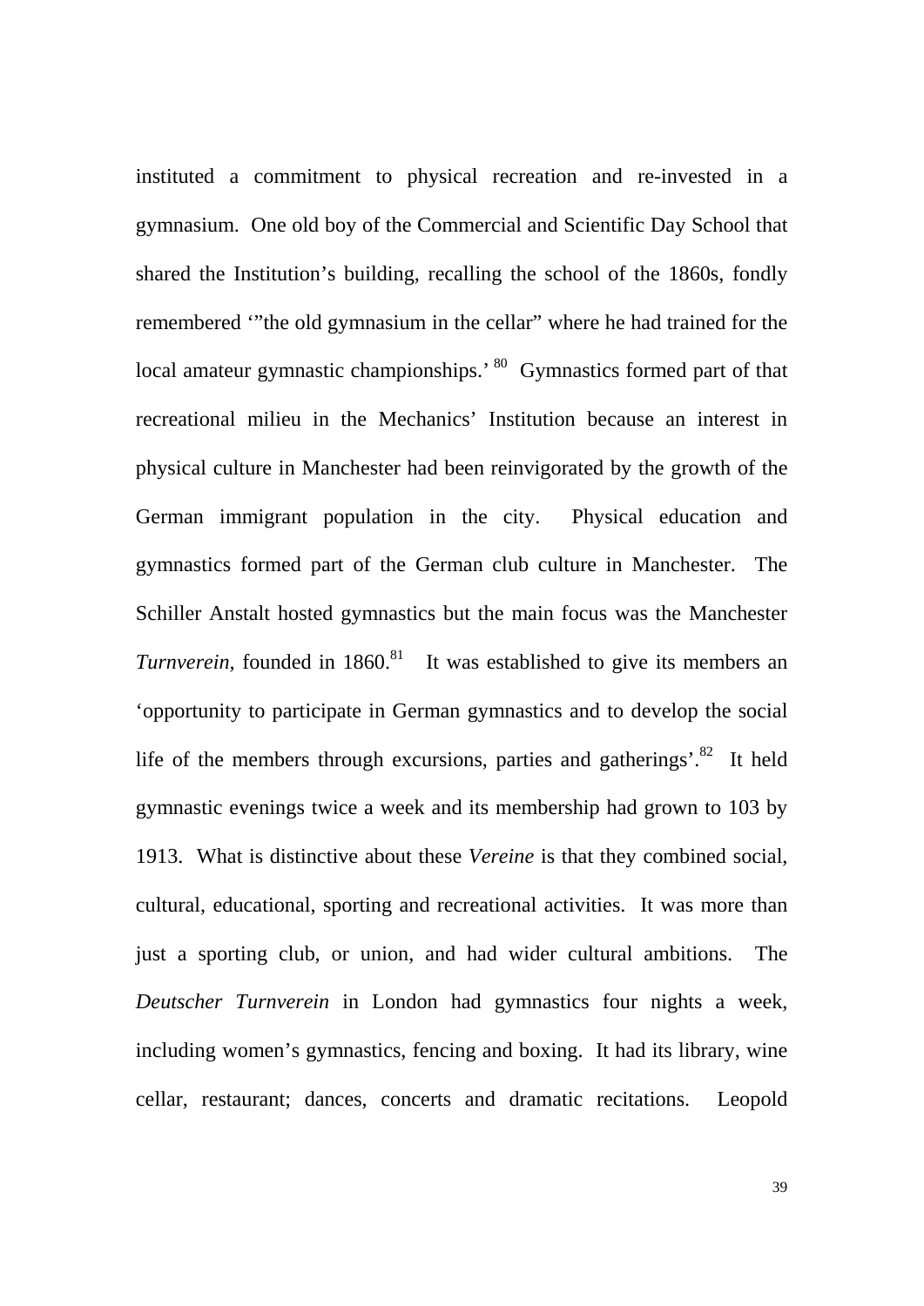instituted a commitment to physical recreation and re-invested in a gymnasium. One old boy of the Commercial and Scientific Day School that shared the Institution's building, recalling the school of the 1860s, fondly remembered '"the old gymnasium in the cellar" where he had trained for the local amateur gymnastic championships.'[80] Gymnastics formed part of that recreational milieu in the Mechanics' Institution because an interest in physical culture in Manchester had been reinvigorated by the growth of the German immigrant population in the city. Physical education and gymnastics formed part of the German club culture in Manchester. The Schiller Anstalt hosted gymnastics but the main focus was the Manchester *Turnverein*, founded in 1860.[81] It was established to give its members an 'opportunity to participate in German gymnastics and to develop the social life of the members through excursions, parties and gatherings'.[82] It held gymnastic evenings twice a week and its membership had grown to 103 by 1913. What is distinctive about these *Vereine* is that they combined social, cultural, educational, sporting and recreational activities. It was more than just a sporting club, or union, and had wider cultural ambitions. The *Deutscher Turnverein* in London had gymnastics four nights a week, including women's gymnastics, fencing and boxing. It had its library, wine cellar, restaurant; dances, concerts and dramatic recitations. Leopold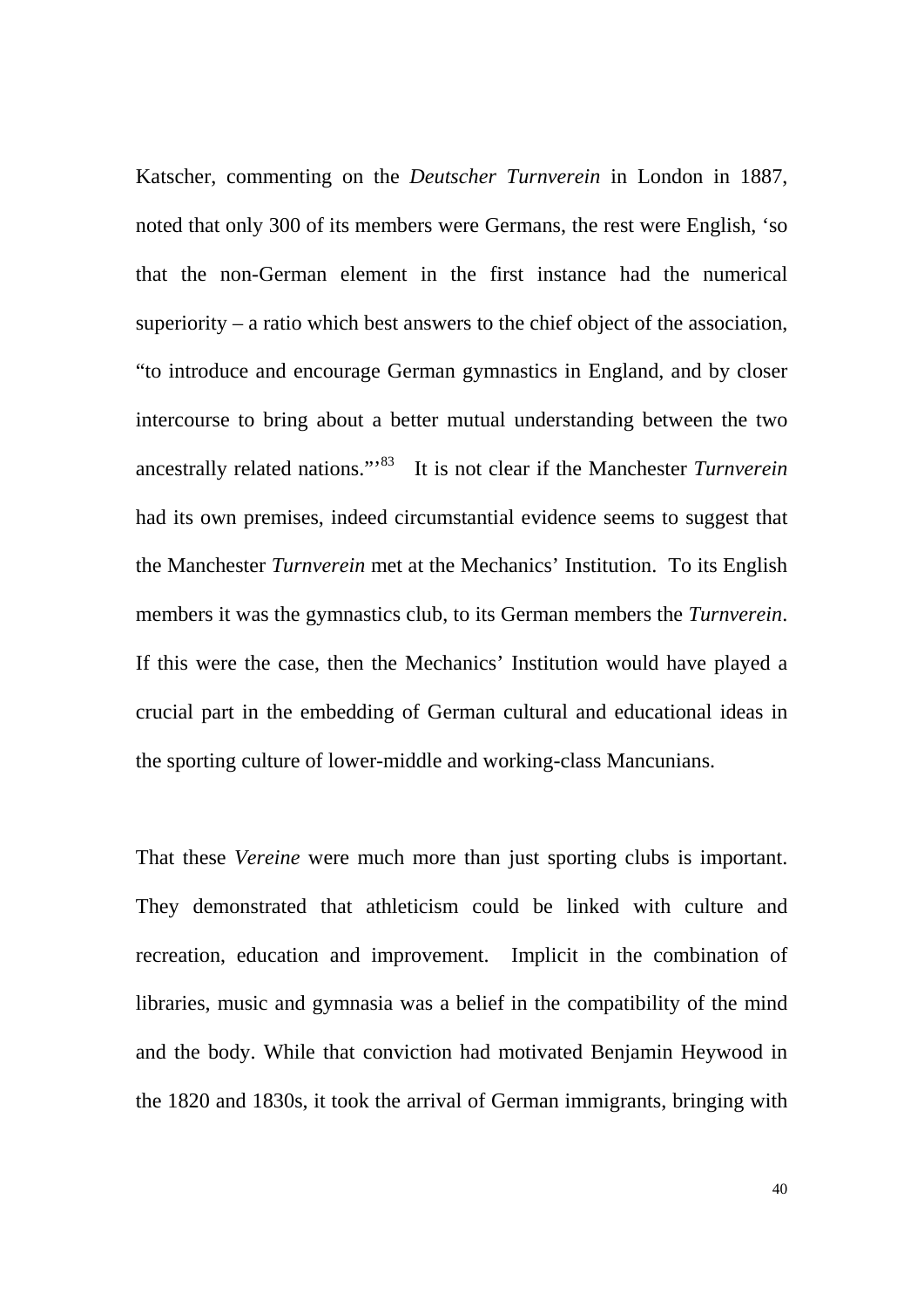Katscher, commenting on the *Deutscher Turnverein* in London in 1887, noted that only 300 of its members were Germans, the rest were English, 'so that the non-German element in the first instance had the numerical superiority – a ratio which best answers to the chief object of the association, "to introduce and encourage German gymnastics in England, and by closer intercourse to bring about a better mutual understanding between the two ancestrally related nations."'[83] It is not clear if the Manchester *Turnverein* had its own premises, indeed circumstantial evidence seems to suggest that the Manchester *Turnverein* met at the Mechanics' Institution. To its English members it was the gymnastics club, to its German members the *Turnverein*. If this were the case, then the Mechanics' Institution would have played a crucial part in the embedding of German cultural and educational ideas in the sporting culture of lower-middle and working-class Mancunians.

That these *Vereine* were much more than just sporting clubs is important. They demonstrated that athleticism could be linked with culture and recreation, education and improvement. Implicit in the combination of libraries, music and gymnasia was a belief in the compatibility of the mind and the body. While that conviction had motivated Benjamin Heywood in the 1820 and 1830s, it took the arrival of German immigrants, bringing with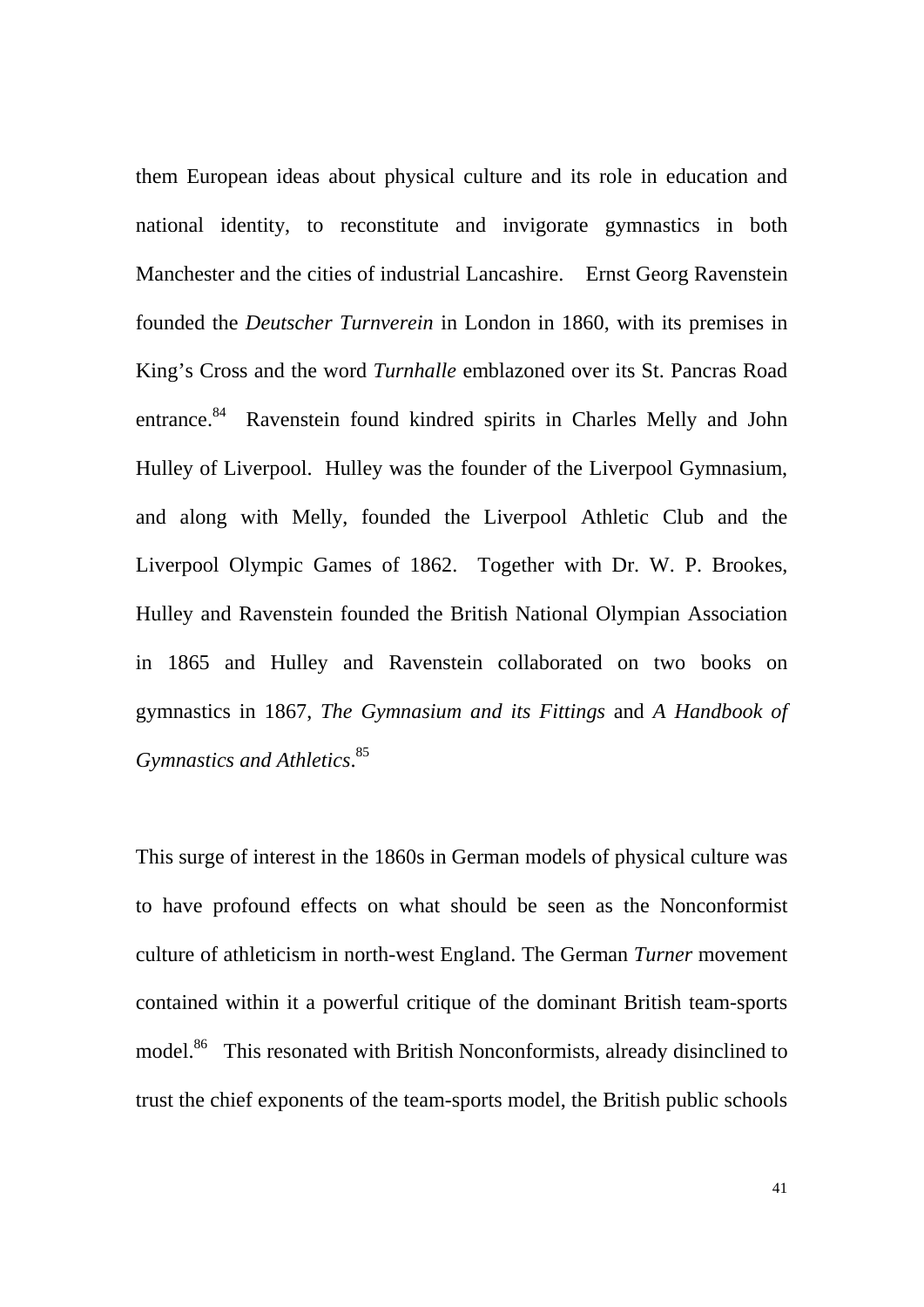them European ideas about physical culture and its role in education and national identity, to reconstitute and invigorate gymnastics in both Manchester and the cities of industrial Lancashire. Ernst Georg Ravenstein founded the *Deutscher Turnverein* in London in 1860, with its premises in King's Cross and the word *Turnhalle* emblazoned over its St. Pancras Road entrance.[84] Ravenstein found kindred spirits in Charles Melly and John Hulley of Liverpool. Hulley was the founder of the Liverpool Gymnasium, and along with Melly, founded the Liverpool Athletic Club and the Liverpool Olympic Games of 1862. Together with Dr. W. P. Brookes, Hulley and Ravenstein founded the British National Olympian Association in 1865 and Hulley and Ravenstein collaborated on two books on gymnastics in 1867, *The Gymnasium and its Fittings* and *A Handbook of Gymnastics and Athletics*.[85]

This surge of interest in the 1860s in German models of physical culture was to have profound effects on what should be seen as the Nonconformist culture of athleticism in north-west England. The German *Turner* movement contained within it a powerful critique of the dominant British team-sports model.[86] This resonated with British Nonconformists, already disinclined to trust the chief exponents of the team-sports model, the British public schools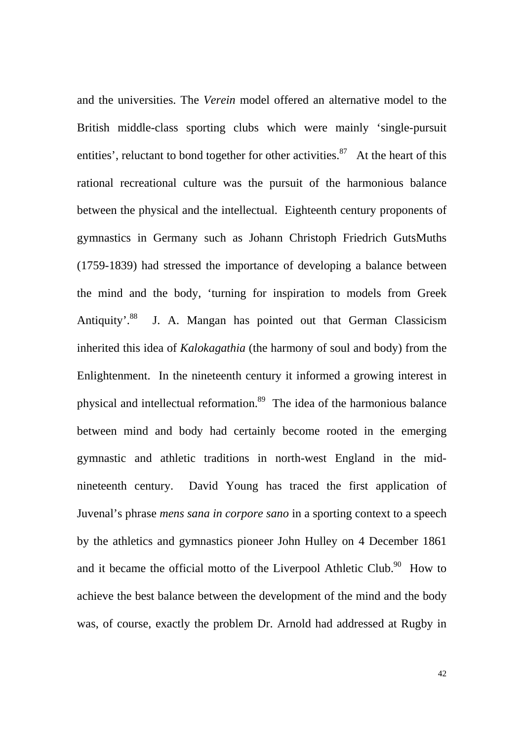and the universities. The *Verein* model offered an alternative model to the British middle-class sporting clubs which were mainly 'single-pursuit entities', reluctant to bond together for other activities.[87] At the heart of this rational recreational culture was the pursuit of the harmonious balance between the physical and the intellectual. Eighteenth century proponents of gymnastics in Germany such as Johann Christoph Friedrich GutsMuths (1759-1839) had stressed the importance of developing a balance between the mind and the body, 'turning for inspiration to models from Greek Antiquity'.[88] J. A. Mangan has pointed out that German Classicism inherited this idea of *Kalokagathia* (the harmony of soul and body) from the Enlightenment. In the nineteenth century it informed a growing interest in physical and intellectual reformation.[89] The idea of the harmonious balance between mind and body had certainly become rooted in the emerging gymnastic and athletic traditions in north-west England in the mid-nineteenth century. David Young has traced the first application of Juvenal's phrase *mens sana in corpore sano* in a sporting context to a speech by the athletics and gymnastics pioneer John Hulley on 4 December 1861 and it became the official motto of the Liverpool Athletic Club.[90] How to achieve the best balance between the development of the mind and the body was, of course, exactly the problem Dr. Arnold had addressed at Rugby in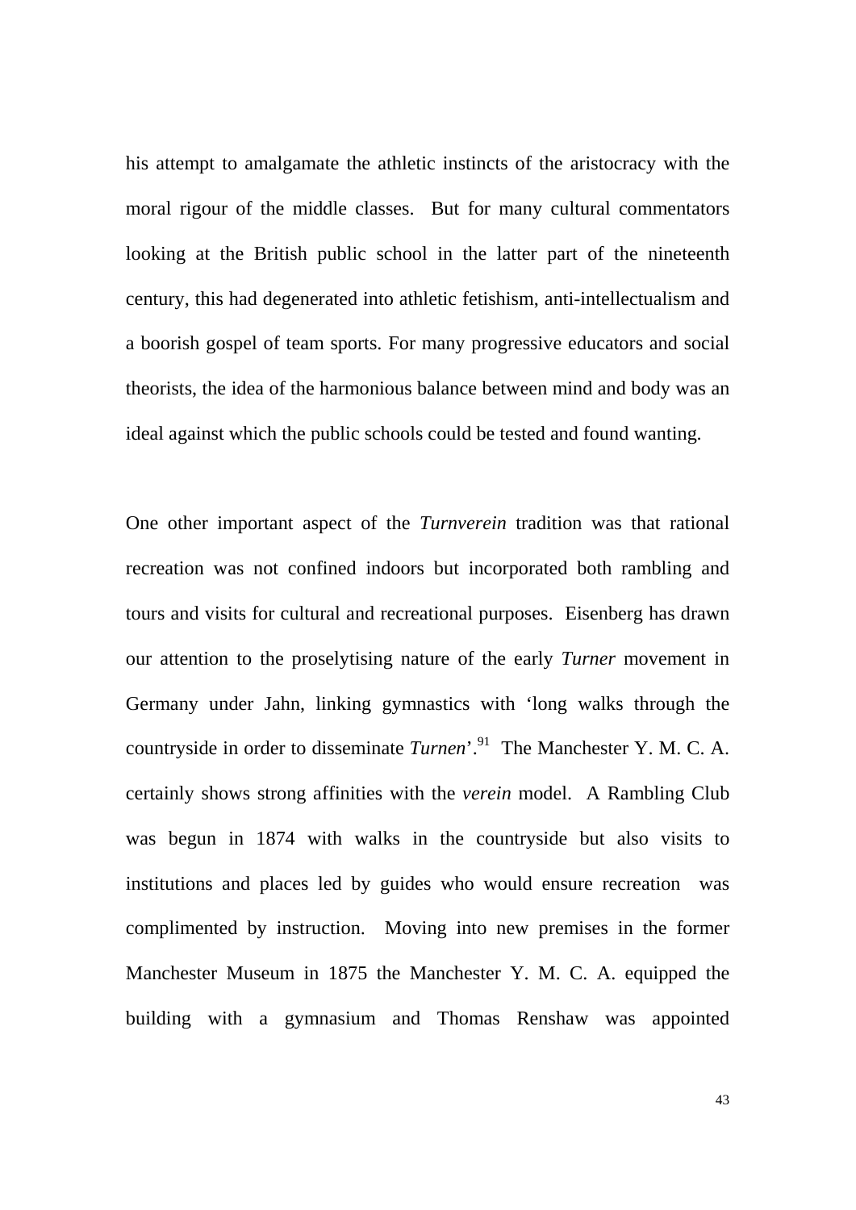his attempt to amalgamate the athletic instincts of the aristocracy with the moral rigour of the middle classes. But for many cultural commentators looking at the British public school in the latter part of the nineteenth century, this had degenerated into athletic fetishism, anti-intellectualism and a boorish gospel of team sports. For many progressive educators and social theorists, the idea of the harmonious balance between mind and body was an ideal against which the public schools could be tested and found wanting.

One other important aspect of the *Turnverein* tradition was that rational recreation was not confined indoors but incorporated both rambling and tours and visits for cultural and recreational purposes. Eisenberg has drawn our attention to the proselytising nature of the early *Turner* movement in Germany under Jahn, linking gymnastics with 'long walks through the countryside in order to disseminate *Turnen*'.[91] The Manchester Y. M. C. A. certainly shows strong affinities with the *verein* model. A Rambling Club was begun in 1874 with walks in the countryside but also visits to institutions and places led by guides who would ensure recreation was complimented by instruction. Moving into new premises in the former Manchester Museum in 1875 the Manchester Y. M. C. A. equipped the building with a gymnasium and Thomas Renshaw was appointed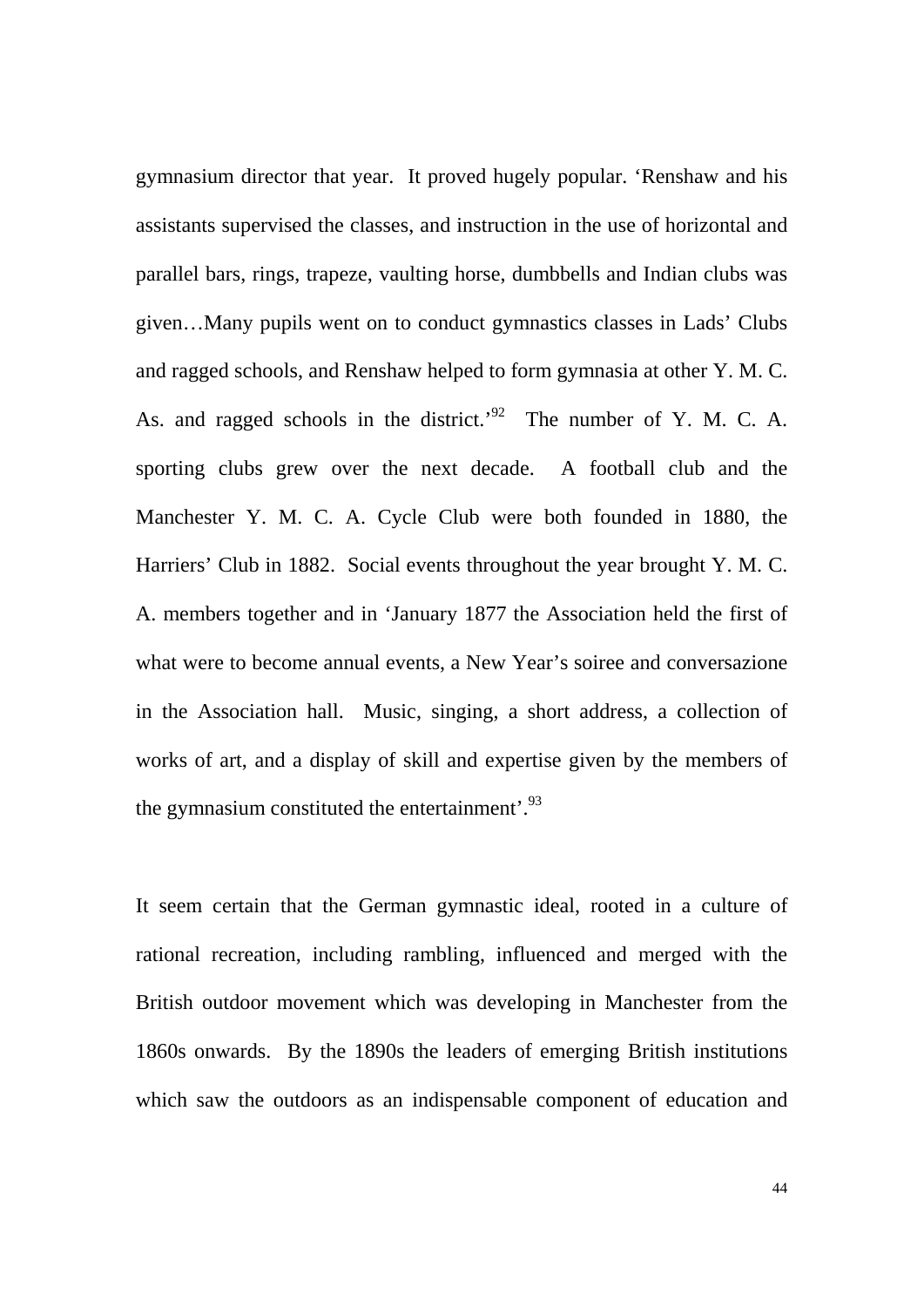gymnasium director that year. It proved hugely popular. 'Renshaw and his assistants supervised the classes, and instruction in the use of horizontal and parallel bars, rings, trapeze, vaulting horse, dumbbells and Indian clubs was given…Many pupils went on to conduct gymnastics classes in Lads' Clubs and ragged schools, and Renshaw helped to form gymnasia at other Y. M. C. As. and ragged schools in the district.'[92] The number of Y. M. C. A. sporting clubs grew over the next decade. A football club and the Manchester Y. M. C. A. Cycle Club were both founded in 1880, the Harriers' Club in 1882. Social events throughout the year brought Y. M. C. A. members together and in 'January 1877 the Association held the first of what were to become annual events, a New Year's soiree and conversazione in the Association hall. Music, singing, a short address, a collection of works of art, and a display of skill and expertise given by the members of the gymnasium constituted the entertainment'.[93]

It seem certain that the German gymnastic ideal, rooted in a culture of rational recreation, including rambling, influenced and merged with the British outdoor movement which was developing in Manchester from the 1860s onwards. By the 1890s the leaders of emerging British institutions which saw the outdoors as an indispensable component of education and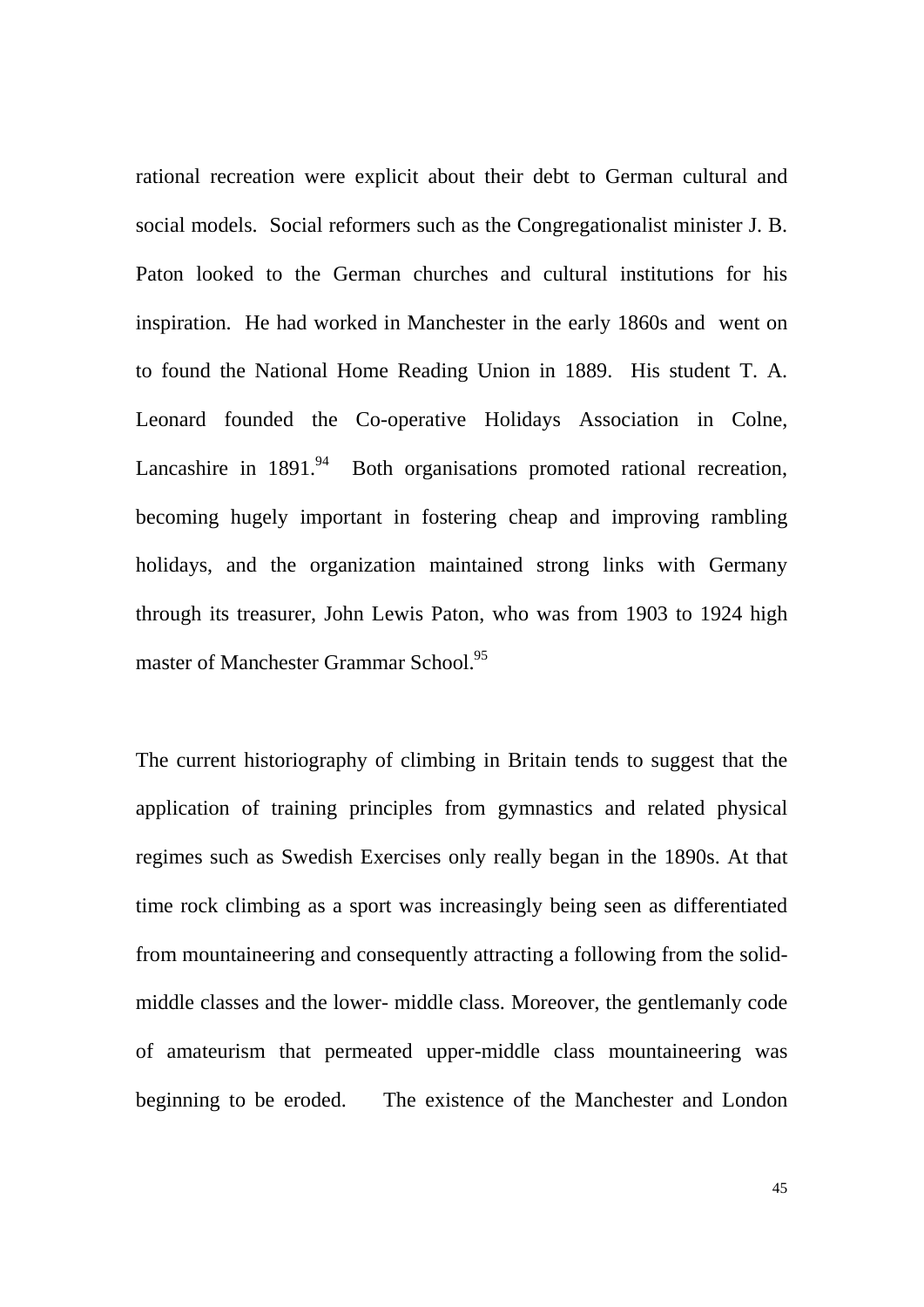rational recreation were explicit about their debt to German cultural and social models. Social reformers such as the Congregationalist minister J. B. Paton looked to the German churches and cultural institutions for his inspiration. He had worked in Manchester in the early 1860s and went on to found the National Home Reading Union in 1889. His student T. A. Leonard founded the Co-operative Holidays Association in Colne, Lancashire in 1891.[94] Both organisations promoted rational recreation, becoming hugely important in fostering cheap and improving rambling holidays, and the organization maintained strong links with Germany through its treasurer, John Lewis Paton, who was from 1903 to 1924 high master of Manchester Grammar School.[95]

The current historiography of climbing in Britain tends to suggest that the application of training principles from gymnastics and related physical regimes such as Swedish Exercises only really began in the 1890s. At that time rock climbing as a sport was increasingly being seen as differentiated from mountaineering and consequently attracting a following from the solid-middle classes and the lower- middle class. Moreover, the gentlemanly code of amateurism that permeated upper-middle class mountaineering was beginning to be eroded. The existence of the Manchester and London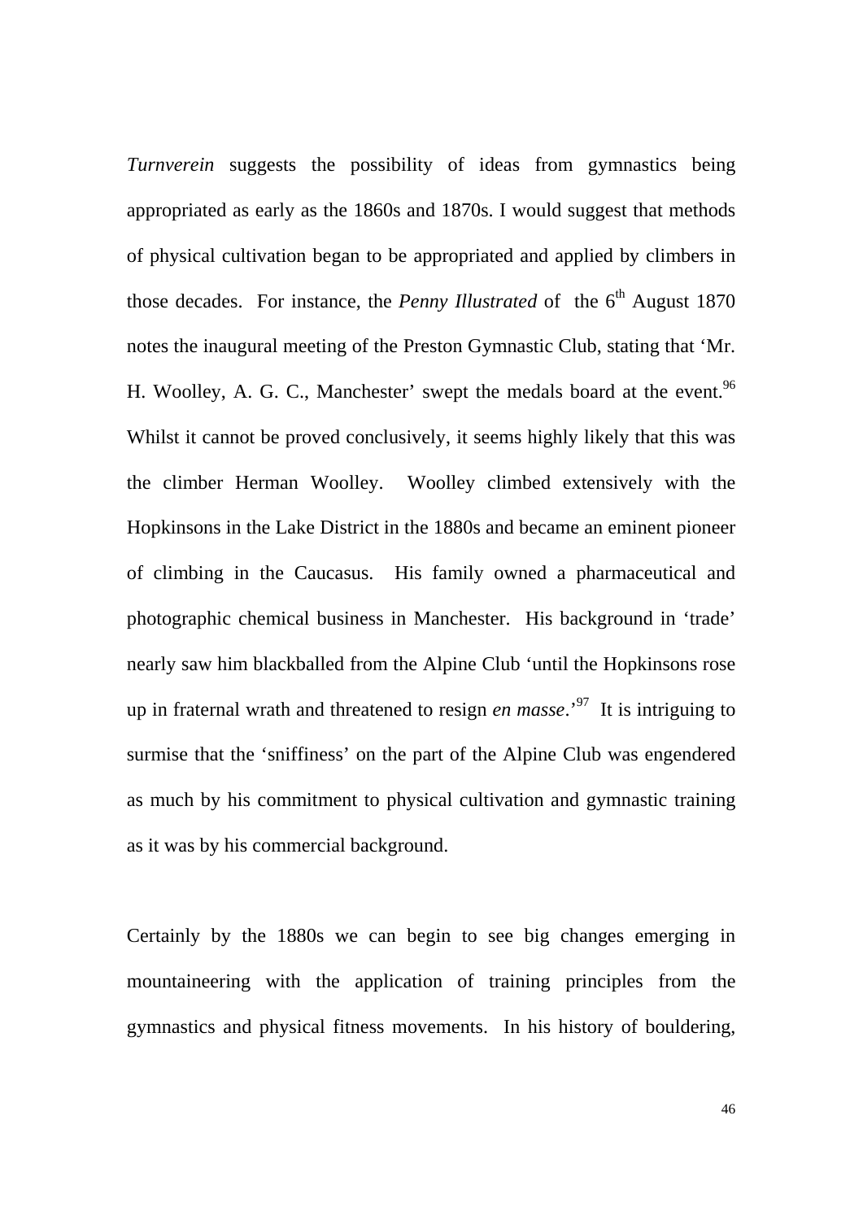*Turnverein* suggests the possibility of ideas from gymnastics being appropriated as early as the 1860s and 1870s. I would suggest that methods of physical cultivation began to be appropriated and applied by climbers in those decades. For instance, the *Penny Illustrated* of the 6th August 1870 notes the inaugural meeting of the Preston Gymnastic Club, stating that 'Mr. H. Woolley, A. G. C., Manchester' swept the medals board at the event.[96] Whilst it cannot be proved conclusively, it seems highly likely that this was the climber Herman Woolley. Woolley climbed extensively with the Hopkinsons in the Lake District in the 1880s and became an eminent pioneer of climbing in the Caucasus. His family owned a pharmaceutical and photographic chemical business in Manchester. His background in 'trade' nearly saw him blackballed from the Alpine Club 'until the Hopkinsons rose up in fraternal wrath and threatened to resign *en masse*.'[97] It is intriguing to surmise that the 'sniffiness' on the part of the Alpine Club was engendered as much by his commitment to physical cultivation and gymnastic training as it was by his commercial background.

Certainly by the 1880s we can begin to see big changes emerging in mountaineering with the application of training principles from the gymnastics and physical fitness movements. In his history of bouldering,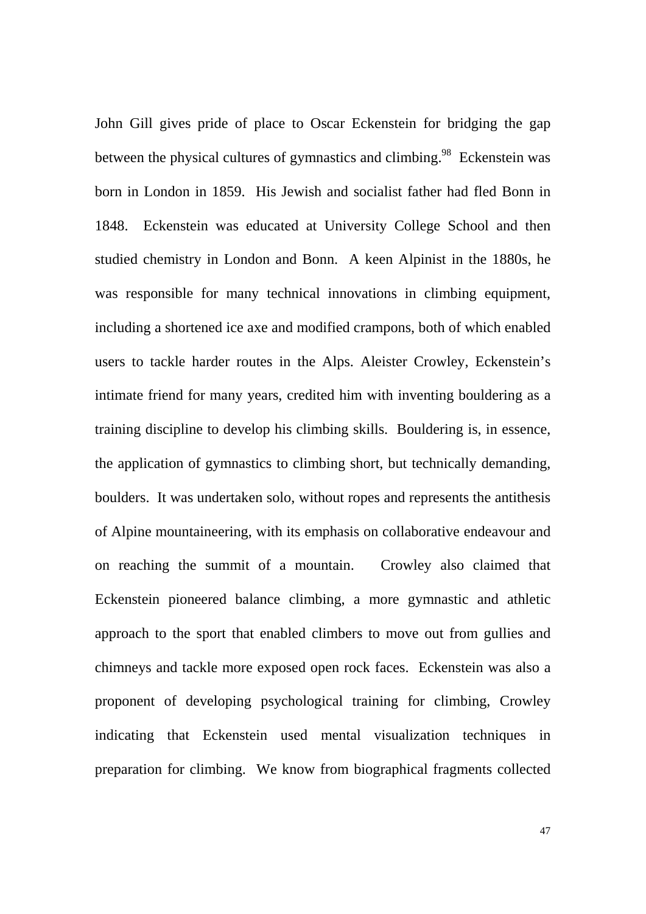John Gill gives pride of place to Oscar Eckenstein for bridging the gap between the physical cultures of gymnastics and climbing.[98] Eckenstein was born in London in 1859. His Jewish and socialist father had fled Bonn in 1848. Eckenstein was educated at University College School and then studied chemistry in London and Bonn. A keen Alpinist in the 1880s, he was responsible for many technical innovations in climbing equipment, including a shortened ice axe and modified crampons, both of which enabled users to tackle harder routes in the Alps. Aleister Crowley, Eckenstein's intimate friend for many years, credited him with inventing bouldering as a training discipline to develop his climbing skills. Bouldering is, in essence, the application of gymnastics to climbing short, but technically demanding, boulders. It was undertaken solo, without ropes and represents the antithesis of Alpine mountaineering, with its emphasis on collaborative endeavour and on reaching the summit of a mountain. Crowley also claimed that Eckenstein pioneered balance climbing, a more gymnastic and athletic approach to the sport that enabled climbers to move out from gullies and chimneys and tackle more exposed open rock faces. Eckenstein was also a proponent of developing psychological training for climbing, Crowley indicating that Eckenstein used mental visualization techniques in preparation for climbing. We know from biographical fragments collected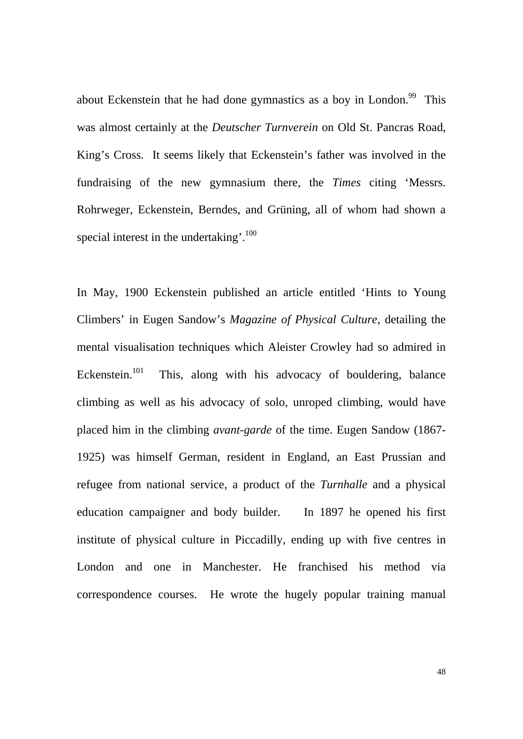about Eckenstein that he had done gymnastics as a boy in London.[99] This was almost certainly at the *Deutscher Turnverein* on Old St. Pancras Road, King's Cross. It seems likely that Eckenstein's father was involved in the fundraising of the new gymnasium there, the *Times* citing 'Messrs. Rohrweger, Eckenstein, Berndes, and Grüning, all of whom had shown a special interest in the undertaking'.[100]

In May, 1900 Eckenstein published an article entitled 'Hints to Young Climbers' in Eugen Sandow's *Magazine of Physical Culture*, detailing the mental visualisation techniques which Aleister Crowley had so admired in Eckenstein.[101] This, along with his advocacy of bouldering, balance climbing as well as his advocacy of solo, unroped climbing, would have placed him in the climbing *avant-garde* of the time. Eugen Sandow (1867-1925) was himself German, resident in England, an East Prussian and refugee from national service, a product of the *Turnhalle* and a physical education campaigner and body builder. In 1897 he opened his first institute of physical culture in Piccadilly, ending up with five centres in London and one in Manchester. He franchised his method via correspondence courses. He wrote the hugely popular training manual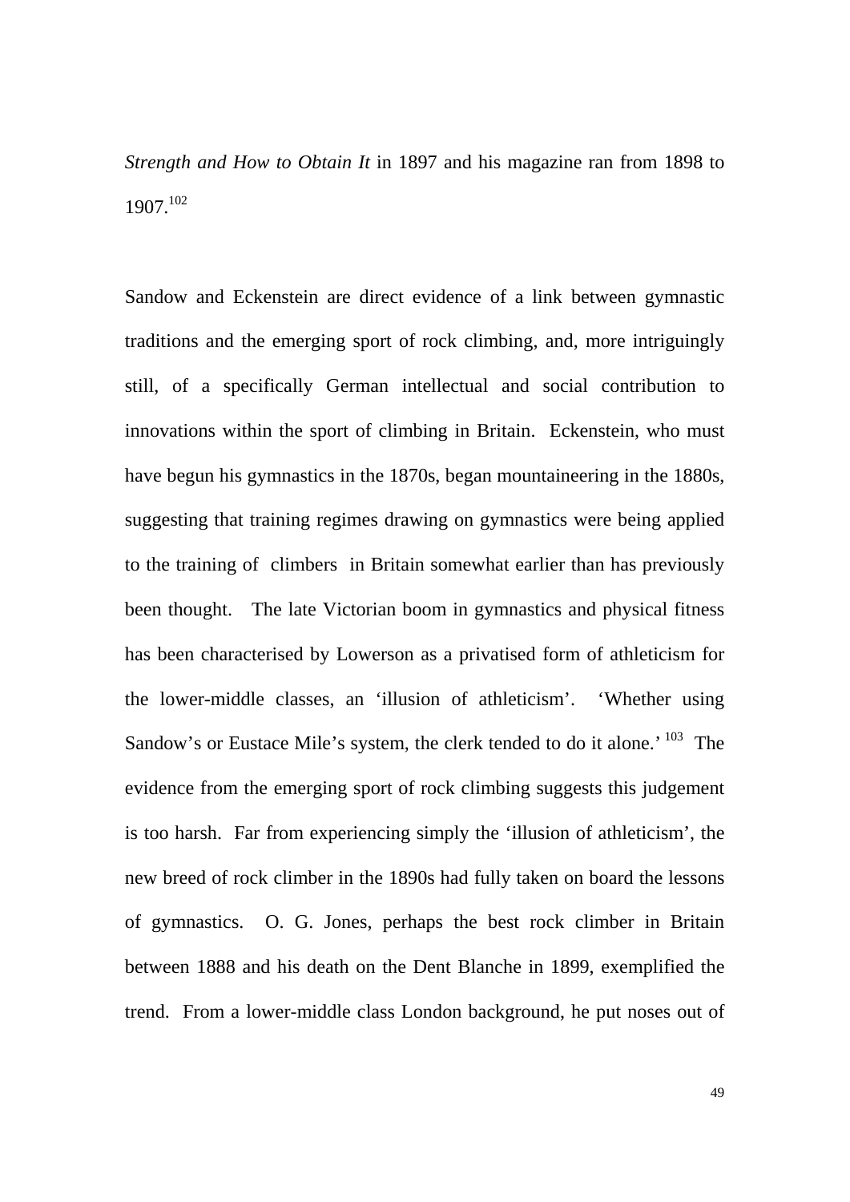*Strength and How to Obtain It* in 1897 and his magazine ran from 1898 to 1907.[102]

Sandow and Eckenstein are direct evidence of a link between gymnastic traditions and the emerging sport of rock climbing, and, more intriguingly still, of a specifically German intellectual and social contribution to innovations within the sport of climbing in Britain. Eckenstein, who must have begun his gymnastics in the 1870s, began mountaineering in the 1880s, suggesting that training regimes drawing on gymnastics were being applied to the training of climbers in Britain somewhat earlier than has previously been thought. The late Victorian boom in gymnastics and physical fitness has been characterised by Lowerson as a privatised form of athleticism for the lower-middle classes, an 'illusion of athleticism'. 'Whether using Sandow's or Eustace Mile's system, the clerk tended to do it alone.'[103] The evidence from the emerging sport of rock climbing suggests this judgement is too harsh. Far from experiencing simply the 'illusion of athleticism', the new breed of rock climber in the 1890s had fully taken on board the lessons of gymnastics. O. G. Jones, perhaps the best rock climber in Britain between 1888 and his death on the Dent Blanche in 1899, exemplified the trend. From a lower-middle class London background, he put noses out of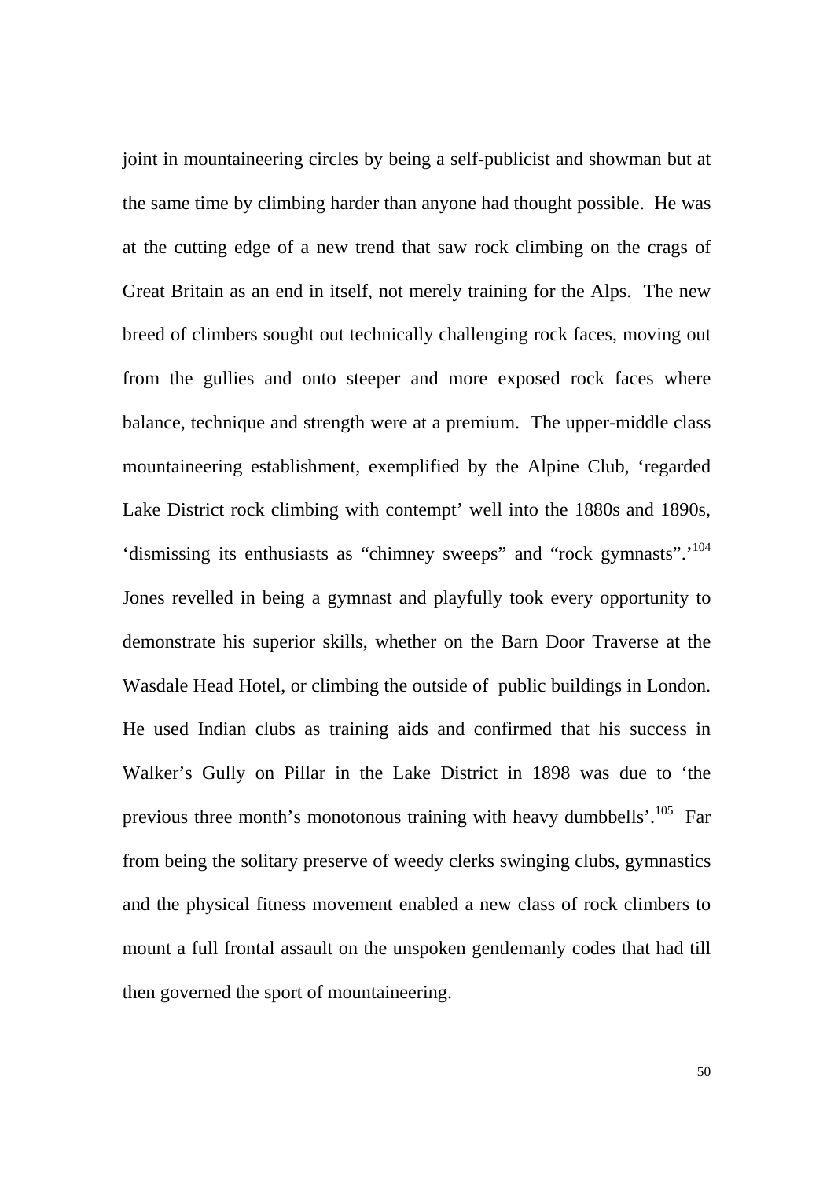joint in mountaineering circles by being a self-publicist and showman but at the same time by climbing harder than anyone had thought possible. He was at the cutting edge of a new trend that saw rock climbing on the crags of Great Britain as an end in itself, not merely training for the Alps. The new breed of climbers sought out technically challenging rock faces, moving out from the gullies and onto steeper and more exposed rock faces where balance, technique and strength were at a premium. The upper-middle class mountaineering establishment, exemplified by the Alpine Club, 'regarded Lake District rock climbing with contempt' well into the 1880s and 1890s, 'dismissing its enthusiasts as "chimney sweeps" and "rock gymnasts".'[104] Jones revelled in being a gymnast and playfully took every opportunity to demonstrate his superior skills, whether on the Barn Door Traverse at the Wasdale Head Hotel, or climbing the outside of public buildings in London. He used Indian clubs as training aids and confirmed that his success in Walker's Gully on Pillar in the Lake District in 1898 was due to 'the previous three month's monotonous training with heavy dumbbells'.[105] Far from being the solitary preserve of weedy clerks swinging clubs, gymnastics and the physical fitness movement enabled a new class of rock climbers to mount a full frontal assault on the unspoken gentlemanly codes that had till then governed the sport of mountaineering.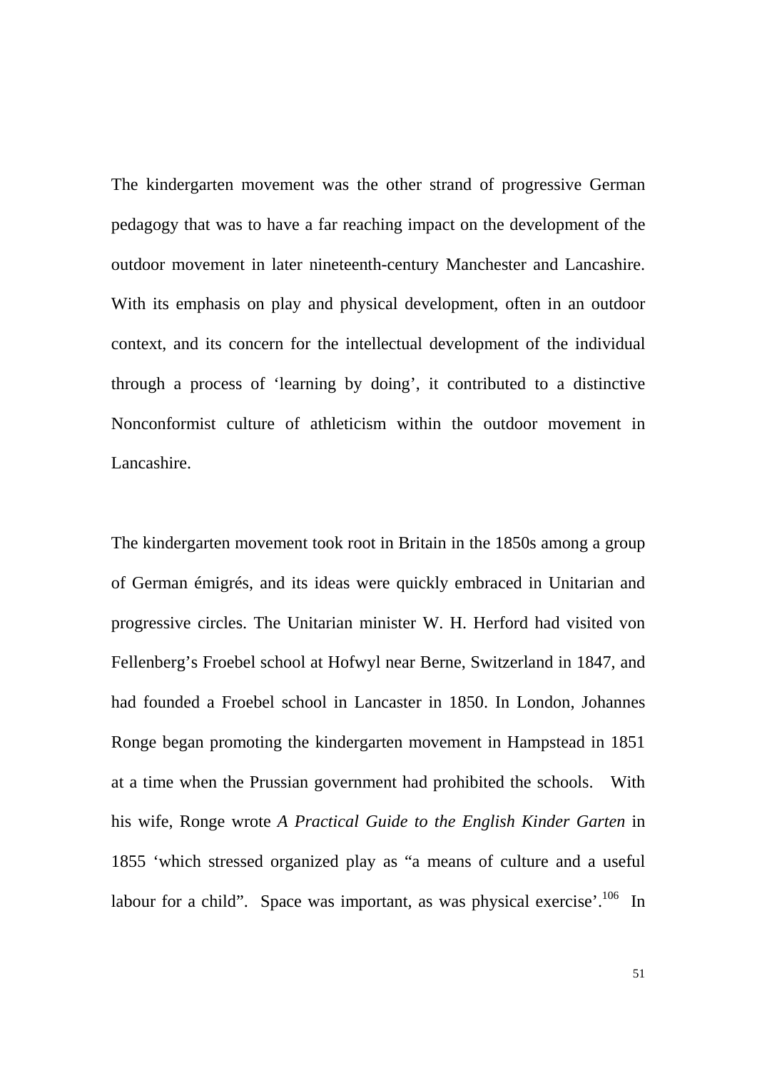The kindergarten movement was the other strand of progressive German pedagogy that was to have a far reaching impact on the development of the outdoor movement in later nineteenth-century Manchester and Lancashire. With its emphasis on play and physical development, often in an outdoor context, and its concern for the intellectual development of the individual through a process of 'learning by doing', it contributed to a distinctive Nonconformist culture of athleticism within the outdoor movement in Lancashire.

The kindergarten movement took root in Britain in the 1850s among a group of German émigrés, and its ideas were quickly embraced in Unitarian and progressive circles. The Unitarian minister W. H. Herford had visited von Fellenberg's Froebel school at Hofwyl near Berne, Switzerland in 1847, and had founded a Froebel school in Lancaster in 1850. In London, Johannes Ronge began promoting the kindergarten movement in Hampstead in 1851 at a time when the Prussian government had prohibited the schools. With his wife, Ronge wrote *A Practical Guide to the English Kinder Garten* in 1855 'which stressed organized play as "a means of culture and a useful labour for a child". Space was important, as was physical exercise'.[106] In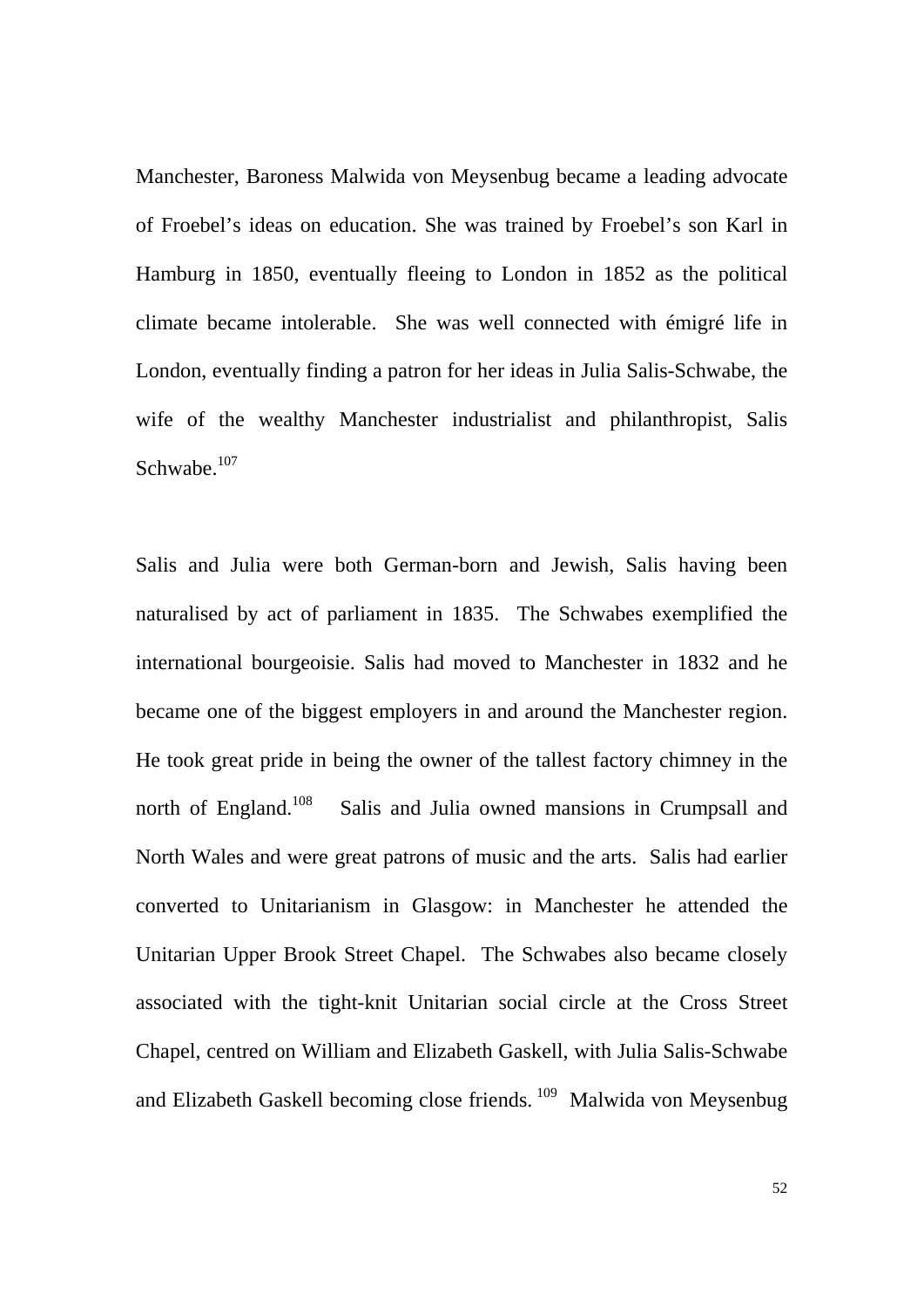Manchester, Baroness Malwida von Meysenbug became a leading advocate of Froebel's ideas on education. She was trained by Froebel's son Karl in Hamburg in 1850, eventually fleeing to London in 1852 as the political climate became intolerable. She was well connected with émigré life in London, eventually finding a patron for her ideas in Julia Salis-Schwabe, the wife of the wealthy Manchester industrialist and philanthropist, Salis Schwabe.[107]

Salis and Julia were both German-born and Jewish, Salis having been naturalised by act of parliament in 1835. The Schwabes exemplified the international bourgeoisie. Salis had moved to Manchester in 1832 and he became one of the biggest employers in and around the Manchester region. He took great pride in being the owner of the tallest factory chimney in the north of England.[108] Salis and Julia owned mansions in Crumpsall and North Wales and were great patrons of music and the arts. Salis had earlier converted to Unitarianism in Glasgow: in Manchester he attended the Unitarian Upper Brook Street Chapel. The Schwabes also became closely associated with the tight-knit Unitarian social circle at the Cross Street Chapel, centred on William and Elizabeth Gaskell, with Julia Salis-Schwabe and Elizabeth Gaskell becoming close friends.[109] Malwida von Meysenbug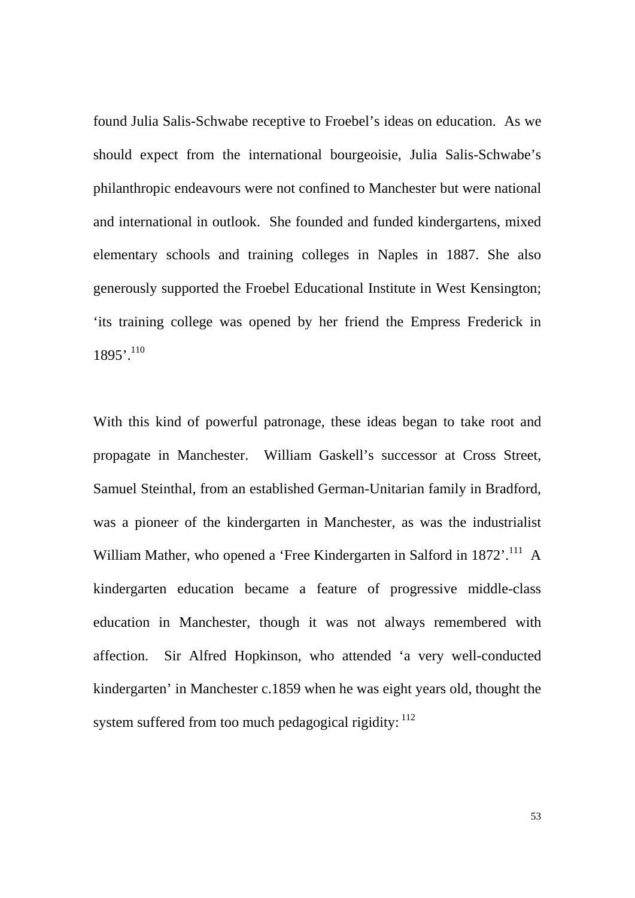found Julia Salis-Schwabe receptive to Froebel's ideas on education. As we should expect from the international bourgeoisie, Julia Salis-Schwabe's philanthropic endeavours were not confined to Manchester but were national and international in outlook. She founded and funded kindergartens, mixed elementary schools and training colleges in Naples in 1887. She also generously supported the Froebel Educational Institute in West Kensington; 'its training college was opened by her friend the Empress Frederick in 1895'.[110]

With this kind of powerful patronage, these ideas began to take root and propagate in Manchester. William Gaskell's successor at Cross Street, Samuel Steinthal, from an established German-Unitarian family in Bradford, was a pioneer of the kindergarten in Manchester, as was the industrialist William Mather, who opened a 'Free Kindergarten in Salford in 1872'.[111] A kindergarten education became a feature of progressive middle-class education in Manchester, though it was not always remembered with affection. Sir Alfred Hopkinson, who attended 'a very well-conducted kindergarten' in Manchester c.1859 when he was eight years old, thought the system suffered from too much pedagogical rigidity:[112]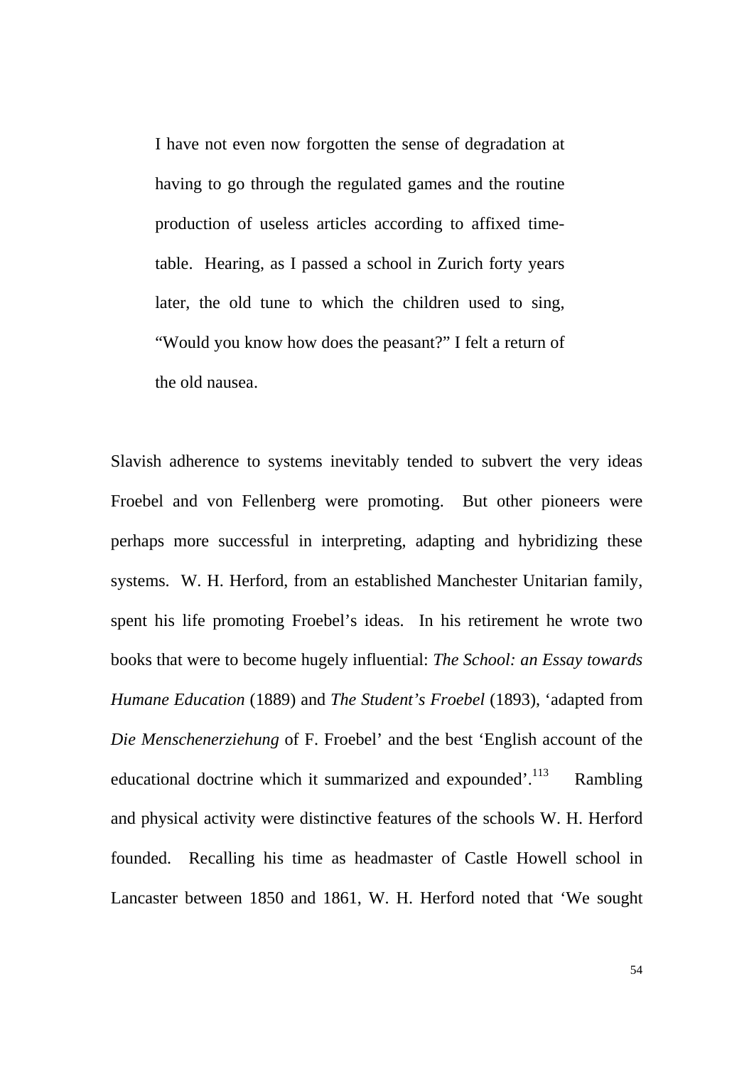> I have not even now forgotten the sense of degradation at having to go through the regulated games and the routine production of useless articles according to affixed time-table. Hearing, as I passed a school in Zurich forty years later, the old tune to which the children used to sing, "Would you know how does the peasant?" I felt a return of the old nausea.

Slavish adherence to systems inevitably tended to subvert the very ideas Froebel and von Fellenberg were promoting. But other pioneers were perhaps more successful in interpreting, adapting and hybridizing these systems. W. H. Herford, from an established Manchester Unitarian family, spent his life promoting Froebel's ideas. In his retirement he wrote two books that were to become hugely influential: *The School: an Essay towards Humane Education* (1889) and *The Student's Froebel* (1893), 'adapted from *Die Menschenerziehung* of F. Froebel' and the best 'English account of the educational doctrine which it summarized and expounded'.[113] Rambling and physical activity were distinctive features of the schools W. H. Herford founded. Recalling his time as headmaster of Castle Howell school in Lancaster between 1850 and 1861, W. H. Herford noted that 'We sought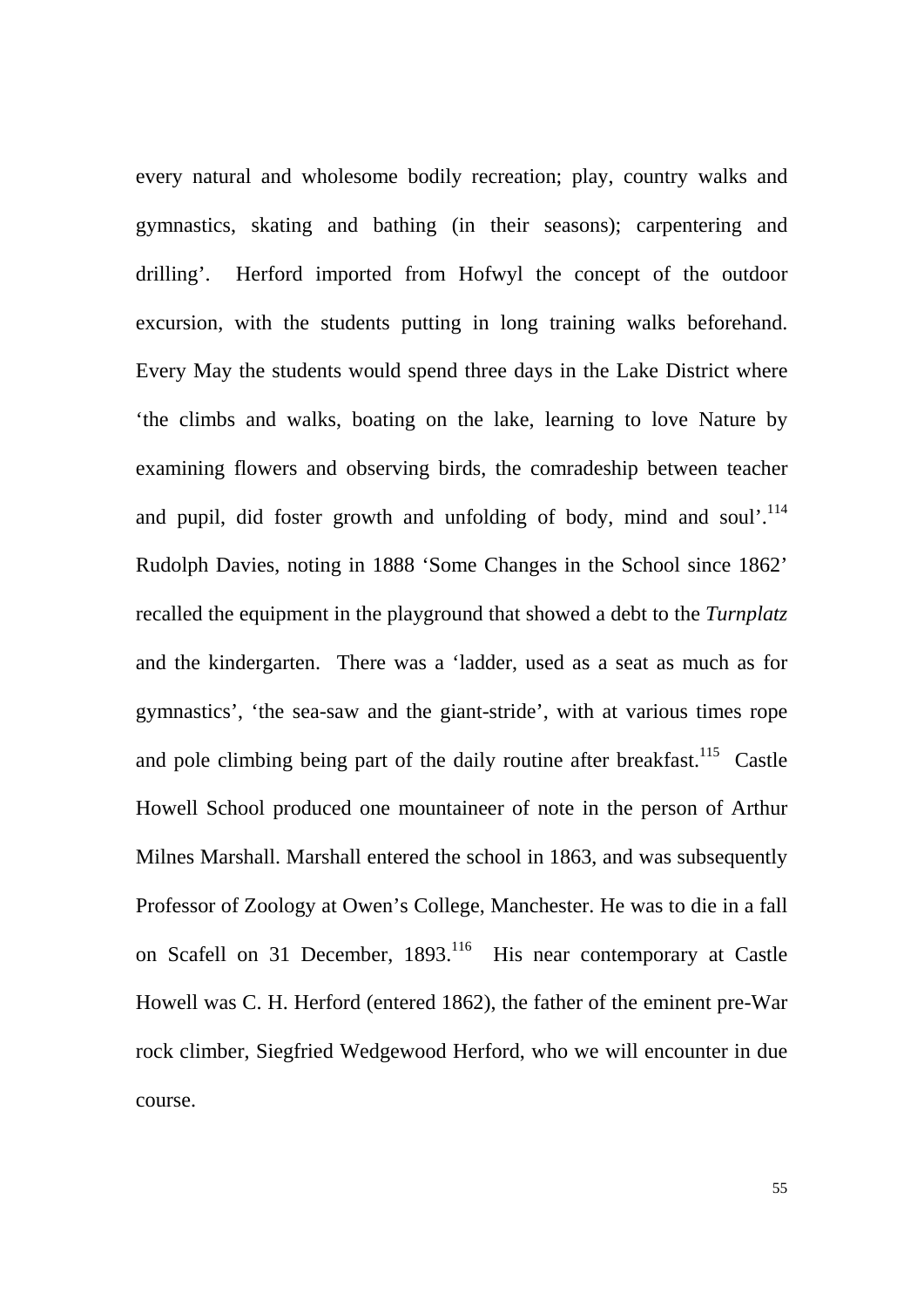every natural and wholesome bodily recreation; play, country walks and gymnastics, skating and bathing (in their seasons); carpentering and drilling'. Herford imported from Hofwyl the concept of the outdoor excursion, with the students putting in long training walks beforehand. Every May the students would spend three days in the Lake District where 'the climbs and walks, boating on the lake, learning to love Nature by examining flowers and observing birds, the comradeship between teacher and pupil, did foster growth and unfolding of body, mind and soul'.[114] Rudolph Davies, noting in 1888 'Some Changes in the School since 1862' recalled the equipment in the playground that showed a debt to the *Turnplatz* and the kindergarten. There was a 'ladder, used as a seat as much as for gymnastics', 'the sea-saw and the giant-stride', with at various times rope and pole climbing being part of the daily routine after breakfast.[115] Castle Howell School produced one mountaineer of note in the person of Arthur Milnes Marshall. Marshall entered the school in 1863, and was subsequently Professor of Zoology at Owen's College, Manchester. He was to die in a fall on Scafell on 31 December, 1893.[116] His near contemporary at Castle Howell was C. H. Herford (entered 1862), the father of the eminent pre-War rock climber, Siegfried Wedgewood Herford, who we will encounter in due course.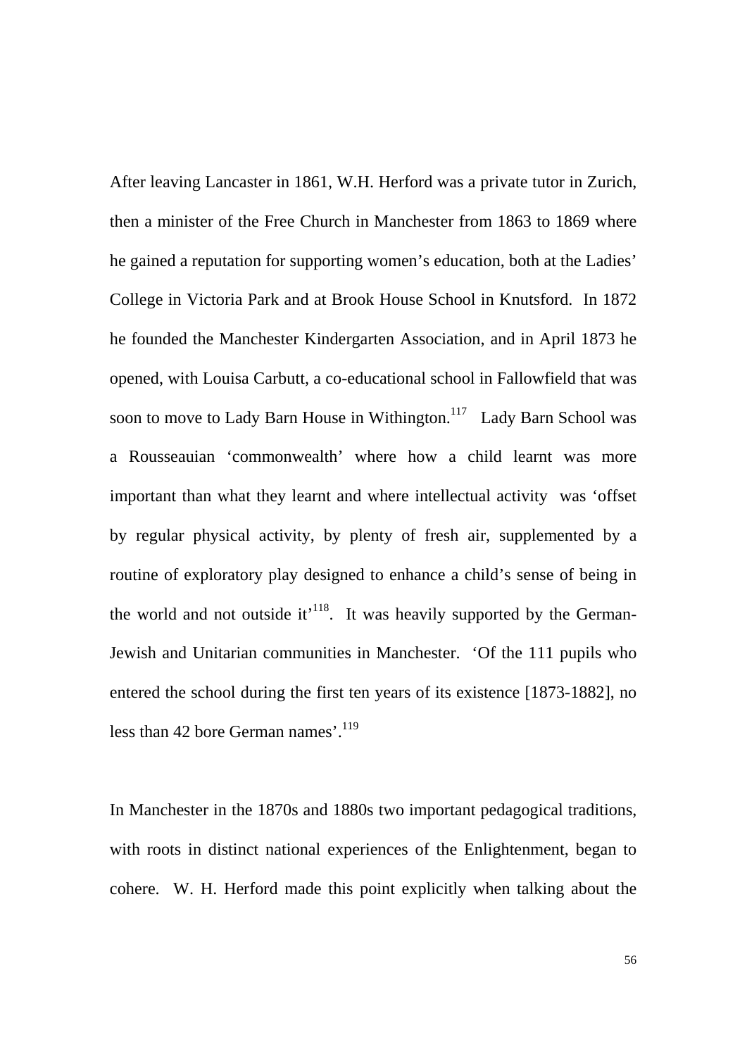After leaving Lancaster in 1861, W.H. Herford was a private tutor in Zurich, then a minister of the Free Church in Manchester from 1863 to 1869 where he gained a reputation for supporting women's education, both at the Ladies' College in Victoria Park and at Brook House School in Knutsford. In 1872 he founded the Manchester Kindergarten Association, and in April 1873 he opened, with Louisa Carbutt, a co-educational school in Fallowfield that was soon to move to Lady Barn House in Withington.[117] Lady Barn School was a Rousseauian 'commonwealth' where how a child learnt was more important than what they learnt and where intellectual activity was 'offset by regular physical activity, by plenty of fresh air, supplemented by a routine of exploratory play designed to enhance a child's sense of being in the world and not outside it'[118]. It was heavily supported by the German-Jewish and Unitarian communities in Manchester. 'Of the 111 pupils who entered the school during the first ten years of its existence [1873-1882], no less than 42 bore German names'.[119]

In Manchester in the 1870s and 1880s two important pedagogical traditions, with roots in distinct national experiences of the Enlightenment, began to cohere. W. H. Herford made this point explicitly when talking about the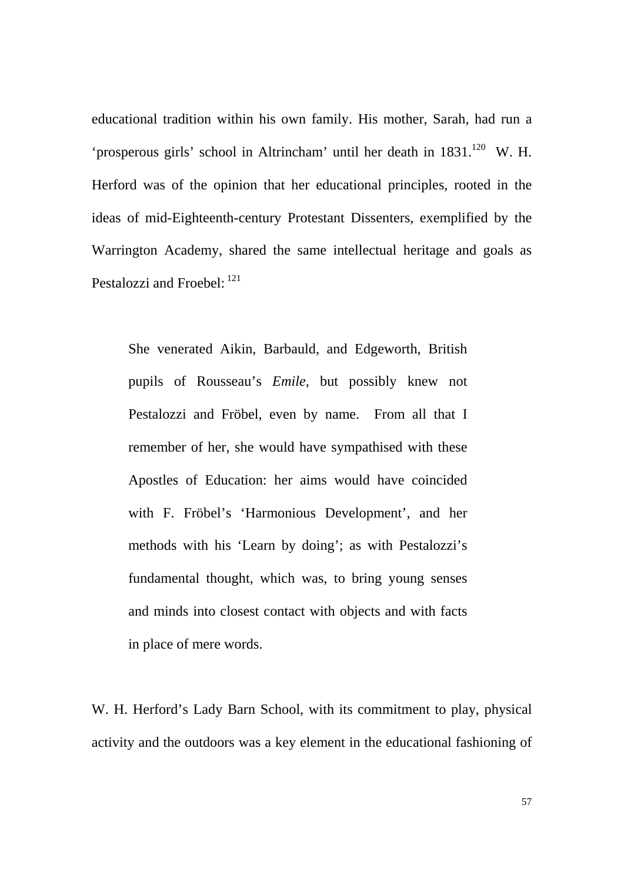educational tradition within his own family. His mother, Sarah, had run a 'prosperous girls' school in Altrincham' until her death in 1831.[120] W. H. Herford was of the opinion that her educational principles, rooted in the ideas of mid-Eighteenth-century Protestant Dissenters, exemplified by the Warrington Academy, shared the same intellectual heritage and goals as Pestalozzi and Froebel: [121]

> She venerated Aikin, Barbauld, and Edgeworth, British pupils of Rousseau's *Emile*, but possibly knew not Pestalozzi and Fröbel, even by name. From all that I remember of her, she would have sympathised with these Apostles of Education: her aims would have coincided with F. Fröbel's 'Harmonious Development', and her methods with his 'Learn by doing'; as with Pestalozzi's fundamental thought, which was, to bring young senses and minds into closest contact with objects and with facts in place of mere words.

W. H. Herford's Lady Barn School, with its commitment to play, physical activity and the outdoors was a key element in the educational fashioning of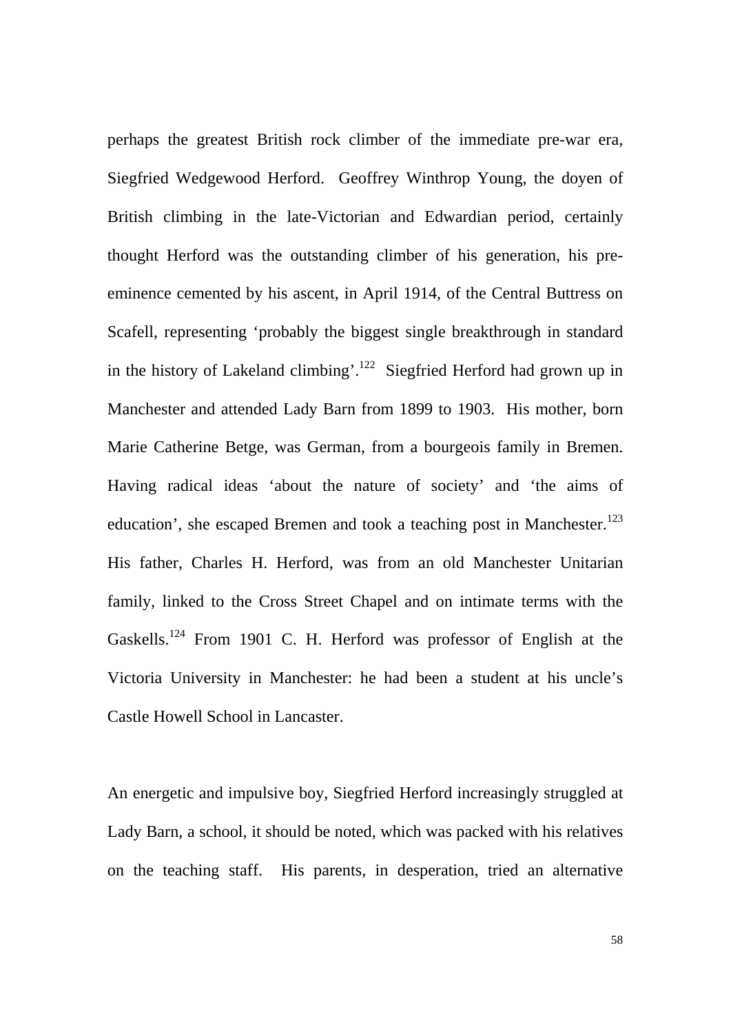perhaps the greatest British rock climber of the immediate pre-war era, Siegfried Wedgewood Herford. Geoffrey Winthrop Young, the doyen of British climbing in the late-Victorian and Edwardian period, certainly thought Herford was the outstanding climber of his generation, his pre-eminence cemented by his ascent, in April 1914, of the Central Buttress on Scafell, representing 'probably the biggest single breakthrough in standard in the history of Lakeland climbing'.[122] Siegfried Herford had grown up in Manchester and attended Lady Barn from 1899 to 1903. His mother, born Marie Catherine Betge, was German, from a bourgeois family in Bremen. Having radical ideas 'about the nature of society' and 'the aims of education', she escaped Bremen and took a teaching post in Manchester.[123] His father, Charles H. Herford, was from an old Manchester Unitarian family, linked to the Cross Street Chapel and on intimate terms with the Gaskells.[124] From 1901 C. H. Herford was professor of English at the Victoria University in Manchester: he had been a student at his uncle's Castle Howell School in Lancaster.

An energetic and impulsive boy, Siegfried Herford increasingly struggled at Lady Barn, a school, it should be noted, which was packed with his relatives on the teaching staff. His parents, in desperation, tried an alternative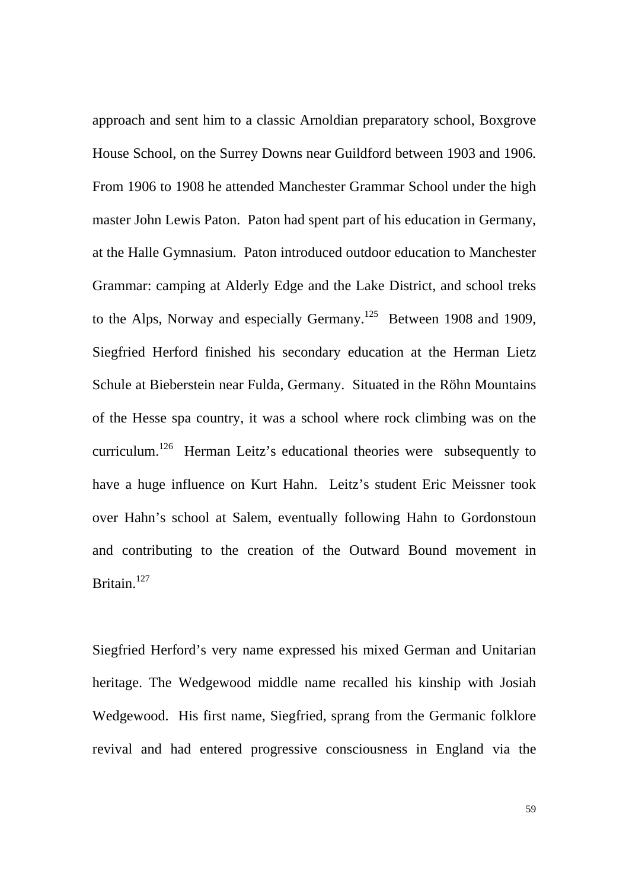approach and sent him to a classic Arnoldian preparatory school, Boxgrove House School, on the Surrey Downs near Guildford between 1903 and 1906. From 1906 to 1908 he attended Manchester Grammar School under the high master John Lewis Paton. Paton had spent part of his education in Germany, at the Halle Gymnasium. Paton introduced outdoor education to Manchester Grammar: camping at Alderly Edge and the Lake District, and school treks to the Alps, Norway and especially Germany.[125] Between 1908 and 1909, Siegfried Herford finished his secondary education at the Herman Lietz Schule at Bieberstein near Fulda, Germany. Situated in the Röhn Mountains of the Hesse spa country, it was a school where rock climbing was on the curriculum.[126] Herman Leitz's educational theories were subsequently to have a huge influence on Kurt Hahn. Leitz's student Eric Meissner took over Hahn's school at Salem, eventually following Hahn to Gordonstoun and contributing to the creation of the Outward Bound movement in Britain.[127]

Siegfried Herford's very name expressed his mixed German and Unitarian heritage. The Wedgewood middle name recalled his kinship with Josiah Wedgewood. His first name, Siegfried, sprang from the Germanic folklore revival and had entered progressive consciousness in England via the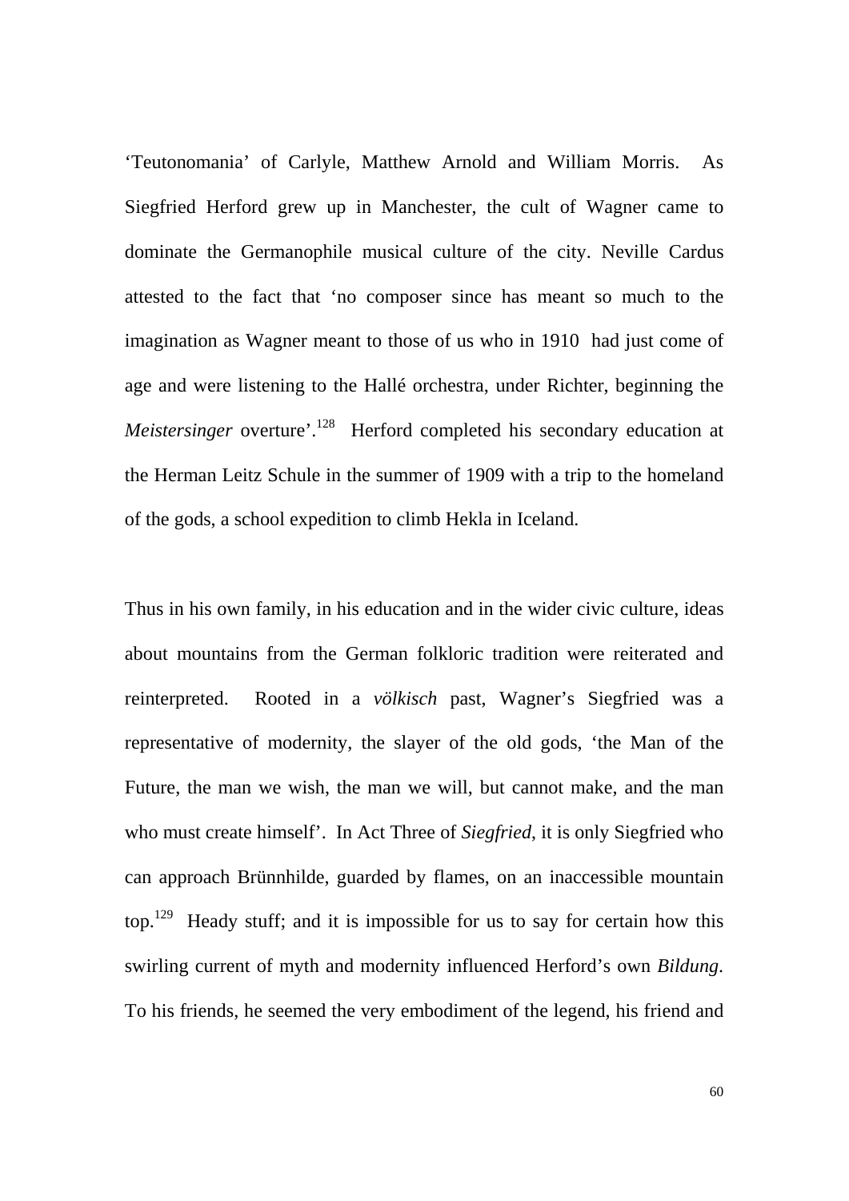'Teutonomania' of Carlyle, Matthew Arnold and William Morris. As Siegfried Herford grew up in Manchester, the cult of Wagner came to dominate the Germanophile musical culture of the city. Neville Cardus attested to the fact that 'no composer since has meant so much to the imagination as Wagner meant to those of us who in 1910 had just come of age and were listening to the Hallé orchestra, under Richter, beginning the *Meistersinger* overture'.[128] Herford completed his secondary education at the Herman Leitz Schule in the summer of 1909 with a trip to the homeland of the gods, a school expedition to climb Hekla in Iceland.

Thus in his own family, in his education and in the wider civic culture, ideas about mountains from the German folkloric tradition were reiterated and reinterpreted. Rooted in a *völkisch* past, Wagner's Siegfried was a representative of modernity, the slayer of the old gods, 'the Man of the Future, the man we wish, the man we will, but cannot make, and the man who must create himself'. In Act Three of *Siegfried*, it is only Siegfried who can approach Brünnhilde, guarded by flames, on an inaccessible mountain top.[129] Heady stuff; and it is impossible for us to say for certain how this swirling current of myth and modernity influenced Herford's own *Bildung*. To his friends, he seemed the very embodiment of the legend, his friend and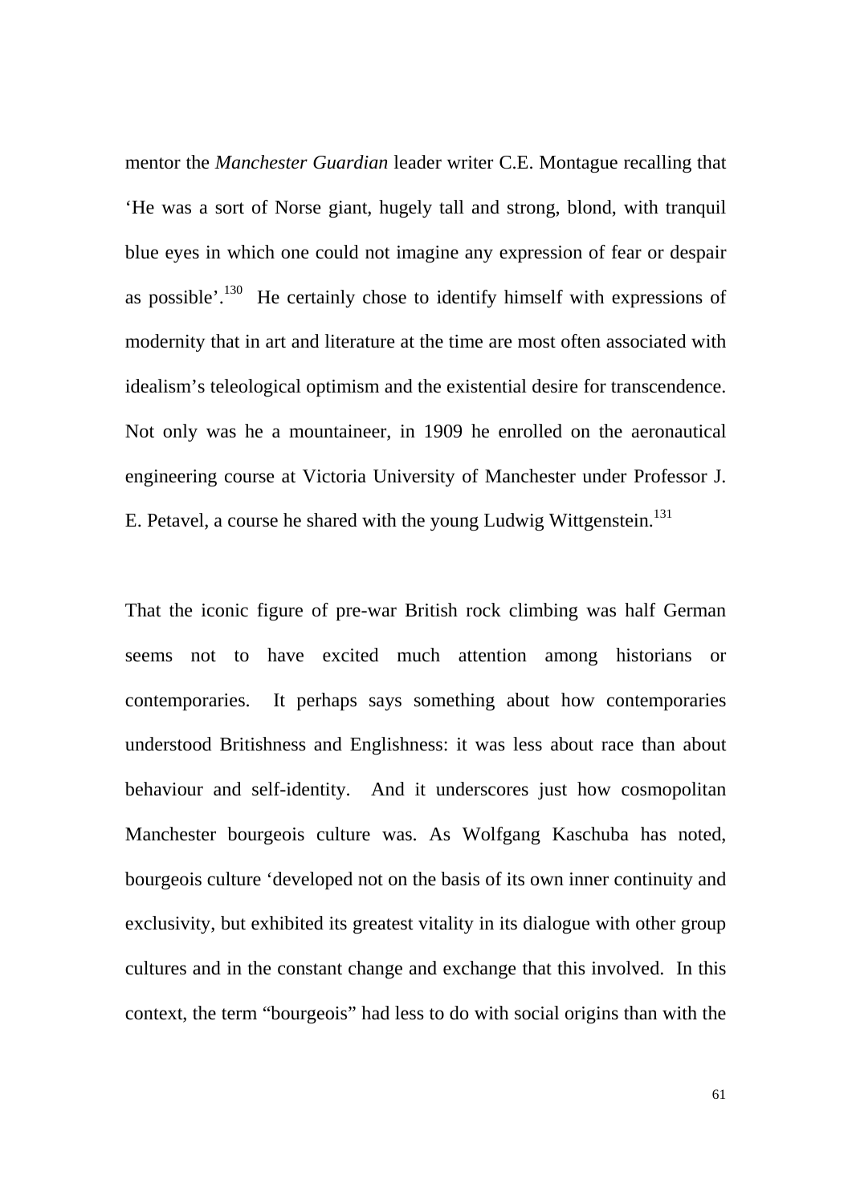mentor the *Manchester Guardian* leader writer C.E. Montague recalling that 'He was a sort of Norse giant, hugely tall and strong, blond, with tranquil blue eyes in which one could not imagine any expression of fear or despair as possible'.[130] He certainly chose to identify himself with expressions of modernity that in art and literature at the time are most often associated with idealism's teleological optimism and the existential desire for transcendence. Not only was he a mountaineer, in 1909 he enrolled on the aeronautical engineering course at Victoria University of Manchester under Professor J. E. Petavel, a course he shared with the young Ludwig Wittgenstein.[131]

That the iconic figure of pre-war British rock climbing was half German seems not to have excited much attention among historians or contemporaries. It perhaps says something about how contemporaries understood Britishness and Englishness: it was less about race than about behaviour and self-identity. And it underscores just how cosmopolitan Manchester bourgeois culture was. As Wolfgang Kaschuba has noted, bourgeois culture 'developed not on the basis of its own inner continuity and exclusivity, but exhibited its greatest vitality in its dialogue with other group cultures and in the constant change and exchange that this involved. In this context, the term "bourgeois" had less to do with social origins than with the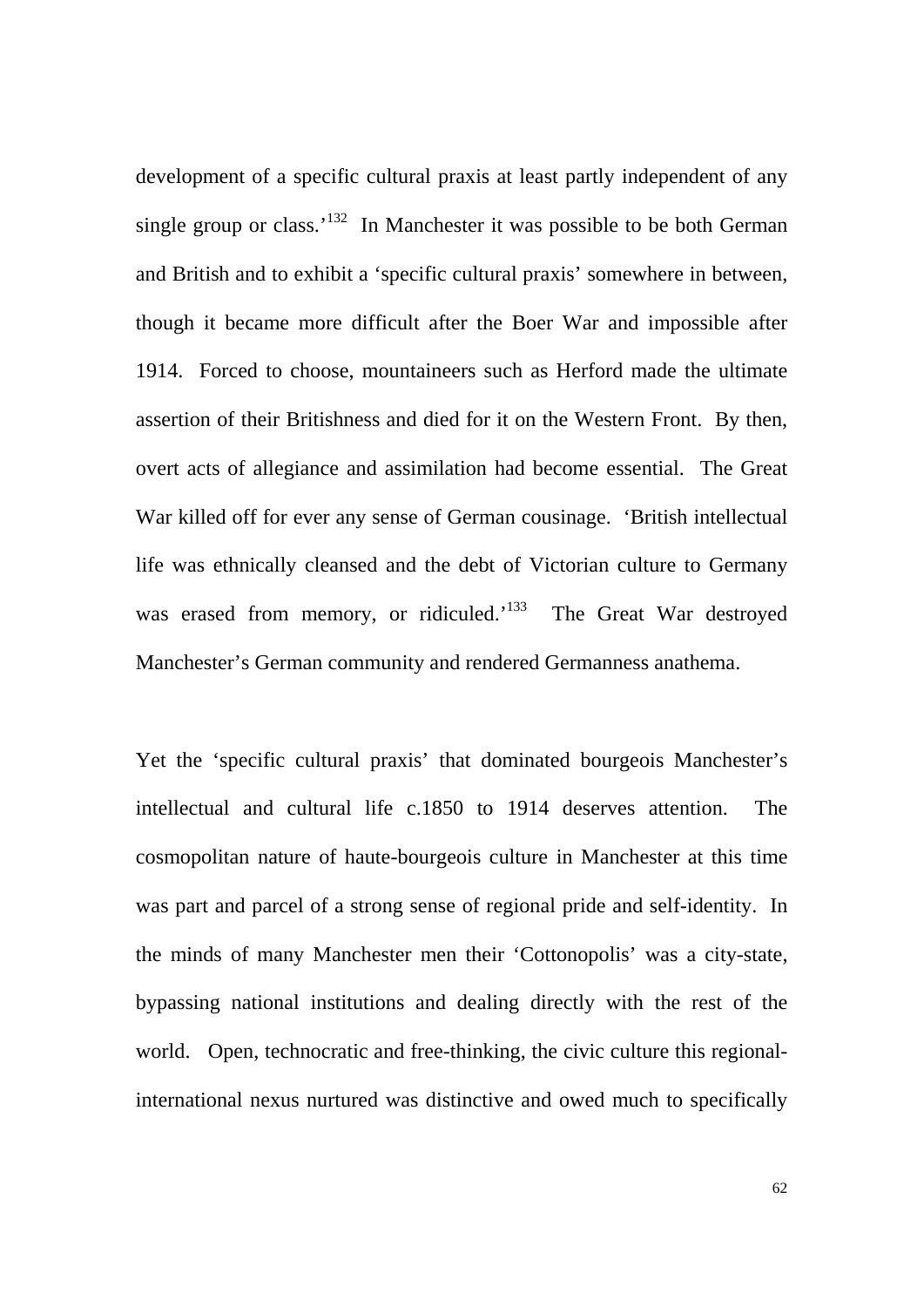development of a specific cultural praxis at least partly independent of any single group or class.'[132] In Manchester it was possible to be both German and British and to exhibit a 'specific cultural praxis' somewhere in between, though it became more difficult after the Boer War and impossible after 1914. Forced to choose, mountaineers such as Herford made the ultimate assertion of their Britishness and died for it on the Western Front. By then, overt acts of allegiance and assimilation had become essential. The Great War killed off for ever any sense of German cousinage. 'British intellectual life was ethnically cleansed and the debt of Victorian culture to Germany was erased from memory, or ridiculed.'[133] The Great War destroyed Manchester's German community and rendered Germanness anathema.

Yet the 'specific cultural praxis' that dominated bourgeois Manchester's intellectual and cultural life c.1850 to 1914 deserves attention. The cosmopolitan nature of haute-bourgeois culture in Manchester at this time was part and parcel of a strong sense of regional pride and self-identity. In the minds of many Manchester men their 'Cottonopolis' was a city-state, bypassing national institutions and dealing directly with the rest of the world. Open, technocratic and free-thinking, the civic culture this regional-international nexus nurtured was distinctive and owed much to specifically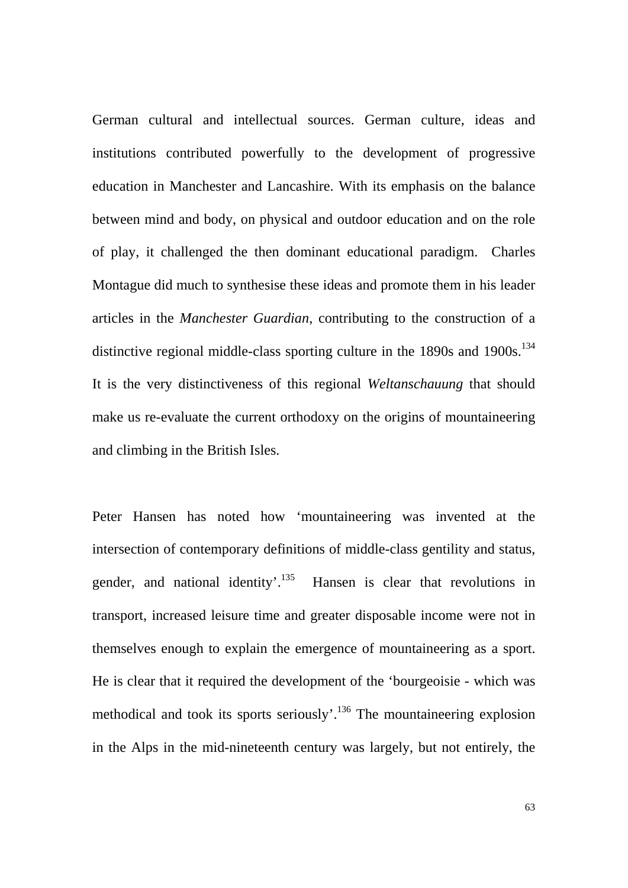German cultural and intellectual sources. German culture, ideas and institutions contributed powerfully to the development of progressive education in Manchester and Lancashire. With its emphasis on the balance between mind and body, on physical and outdoor education and on the role of play, it challenged the then dominant educational paradigm. Charles Montague did much to synthesise these ideas and promote them in his leader articles in the *Manchester Guardian*, contributing to the construction of a distinctive regional middle-class sporting culture in the 1890s and 1900s.[134] It is the very distinctiveness of this regional *Weltanschauung* that should make us re-evaluate the current orthodoxy on the origins of mountaineering and climbing in the British Isles.

Peter Hansen has noted how 'mountaineering was invented at the intersection of contemporary definitions of middle-class gentility and status, gender, and national identity'.[135] Hansen is clear that revolutions in transport, increased leisure time and greater disposable income were not in themselves enough to explain the emergence of mountaineering as a sport. He is clear that it required the development of the 'bourgeoisie - which was methodical and took its sports seriously'.[136] The mountaineering explosion in the Alps in the mid-nineteenth century was largely, but not entirely, the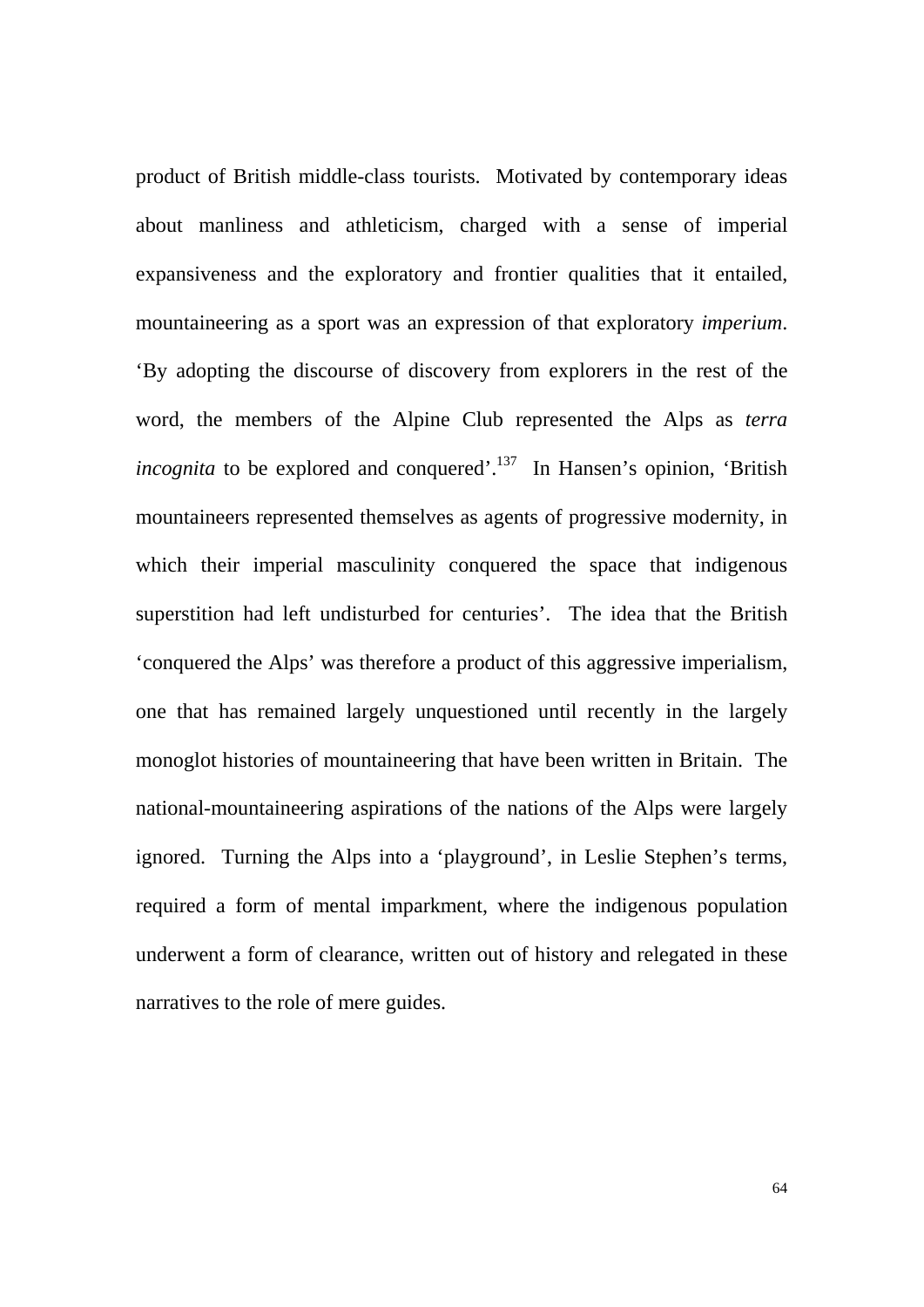product of British middle-class tourists. Motivated by contemporary ideas about manliness and athleticism, charged with a sense of imperial expansiveness and the exploratory and frontier qualities that it entailed, mountaineering as a sport was an expression of that exploratory *imperium*. 'By adopting the discourse of discovery from explorers in the rest of the word, the members of the Alpine Club represented the Alps as *terra incognita* to be explored and conquered'.[137] In Hansen's opinion, 'British mountaineers represented themselves as agents of progressive modernity, in which their imperial masculinity conquered the space that indigenous superstition had left undisturbed for centuries'. The idea that the British 'conquered the Alps' was therefore a product of this aggressive imperialism, one that has remained largely unquestioned until recently in the largely monoglot histories of mountaineering that have been written in Britain. The national-mountaineering aspirations of the nations of the Alps were largely ignored. Turning the Alps into a 'playground', in Leslie Stephen's terms, required a form of mental imparkment, where the indigenous population underwent a form of clearance, written out of history and relegated in these narratives to the role of mere guides.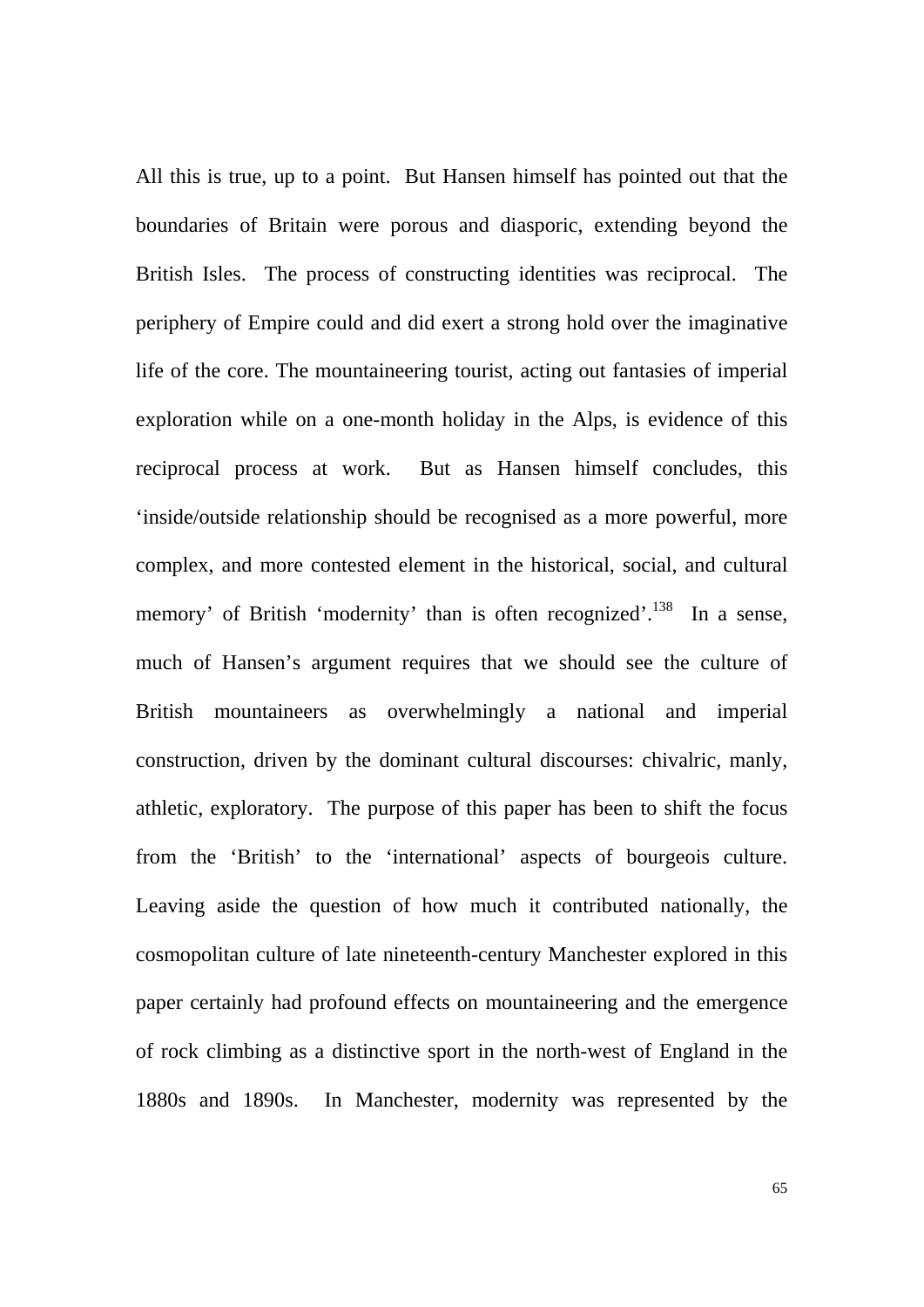All this is true, up to a point. But Hansen himself has pointed out that the boundaries of Britain were porous and diasporic, extending beyond the British Isles. The process of constructing identities was reciprocal. The periphery of Empire could and did exert a strong hold over the imaginative life of the core. The mountaineering tourist, acting out fantasies of imperial exploration while on a one-month holiday in the Alps, is evidence of this reciprocal process at work. But as Hansen himself concludes, this 'inside/outside relationship should be recognised as a more powerful, more complex, and more contested element in the historical, social, and cultural memory' of British 'modernity' than is often recognized'.[138] In a sense, much of Hansen's argument requires that we should see the culture of British mountaineers as overwhelmingly a national and imperial construction, driven by the dominant cultural discourses: chivalric, manly, athletic, exploratory. The purpose of this paper has been to shift the focus from the 'British' to the 'international' aspects of bourgeois culture. Leaving aside the question of how much it contributed nationally, the cosmopolitan culture of late nineteenth-century Manchester explored in this paper certainly had profound effects on mountaineering and the emergence of rock climbing as a distinctive sport in the north-west of England in the 1880s and 1890s. In Manchester, modernity was represented by the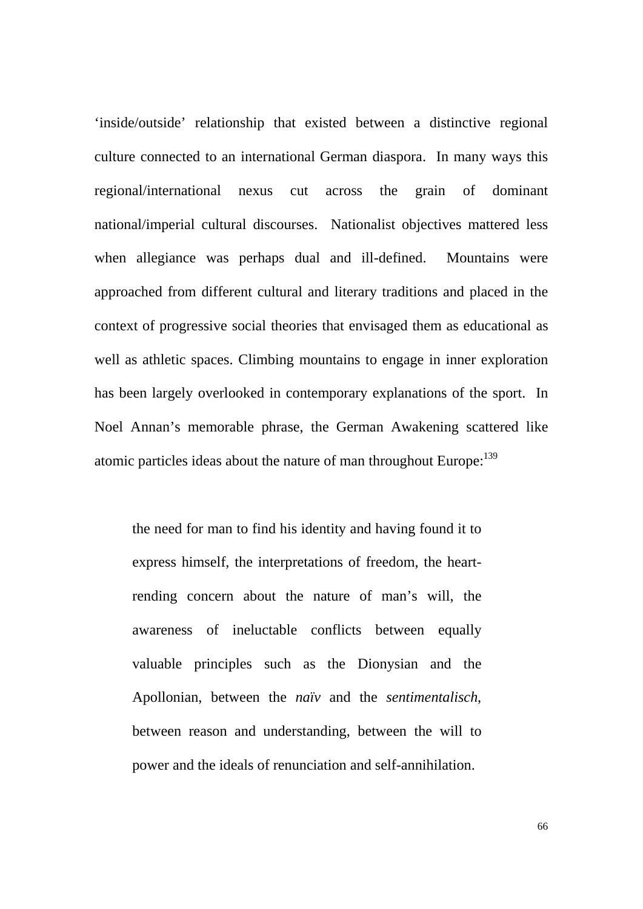'inside/outside' relationship that existed between a distinctive regional culture connected to an international German diaspora. In many ways this regional/international nexus cut across the grain of dominant national/imperial cultural discourses. Nationalist objectives mattered less when allegiance was perhaps dual and ill-defined. Mountains were approached from different cultural and literary traditions and placed in the context of progressive social theories that envisaged them as educational as well as athletic spaces. Climbing mountains to engage in inner exploration has been largely overlooked in contemporary explanations of the sport. In Noel Annan's memorable phrase, the German Awakening scattered like atomic particles ideas about the nature of man throughout Europe:[139]

> the need for man to find his identity and having found it to express himself, the interpretations of freedom, the heart-rending concern about the nature of man's will, the awareness of ineluctable conflicts between equally valuable principles such as the Dionysian and the Apollonian, between the *naïv* and the *sentimentalisch*, between reason and understanding, between the will to power and the ideals of renunciation and self-annihilation.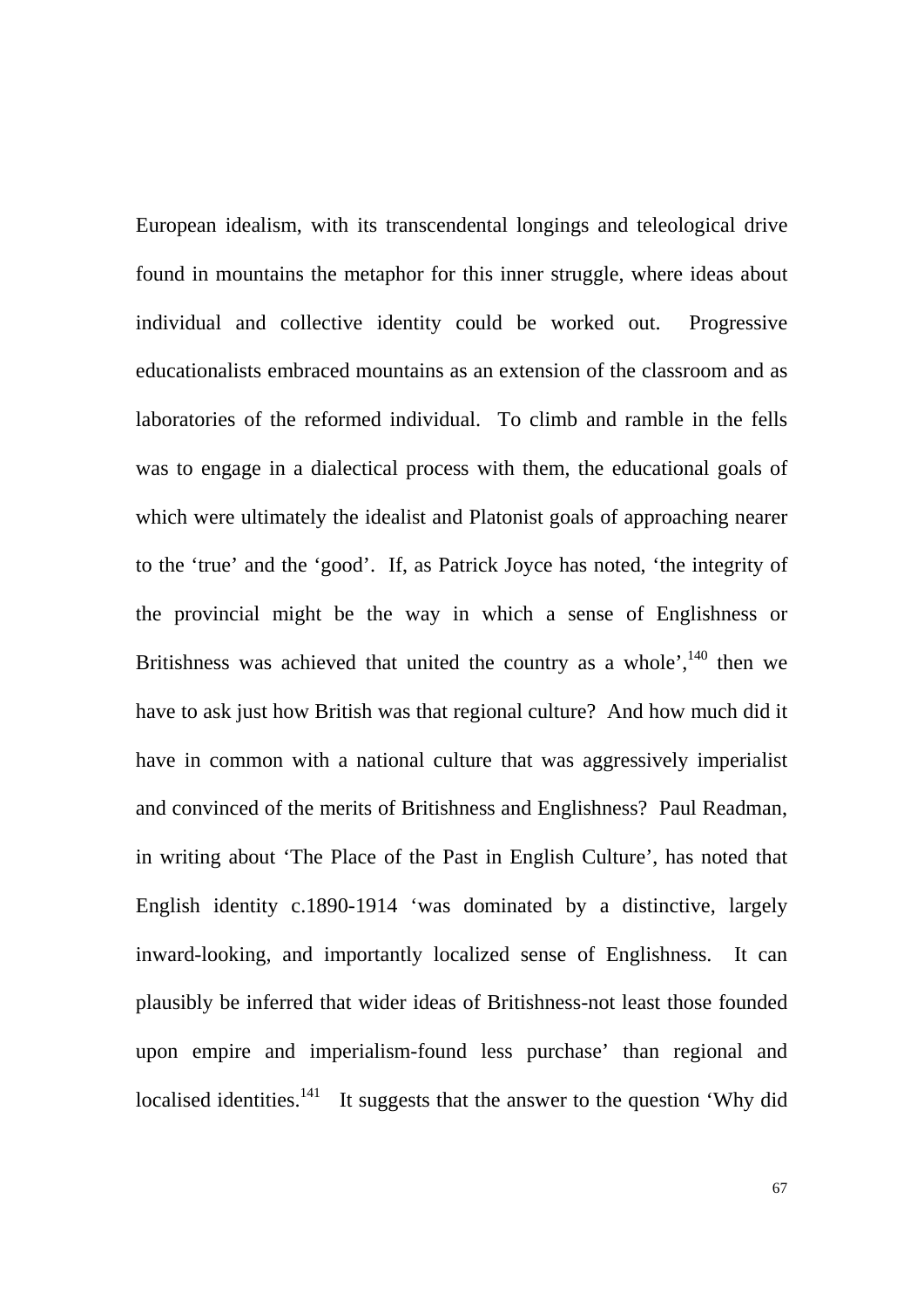European idealism, with its transcendental longings and teleological drive found in mountains the metaphor for this inner struggle, where ideas about individual and collective identity could be worked out. Progressive educationalists embraced mountains as an extension of the classroom and as laboratories of the reformed individual. To climb and ramble in the fells was to engage in a dialectical process with them, the educational goals of which were ultimately the idealist and Platonist goals of approaching nearer to the 'true' and the 'good'. If, as Patrick Joyce has noted, 'the integrity of the provincial might be the way in which a sense of Englishness or Britishness was achieved that united the country as a whole',[140] then we have to ask just how British was that regional culture? And how much did it have in common with a national culture that was aggressively imperialist and convinced of the merits of Britishness and Englishness? Paul Readman, in writing about 'The Place of the Past in English Culture', has noted that English identity c.1890-1914 'was dominated by a distinctive, largely inward-looking, and importantly localized sense of Englishness. It can plausibly be inferred that wider ideas of Britishness-not least those founded upon empire and imperialism-found less purchase' than regional and localised identities.[141] It suggests that the answer to the question 'Why did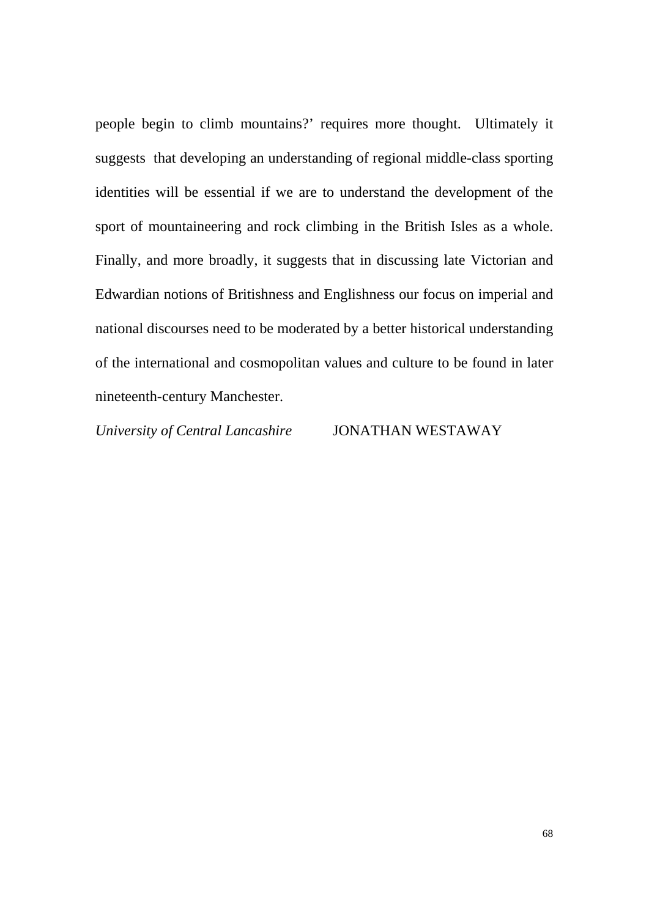people begin to climb mountains?' requires more thought. Ultimately it suggests that developing an understanding of regional middle-class sporting identities will be essential if we are to understand the development of the sport of mountaineering and rock climbing in the British Isles as a whole. Finally, and more broadly, it suggests that in discussing late Victorian and Edwardian notions of Britishness and Englishness our focus on imperial and national discourses need to be moderated by a better historical understanding of the international and cosmopolitan values and culture to be found in later nineteenth-century Manchester.

*University of Central Lancashire* JONATHAN WESTAWAY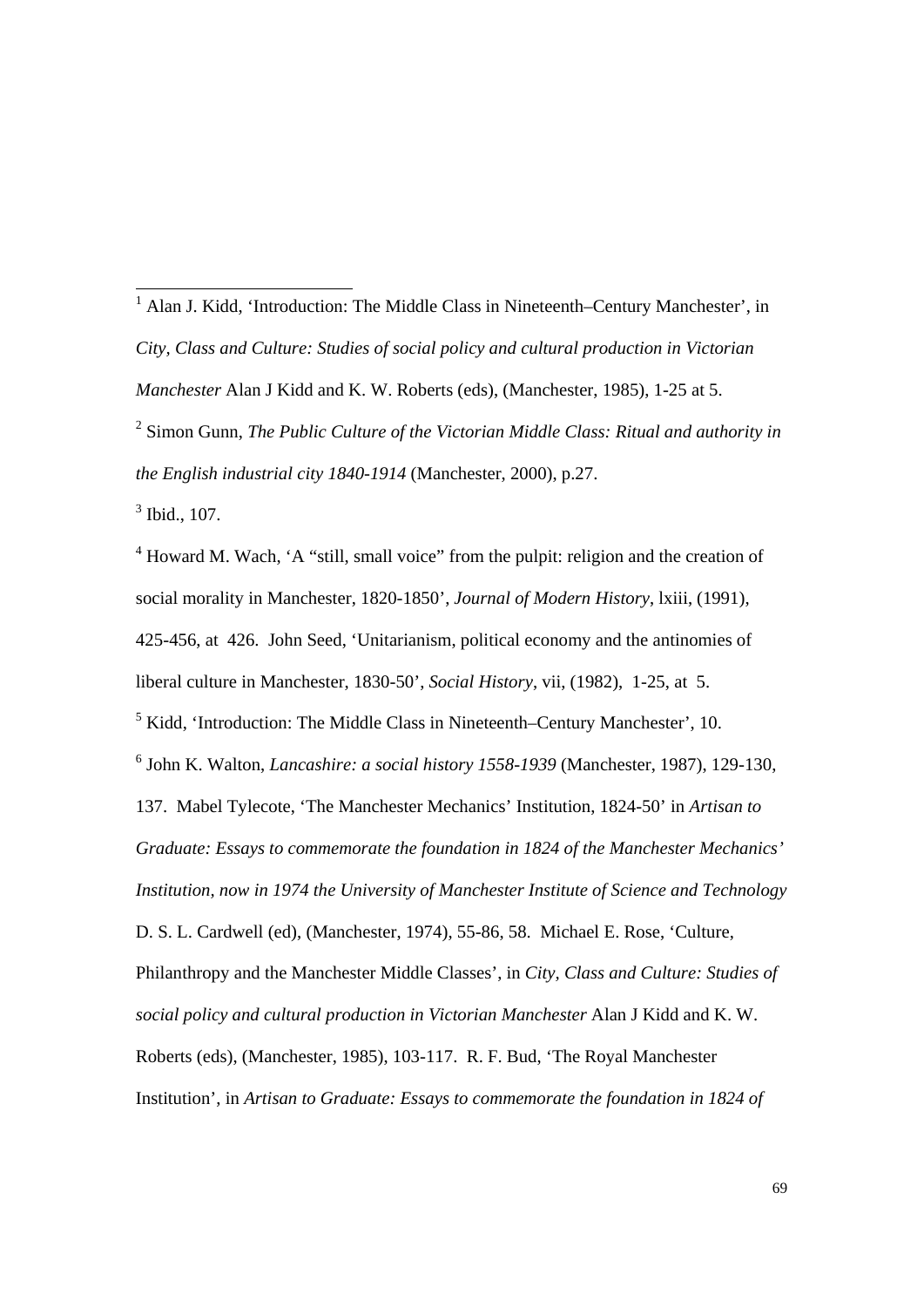[1] Alan J. Kidd, 'Introduction: The Middle Class in Nineteenth–Century Manchester', in *City, Class and Culture: Studies of social policy and cultural production in Victorian Manchester* Alan J Kidd and K. W. Roberts (eds), (Manchester, 1985), 1-25 at 5.

[2] Simon Gunn, *The Public Culture of the Victorian Middle Class: Ritual and authority in the English industrial city 1840-1914* (Manchester, 2000), p.27.

[3] Ibid., 107.

[4] Howard M. Wach, 'A "still, small voice" from the pulpit: religion and the creation of social morality in Manchester, 1820-1850', *Journal of Modern History*, lxiii, (1991), 425-456, at 426. John Seed, 'Unitarianism, political economy and the antinomies of liberal culture in Manchester, 1830-50', *Social History*, vii, (1982), 1-25, at 5.

[5] Kidd, 'Introduction: The Middle Class in Nineteenth–Century Manchester', 10.

[6] John K. Walton, *Lancashire: a social history 1558-1939* (Manchester, 1987), 129-130, 137. Mabel Tylecote, 'The Manchester Mechanics' Institution, 1824-50' in *Artisan to Graduate: Essays to commemorate the foundation in 1824 of the Manchester Mechanics' Institution, now in 1974 the University of Manchester Institute of Science and Technology* D. S. L. Cardwell (ed), (Manchester, 1974), 55-86, 58. Michael E. Rose, 'Culture, Philanthropy and the Manchester Middle Classes', in *City, Class and Culture: Studies of social policy and cultural production in Victorian Manchester* Alan J Kidd and K. W. Roberts (eds), (Manchester, 1985), 103-117. R. F. Bud, 'The Royal Manchester Institution', in *Artisan to Graduate: Essays to commemorate the foundation in 1824 of*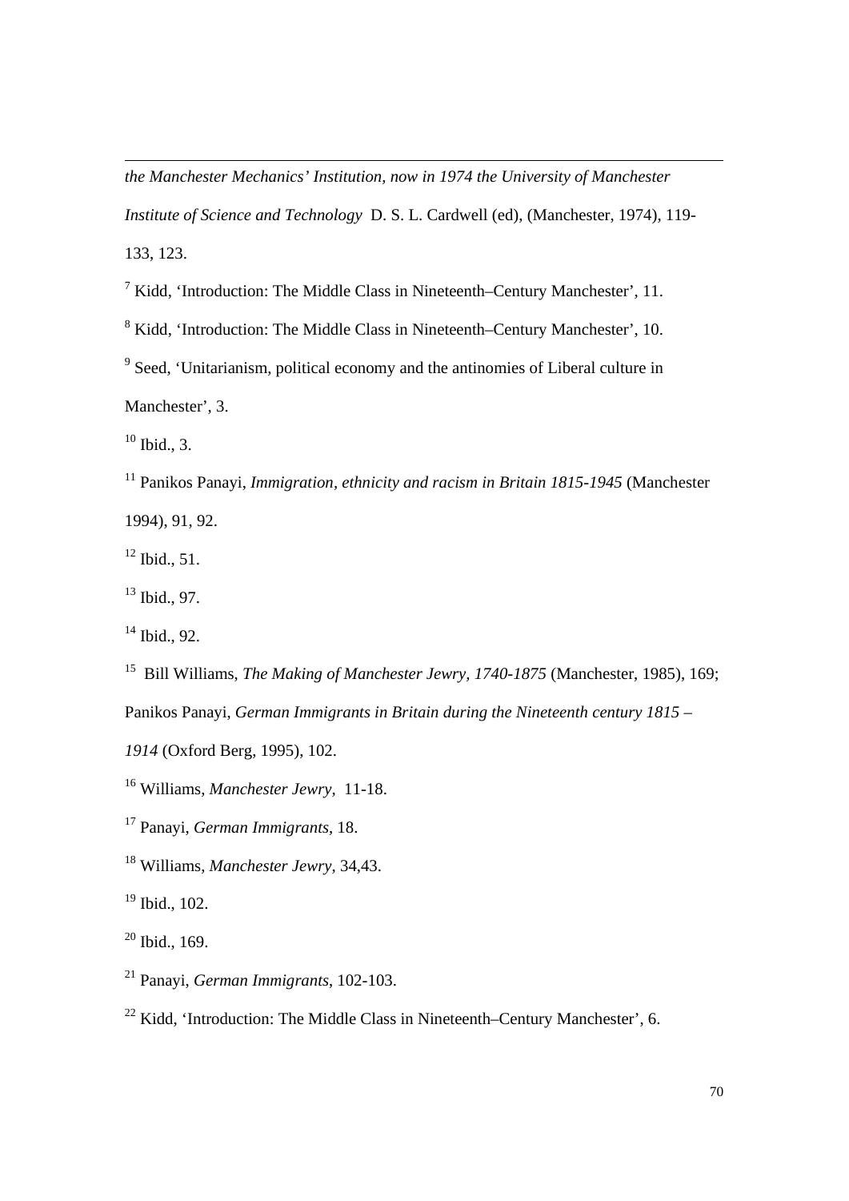*the Manchester Mechanics' Institution, now in 1974 the University of Manchester Institute of Science and Technology* D. S. L. Cardwell (ed), (Manchester, 1974), 119-133, 123.

[7] Kidd, 'Introduction: The Middle Class in Nineteenth–Century Manchester', 11.

[8] Kidd, 'Introduction: The Middle Class in Nineteenth–Century Manchester', 10.

[9] Seed, 'Unitarianism, political economy and the antinomies of Liberal culture in Manchester', 3.

[10] Ibid., 3.

[11] Panikos Panayi, *Immigration, ethnicity and racism in Britain 1815-1945* (Manchester 1994), 91, 92.

[12] Ibid., 51.

[13] Ibid., 97.

[14] Ibid., 92.

[15] Bill Williams, *The Making of Manchester Jewry, 1740-1875* (Manchester, 1985), 169; Panikos Panayi, *German Immigrants in Britain during the Nineteenth century 1815 – 1914* (Oxford Berg, 1995), 102.

[16] Williams, *Manchester Jewry*, 11-18.

[17] Panayi, *German Immigrants*, 18.

[18] Williams, *Manchester Jewry*, 34,43.

[19] Ibid., 102.

[20] Ibid., 169.

[21] Panayi, *German Immigrants*, 102-103.

[22] Kidd, 'Introduction: The Middle Class in Nineteenth–Century Manchester', 6.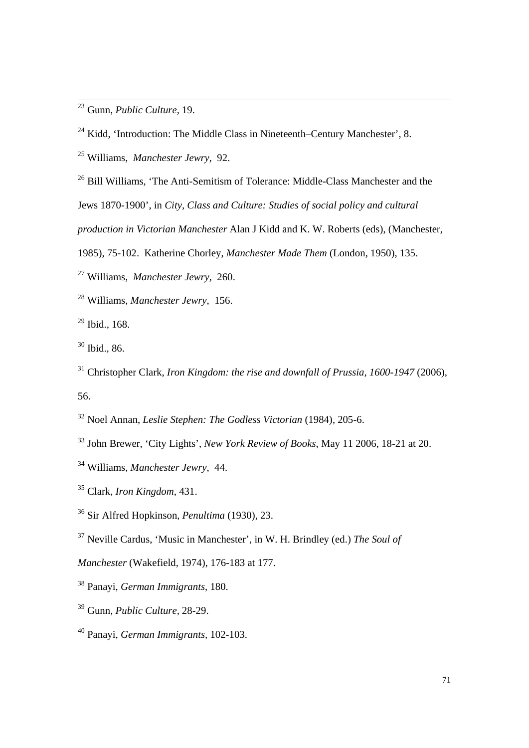[23] Gunn, *Public Culture*, 19.

[24] Kidd, 'Introduction: The Middle Class in Nineteenth–Century Manchester', 8.

[25] Williams, *Manchester Jewry*, 92.

[26] Bill Williams, 'The Anti-Semitism of Tolerance: Middle-Class Manchester and the Jews 1870-1900', in *City, Class and Culture: Studies of social policy and cultural production in Victorian Manchester* Alan J Kidd and K. W. Roberts (eds), (Manchester, 1985), 75-102. Katherine Chorley, *Manchester Made Them* (London, 1950), 135.

[27] Williams, *Manchester Jewry*, 260.

[28] Williams, *Manchester Jewry*, 156.

[29] Ibid., 168.

[30] Ibid., 86.

[31] Christopher Clark, *Iron Kingdom: the rise and downfall of Prussia, 1600-1947* (2006), 56.

[32] Noel Annan, *Leslie Stephen: The Godless Victorian* (1984), 205-6.

[33] John Brewer, 'City Lights', *New York Review of Books*, May 11 2006, 18-21 at 20.

[34] Williams, *Manchester Jewry*, 44.

[35] Clark, *Iron Kingdom*, 431.

[36] Sir Alfred Hopkinson, *Penultima* (1930), 23.

[37] Neville Cardus, 'Music in Manchester', in W. H. Brindley (ed.) *The Soul of Manchester* (Wakefield, 1974), 176-183 at 177.

[38] Panayi, *German Immigrants*, 180.

[39] Gunn, *Public Culture*, 28-29.

[40] Panayi, *German Immigrants*, 102-103.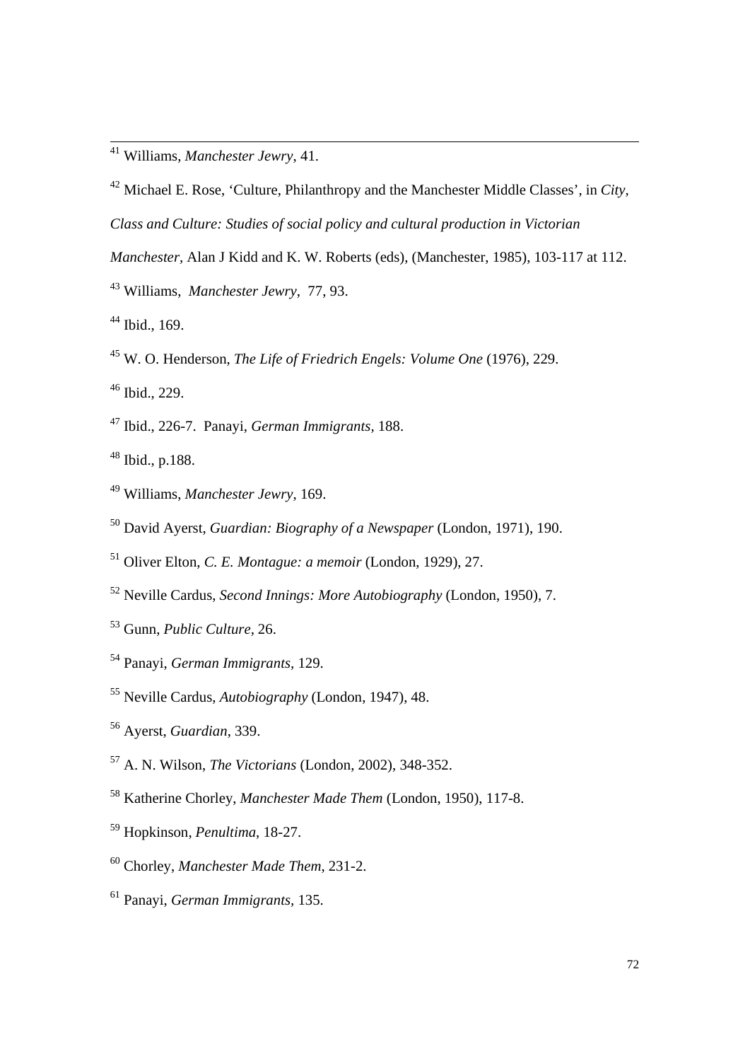[41] Williams, *Manchester Jewry*, 41.

[42] Michael E. Rose, 'Culture, Philanthropy and the Manchester Middle Classes', in *City, Class and Culture: Studies of social policy and cultural production in Victorian Manchester*, Alan J Kidd and K. W. Roberts (eds), (Manchester, 1985), 103-117 at 112.

[43] Williams, *Manchester Jewry*, 77, 93.

[44] Ibid., 169.

[45] W. O. Henderson, *The Life of Friedrich Engels: Volume One* (1976), 229.

[46] Ibid., 229.

[47] Ibid., 226-7. Panayi, *German Immigrants*, 188.

[48] Ibid., p.188.

[49] Williams, *Manchester Jewry*, 169.

[50] David Ayerst, *Guardian: Biography of a Newspaper* (London, 1971), 190.

[51] Oliver Elton, *C. E. Montague: a memoir* (London, 1929), 27.

[52] Neville Cardus, *Second Innings: More Autobiography* (London, 1950), 7.

[53] Gunn, *Public Culture*, 26.

[54] Panayi, *German Immigrants*, 129.

[55] Neville Cardus, *Autobiography* (London, 1947), 48.

[56] Ayerst, *Guardian*, 339.

[57] A. N. Wilson, *The Victorians* (London, 2002), 348-352.

[58] Katherine Chorley, *Manchester Made Them* (London, 1950), 117-8.

[59] Hopkinson, *Penultima*, 18-27.

[60] Chorley, *Manchester Made Them*, 231-2.

[61] Panayi, *German Immigrants*, 135.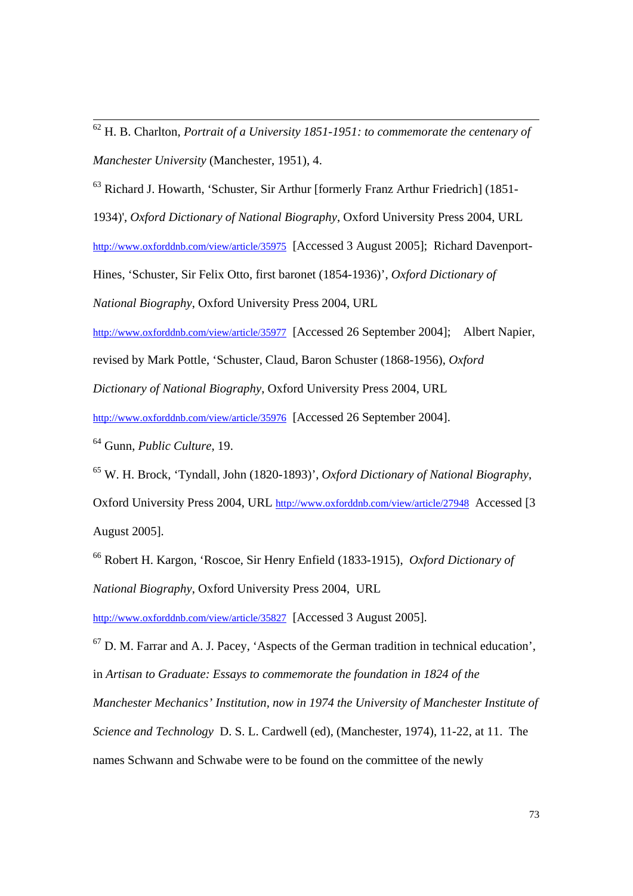[62] H. B. Charlton, *Portrait of a University 1851-1951: to commemorate the centenary of Manchester University* (Manchester, 1951), 4.

[63] Richard J. Howarth, 'Schuster, Sir Arthur [formerly Franz Arthur Friedrich] (1851-1934)', *Oxford Dictionary of National Biography*, Oxford University Press 2004, URL http://www.oxforddnb.com/view/article/35975 [Accessed 3 August 2005]; Richard Davenport-Hines, 'Schuster, Sir Felix Otto, first baronet (1854-1936)', *Oxford Dictionary of National Biography*, Oxford University Press 2004, URL http://www.oxforddnb.com/view/article/35977 [Accessed 26 September 2004]; Albert Napier, revised by Mark Pottle, 'Schuster, Claud, Baron Schuster (1868-1956), *Oxford Dictionary of National Biography*, Oxford University Press 2004, URL http://www.oxforddnb.com/view/article/35976 [Accessed 26 September 2004].

[64] Gunn, *Public Culture*, 19.

[65] W. H. Brock, 'Tyndall, John (1820-1893)', *Oxford Dictionary of National Biography*, Oxford University Press 2004, URL http://www.oxforddnb.com/view/article/27948 Accessed [3 August 2005].

[66] Robert H. Kargon, 'Roscoe, Sir Henry Enfield (1833-1915), *Oxford Dictionary of National Biography*, Oxford University Press 2004, URL http://www.oxforddnb.com/view/article/35827 [Accessed 3 August 2005].

[67] D. M. Farrar and A. J. Pacey, 'Aspects of the German tradition in technical education', in *Artisan to Graduate: Essays to commemorate the foundation in 1824 of the Manchester Mechanics' Institution, now in 1974 the University of Manchester Institute of Science and Technology* D. S. L. Cardwell (ed), (Manchester, 1974), 11-22, at 11. The names Schwann and Schwabe were to be found on the committee of the newly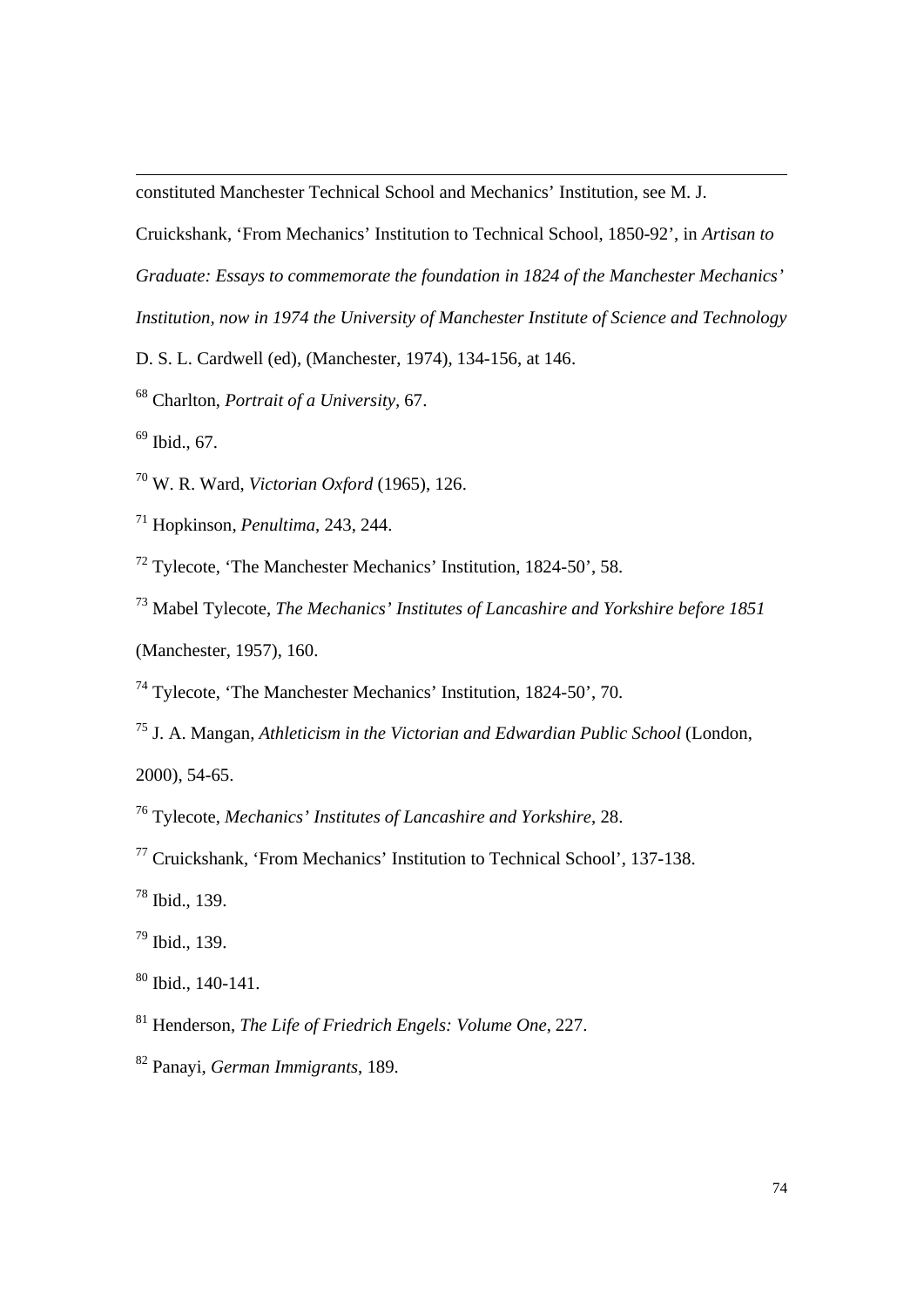constituted Manchester Technical School and Mechanics' Institution, see M. J. Cruickshank, 'From Mechanics' Institution to Technical School, 1850-92', in *Artisan to Graduate: Essays to commemorate the foundation in 1824 of the Manchester Mechanics' Institution, now in 1974 the University of Manchester Institute of Science and Technology* D. S. L. Cardwell (ed), (Manchester, 1974), 134-156, at 146.

[68] Charlton, *Portrait of a University*, 67.

[69] Ibid., 67.

[70] W. R. Ward, *Victorian Oxford* (1965), 126.

[71] Hopkinson, *Penultima*, 243, 244.

[72] Tylecote, 'The Manchester Mechanics' Institution, 1824-50', 58.

[73] Mabel Tylecote, *The Mechanics' Institutes of Lancashire and Yorkshire before 1851* (Manchester, 1957), 160.

[74] Tylecote, 'The Manchester Mechanics' Institution, 1824-50', 70.

[75] J. A. Mangan, *Athleticism in the Victorian and Edwardian Public School* (London, 2000), 54-65.

[76] Tylecote, *Mechanics' Institutes of Lancashire and Yorkshire*, 28.

[77] Cruickshank, 'From Mechanics' Institution to Technical School', 137-138.

[78] Ibid., 139.

[79] Ibid., 139.

[80] Ibid., 140-141.

[81] Henderson, *The Life of Friedrich Engels: Volume One*, 227.

[82] Panayi, *German Immigrants*, 189.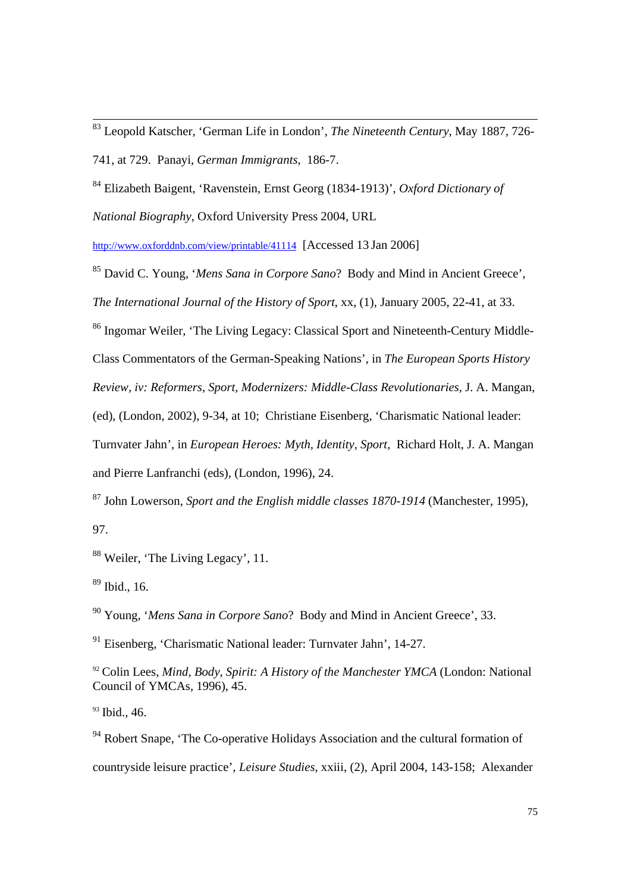[83] Leopold Katscher, 'German Life in London', *The Nineteenth Century*, May 1887, 726-741, at 729. Panayi, *German Immigrants*, 186-7.

[84] Elizabeth Baigent, 'Ravenstein, Ernst Georg (1834-1913)', *Oxford Dictionary of National Biography*, Oxford University Press 2004, URL http://www.oxforddnb.com/view/printable/41114 [Accessed 13 Jan 2006]

[85] David C. Young, '*Mens Sana in Corpore Sano*? Body and Mind in Ancient Greece', *The International Journal of the History of Sport*, xx, (1), January 2005, 22-41, at 33.

[86] Ingomar Weiler, 'The Living Legacy: Classical Sport and Nineteenth-Century Middle-Class Commentators of the German-Speaking Nations', in *The European Sports History Review, iv: Reformers, Sport, Modernizers: Middle-Class Revolutionaries*, J. A. Mangan, (ed), (London, 2002), 9-34, at 10; Christiane Eisenberg, 'Charismatic National leader: Turnvater Jahn', in *European Heroes: Myth, Identity, Sport,* Richard Holt, J. A. Mangan and Pierre Lanfranchi (eds), (London, 1996), 24.

[87] John Lowerson, *Sport and the English middle classes 1870-1914* (Manchester, 1995), 97.

[88] Weiler, 'The Living Legacy', 11.

[89] Ibid., 16.

[90] Young, '*Mens Sana in Corpore Sano*? Body and Mind in Ancient Greece', 33.

[91] Eisenberg, 'Charismatic National leader: Turnvater Jahn', 14-27.

[92] Colin Lees, *Mind, Body, Spirit: A History of the Manchester YMCA* (London: National Council of YMCAs, 1996), 45.

[93] Ibid., 46.

[94] Robert Snape, 'The Co-operative Holidays Association and the cultural formation of countryside leisure practice', *Leisure Studies*, xxiii, (2), April 2004, 143-158; Alexander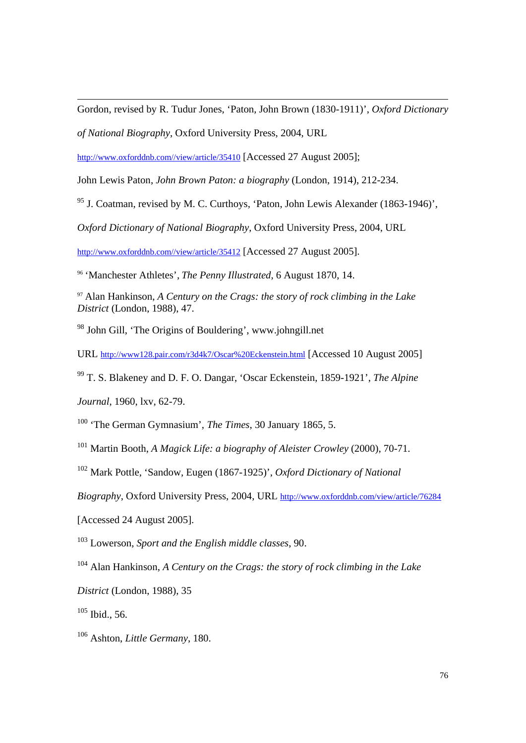Gordon, revised by R. Tudur Jones, 'Paton, John Brown (1830-1911)', *Oxford Dictionary of National Biography*, Oxford University Press, 2004, URL http://www.oxforddnb.com//view/article/35410 [Accessed 27 August 2005];

John Lewis Paton, *John Brown Paton: a biography* (London, 1914), 212-234.

[95] J. Coatman, revised by M. C. Curthoys, 'Paton, John Lewis Alexander (1863-1946)', *Oxford Dictionary of National Biography*, Oxford University Press, 2004, URL http://www.oxforddnb.com//view/article/35412 [Accessed 27 August 2005].

[96] 'Manchester Athletes', *The Penny Illustrated*, 6 August 1870, 14.

[97] Alan Hankinson, *A Century on the Crags: the story of rock climbing in the Lake District* (London, 1988), 47.

[98] John Gill, 'The Origins of Bouldering', www.johngill.net URL http://www128.pair.com/r3d4k7/Oscar%20Eckenstein.html [Accessed 10 August 2005]

[99] T. S. Blakeney and D. F. O. Dangar, 'Oscar Eckenstein, 1859-1921', *The Alpine Journal*, 1960, lxv, 62-79.

[100] 'The German Gymnasium', *The Times*, 30 January 1865, 5.

[101] Martin Booth, *A Magick Life: a biography of Aleister Crowley* (2000), 70-71.

[102] Mark Pottle, 'Sandow, Eugen (1867-1925)', *Oxford Dictionary of National Biography*, Oxford University Press, 2004, URL http://www.oxforddnb.com/view/article/76284 [Accessed 24 August 2005].

[103] Lowerson, *Sport and the English middle classes*, 90.

[104] Alan Hankinson, *A Century on the Crags: the story of rock climbing in the Lake District* (London, 1988), 35

[105] Ibid., 56.

[106] Ashton, *Little Germany*, 180.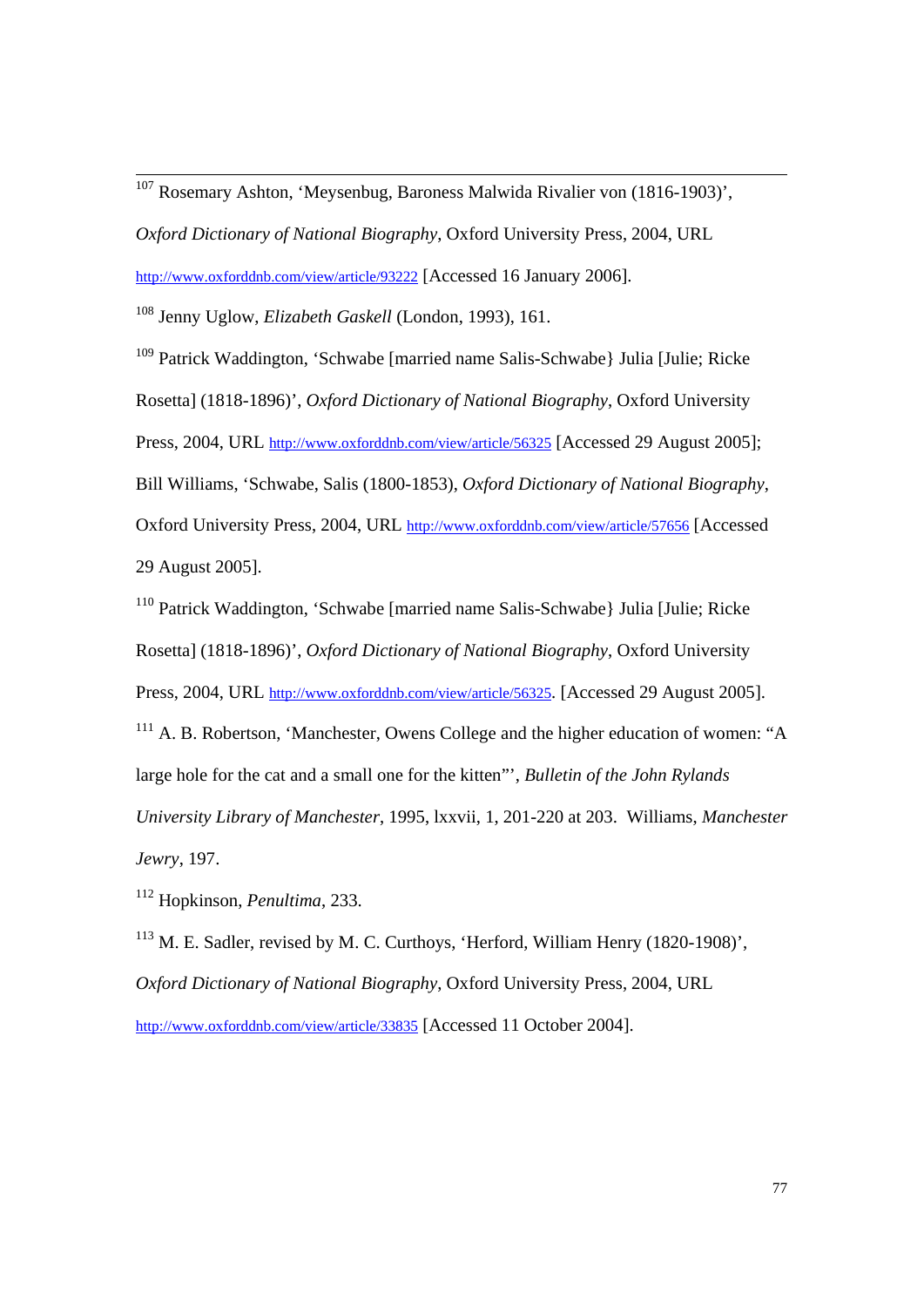[107] Rosemary Ashton, 'Meysenbug, Baroness Malwida Rivalier von (1816-1903)', *Oxford Dictionary of National Biography*, Oxford University Press, 2004, URL http://www.oxforddnb.com/view/article/93222 [Accessed 16 January 2006].

[108] Jenny Uglow, *Elizabeth Gaskell* (London, 1993), 161.

[109] Patrick Waddington, 'Schwabe [married name Salis-Schwabe} Julia [Julie; Ricke Rosetta] (1818-1896)', *Oxford Dictionary of National Biography*, Oxford University Press, 2004, URL http://www.oxforddnb.com/view/article/56325 [Accessed 29 August 2005]; Bill Williams, 'Schwabe, Salis (1800-1853), *Oxford Dictionary of National Biography*, Oxford University Press, 2004, URL http://www.oxforddnb.com/view/article/57656 [Accessed 29 August 2005].

[110] Patrick Waddington, 'Schwabe [married name Salis-Schwabe} Julia [Julie; Ricke Rosetta] (1818-1896)', *Oxford Dictionary of National Biography*, Oxford University Press, 2004, URL http://www.oxforddnb.com/view/article/56325. [Accessed 29 August 2005].

[111] A. B. Robertson, 'Manchester, Owens College and the higher education of women: "A large hole for the cat and a small one for the kitten"', *Bulletin of the John Rylands University Library of Manchester*, 1995, lxxvii, 1, 201-220 at 203. Williams, *Manchester Jewry*, 197.

[112] Hopkinson, *Penultima*, 233.

[113] M. E. Sadler, revised by M. C. Curthoys, 'Herford, William Henry (1820-1908)', *Oxford Dictionary of National Biography*, Oxford University Press, 2004, URL http://www.oxforddnb.com/view/article/33835 [Accessed 11 October 2004].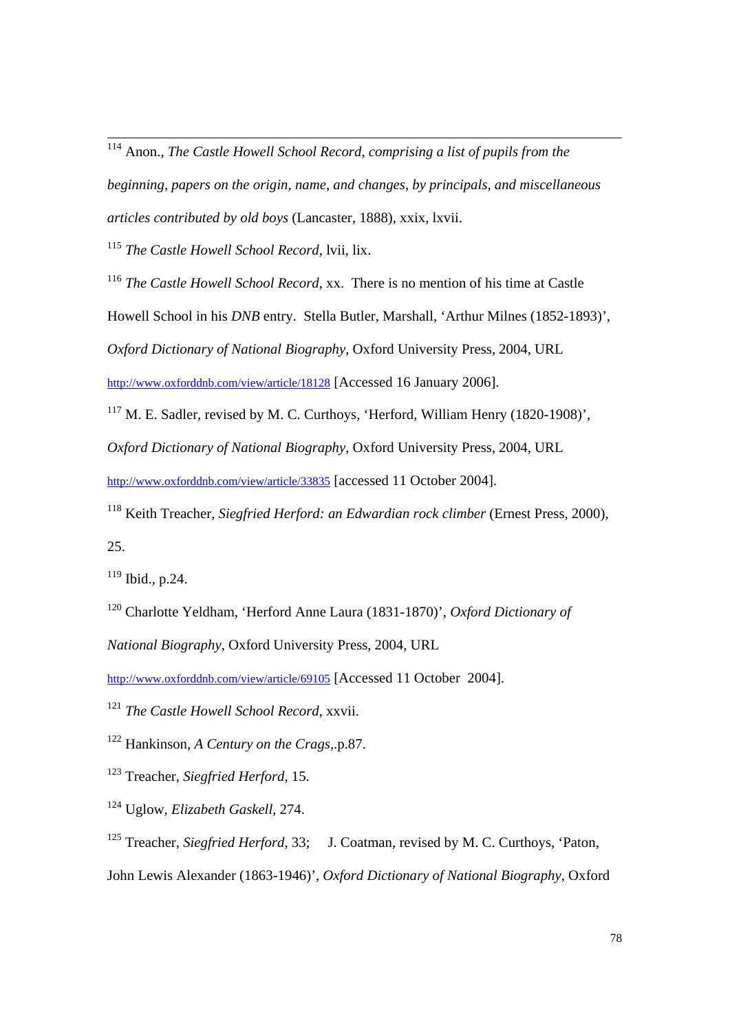[114] Anon., *The Castle Howell School Record, comprising a list of pupils from the beginning, papers on the origin, name, and changes, by principals, and miscellaneous articles contributed by old boys* (Lancaster, 1888), xxix, lxvii.

[115] *The Castle Howell School Record*, lvii, lix.

[116] *The Castle Howell School Record*, xx. There is no mention of his time at Castle Howell School in his *DNB* entry. Stella Butler, Marshall, 'Arthur Milnes (1852-1893)', *Oxford Dictionary of National Biography*, Oxford University Press, 2004, URL http://www.oxforddnb.com/view/article/18128 [Accessed 16 January 2006].

[117] M. E. Sadler, revised by M. C. Curthoys, 'Herford, William Henry (1820-1908)', *Oxford Dictionary of National Biography*, Oxford University Press, 2004, URL http://www.oxforddnb.com/view/article/33835 [accessed 11 October 2004].

[118] Keith Treacher, *Siegfried Herford: an Edwardian rock climber* (Ernest Press, 2000), 25.

[119] Ibid., p.24.

[120] Charlotte Yeldham, 'Herford Anne Laura (1831-1870)', *Oxford Dictionary of National Biography*, Oxford University Press, 2004, URL http://www.oxforddnb.com/view/article/69105 [Accessed 11 October 2004].

[121] *The Castle Howell School Record*, xxvii.

[122] Hankinson, *A Century on the Crags*,.p.87.

[123] Treacher, *Siegfried Herford*, 15.

[124] Uglow, *Elizabeth Gaskell*, 274.

[125] Treacher, *Siegfried Herford*, 33; J. Coatman, revised by M. C. Curthoys, 'Paton, John Lewis Alexander (1863-1946)', *Oxford Dictionary of National Biography*, Oxford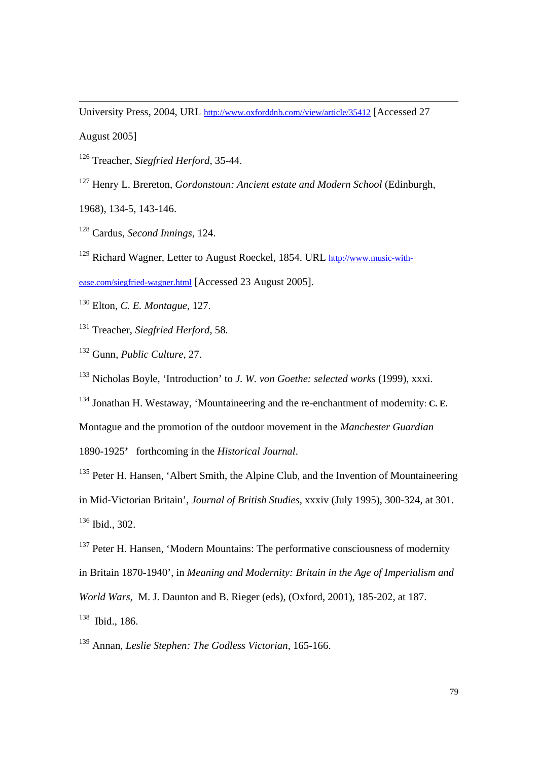University Press, 2004, URL http://www.oxforddnb.com//view/article/35412 [Accessed 27 August 2005]

[126] Treacher, *Siegfried Herford*, 35-44.

[127] Henry L. Brereton, *Gordonstoun: Ancient estate and Modern School* (Edinburgh, 1968), 134-5, 143-146.

[128] Cardus, *Second Innings*, 124.

[129] Richard Wagner, Letter to August Roeckel, 1854. URL http://www.music-with-ease.com/siegfried-wagner.html [Accessed 23 August 2005].

[130] Elton, *C. E. Montague*, 127.

[131] Treacher, *Siegfried Herford*, 58.

[132] Gunn, *Public Culture*, 27.

[133] Nicholas Boyle, 'Introduction' to *J. W. von Goethe: selected works* (1999), xxxi.

[134] Jonathan H. Westaway, 'Mountaineering and the re-enchantment of modernity: **C. E.** Montague and the promotion of the outdoor movement in the *Manchester Guardian* 1890-1925**'** forthcoming in the *Historical Journal*.

[135] Peter H. Hansen, 'Albert Smith, the Alpine Club, and the Invention of Mountaineering in Mid-Victorian Britain', *Journal of British Studies*, xxxiv (July 1995), 300-324, at 301.

[136] Ibid., 302.

[137] Peter H. Hansen, 'Modern Mountains: The performative consciousness of modernity in Britain 1870-1940', in *Meaning and Modernity: Britain in the Age of Imperialism and World Wars*, M. J. Daunton and B. Rieger (eds), (Oxford, 2001), 185-202, at 187.

[138] Ibid., 186.

[139] Annan, *Leslie Stephen: The Godless Victorian*, 165-166.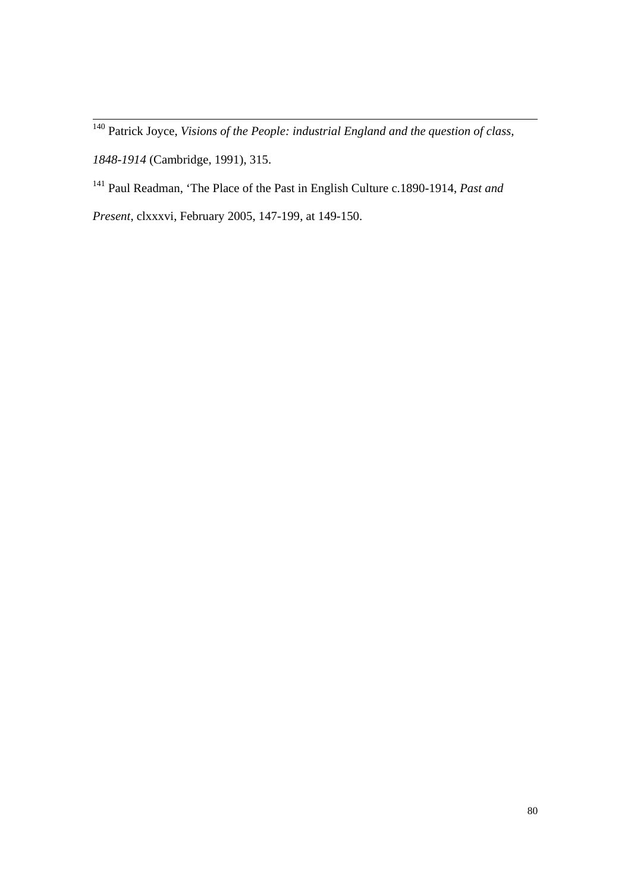[140] Patrick Joyce, *Visions of the People: industrial England and the question of class, 1848-1914* (Cambridge, 1991), 315.

[141] Paul Readman, 'The Place of the Past in English Culture c.1890-1914, *Past and Present*, clxxxvi, February 2005, 147-199, at 149-150.